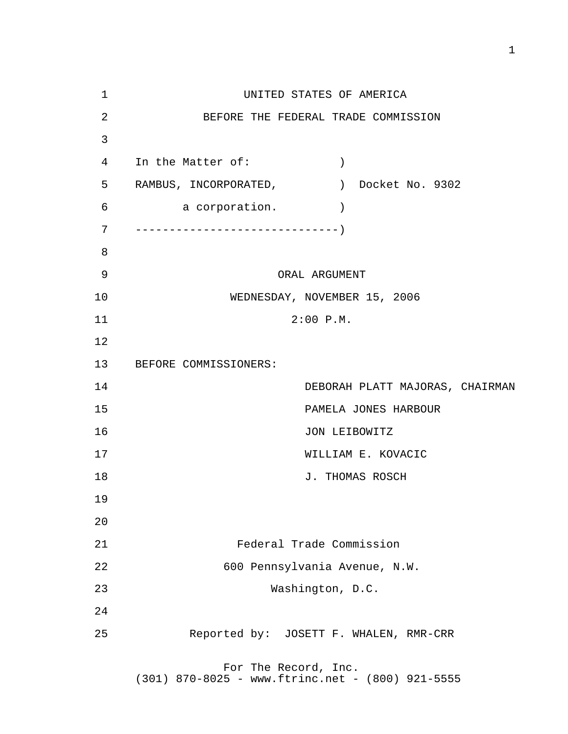UNITED STATES OF AMERICA

BEFORE THE FEDERAL TRADE COMMISSION

```
In the Matter of:              )
RAMBUS, INCORPORATED,          )  Docket No. 9302
       a corporation.          )
-------------------------------)
```

ORAL ARGUMENT

WEDNESDAY, NOVEMBER 15, 2006

2:00 P.M.

BEFORE COMMISSIONERS:

DEBORAH PLATT MAJORAS, CHAIRMAN

PAMELA JONES HARBOUR

JON LEIBOWITZ

WILLIAM E. KOVACIC

J. THOMAS ROSCH

Federal Trade Commission

600 Pennsylvania Avenue, N.W.

Washington, D.C.

Reported by: JOSETT F. WHALEN, RMR-CRR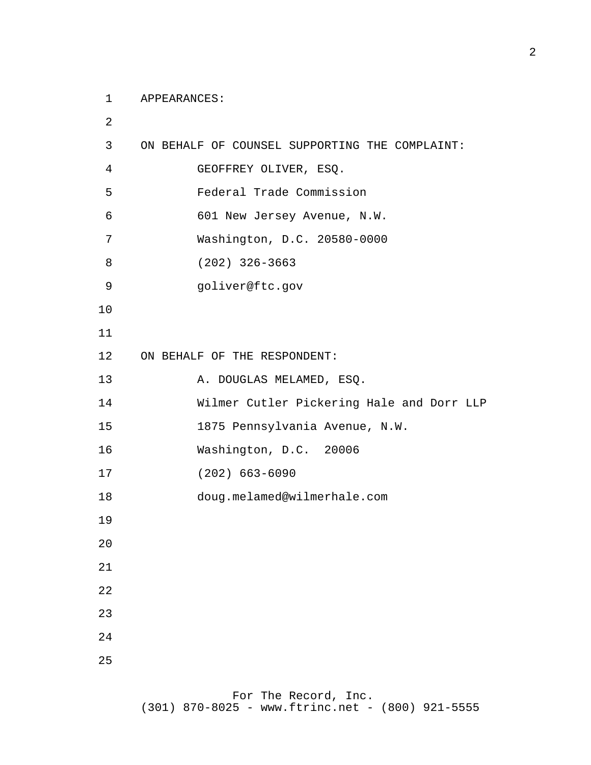APPEARANCES:

ON BEHALF OF COUNSEL SUPPORTING THE COMPLAINT:

GEOFFREY OLIVER, ESQ.
Federal Trade Commission
601 New Jersey Avenue, N.W.
Washington, D.C. 20580-0000
(202) 326-3663
goliver@ftc.gov

ON BEHALF OF THE RESPONDENT:

A. DOUGLAS MELAMED, ESQ.
Wilmer Cutler Pickering Hale and Dorr LLP
1875 Pennsylvania Avenue, N.W.
Washington, D.C.  20006
(202) 663-6090
doug.melamed@wilmerhale.com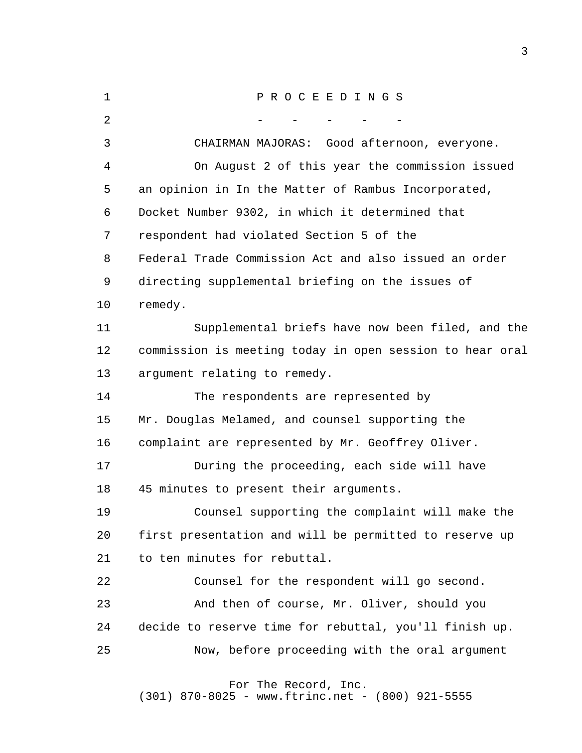P R O C E E D I N G S

\- - - - -

CHAIRMAN MAJORAS: Good afternoon, everyone.

On August 2 of this year the commission issued an opinion in In the Matter of Rambus Incorporated, Docket Number 9302, in which it determined that respondent had violated Section 5 of the Federal Trade Commission Act and also issued an order directing supplemental briefing on the issues of remedy.

Supplemental briefs have now been filed, and the commission is meeting today in open session to hear oral argument relating to remedy.

The respondents are represented by Mr. Douglas Melamed, and counsel supporting the complaint are represented by Mr. Geoffrey Oliver.

During the proceeding, each side will have 45 minutes to present their arguments.

Counsel supporting the complaint will make the first presentation and will be permitted to reserve up to ten minutes for rebuttal.

Counsel for the respondent will go second.

And then of course, Mr. Oliver, should you decide to reserve time for rebuttal, you'll finish up.

Now, before proceeding with the oral argument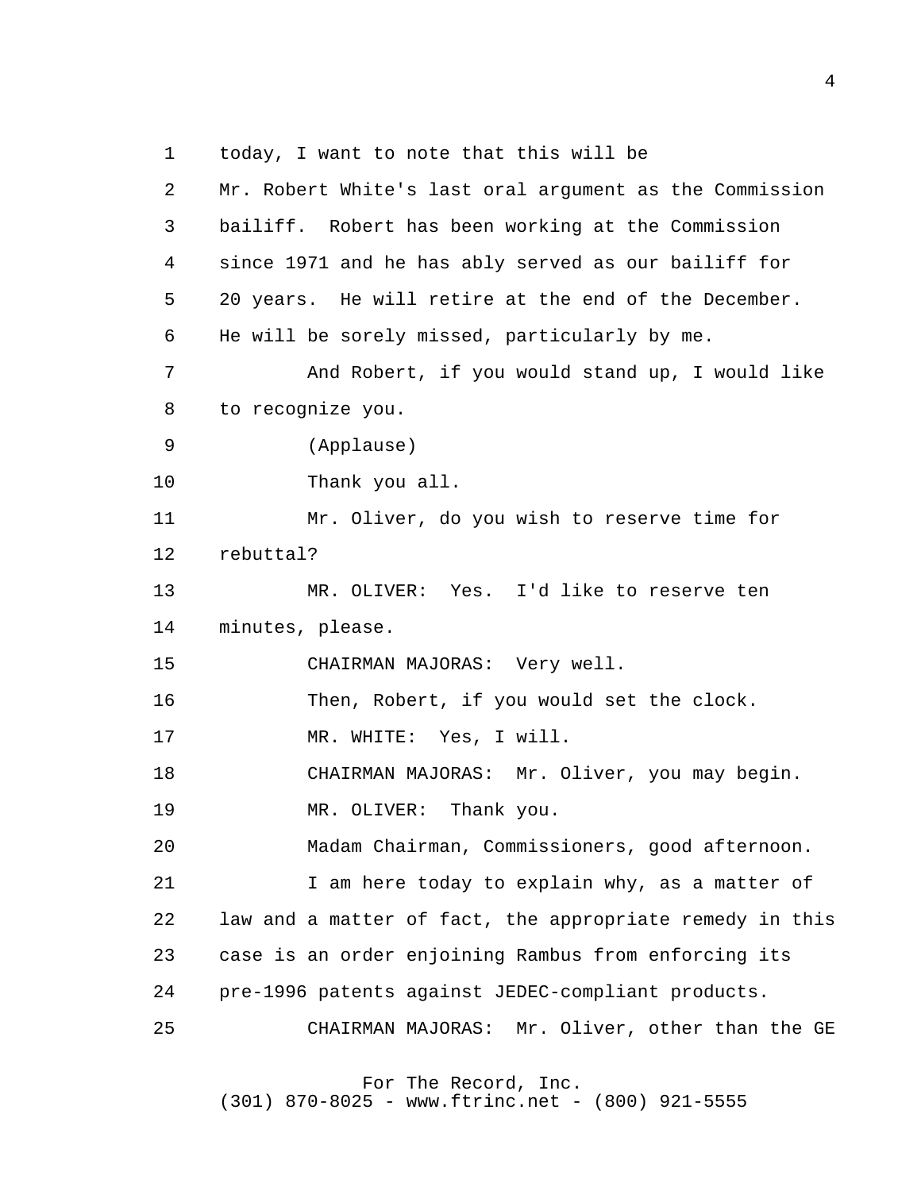today, I want to note that this will be Mr. Robert White's last oral argument as the Commission bailiff. Robert has been working at the Commission since 1971 and he has ably served as our bailiff for 20 years. He will retire at the end of the December. He will be sorely missed, particularly by me.

And Robert, if you would stand up, I would like to recognize you.

(Applause)

Thank you all.

Mr. Oliver, do you wish to reserve time for rebuttal?

MR. OLIVER: Yes. I'd like to reserve ten minutes, please.

CHAIRMAN MAJORAS: Very well.

Then, Robert, if you would set the clock.

MR. WHITE: Yes, I will.

CHAIRMAN MAJORAS: Mr. Oliver, you may begin.

MR. OLIVER: Thank you.

Madam Chairman, Commissioners, good afternoon.

I am here today to explain why, as a matter of law and a matter of fact, the appropriate remedy in this case is an order enjoining Rambus from enforcing its pre-1996 patents against JEDEC-compliant products.

CHAIRMAN MAJORAS: Mr. Oliver, other than the GE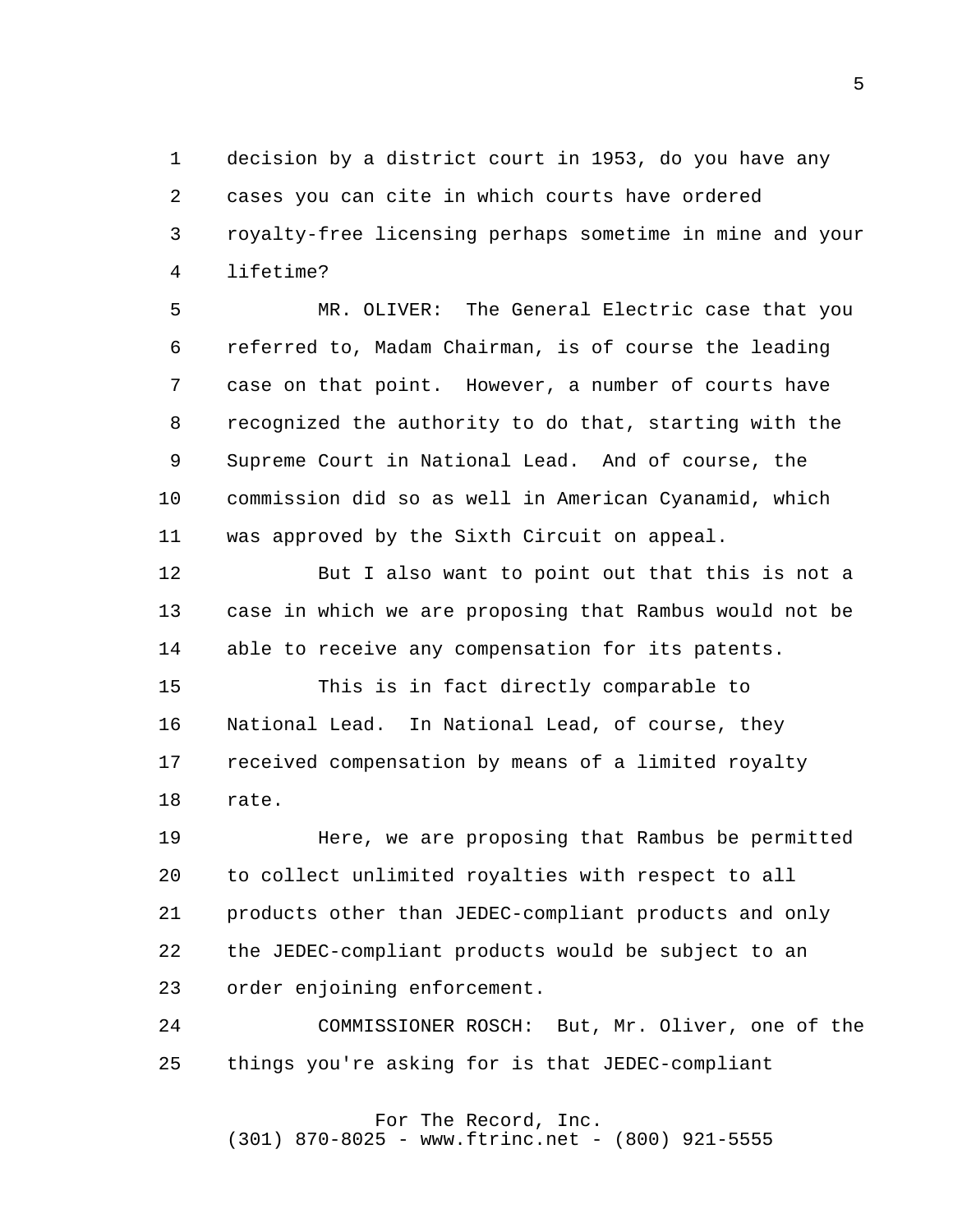decision by a district court in 1953, do you have any cases you can cite in which courts have ordered royalty-free licensing perhaps sometime in mine and your lifetime?

MR. OLIVER: The General Electric case that you referred to, Madam Chairman, is of course the leading case on that point. However, a number of courts have recognized the authority to do that, starting with the Supreme Court in National Lead. And of course, the commission did so as well in American Cyanamid, which was approved by the Sixth Circuit on appeal.

But I also want to point out that this is not a case in which we are proposing that Rambus would not be able to receive any compensation for its patents.

This is in fact directly comparable to National Lead. In National Lead, of course, they received compensation by means of a limited royalty rate.

Here, we are proposing that Rambus be permitted to collect unlimited royalties with respect to all products other than JEDEC-compliant products and only the JEDEC-compliant products would be subject to an order enjoining enforcement.

COMMISSIONER ROSCH: But, Mr. Oliver, one of the things you're asking for is that JEDEC-compliant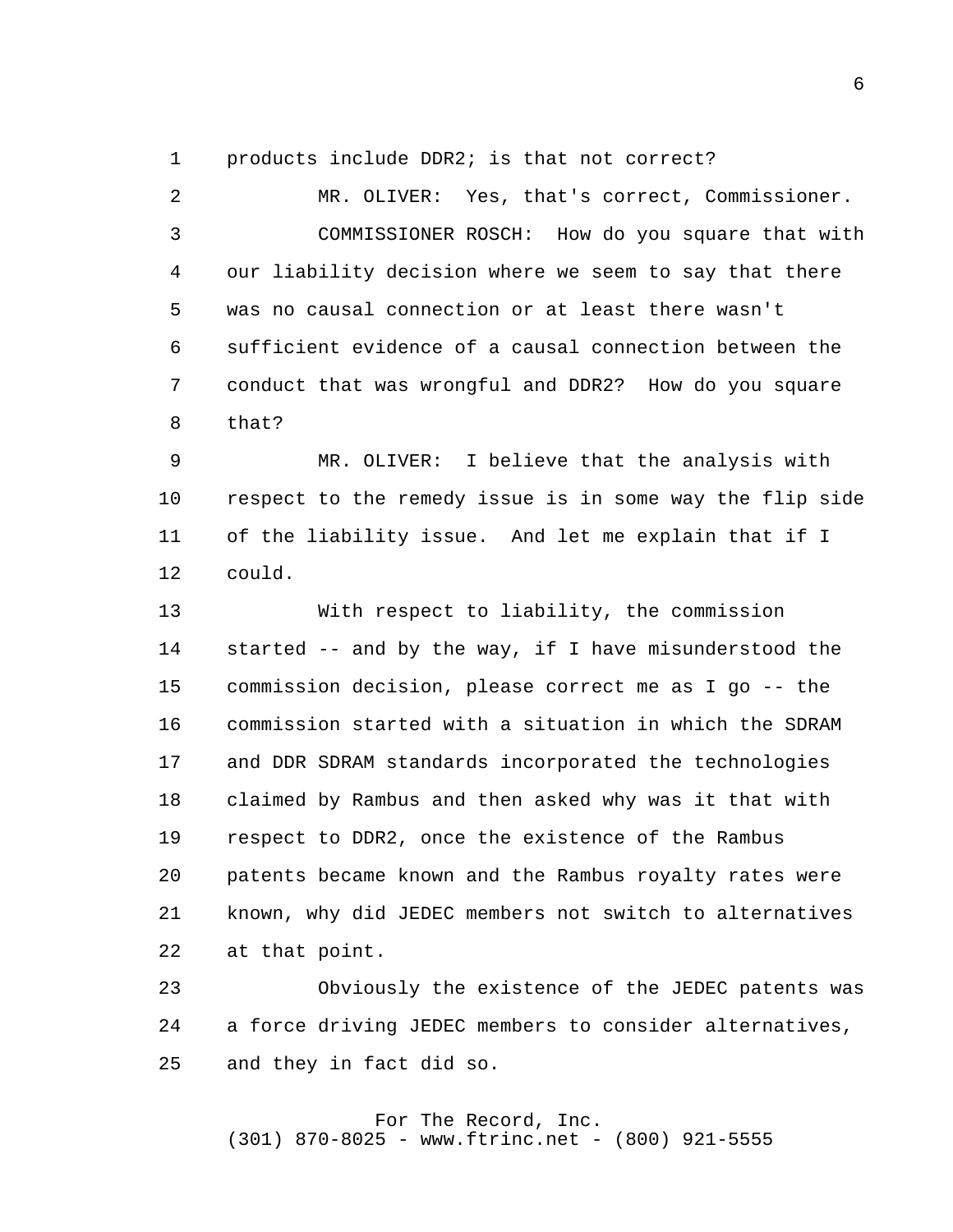products include DDR2; is that not correct?

MR. OLIVER: Yes, that's correct, Commissioner.

COMMISSIONER ROSCH: How do you square that with our liability decision where we seem to say that there was no causal connection or at least there wasn't sufficient evidence of a causal connection between the conduct that was wrongful and DDR2? How do you square that?

MR. OLIVER: I believe that the analysis with respect to the remedy issue is in some way the flip side of the liability issue. And let me explain that if I could.

With respect to liability, the commission started -- and by the way, if I have misunderstood the commission decision, please correct me as I go -- the commission started with a situation in which the SDRAM and DDR SDRAM standards incorporated the technologies claimed by Rambus and then asked why was it that with respect to DDR2, once the existence of the Rambus patents became known and the Rambus royalty rates were known, why did JEDEC members not switch to alternatives at that point.

Obviously the existence of the JEDEC patents was a force driving JEDEC members to consider alternatives, and they in fact did so.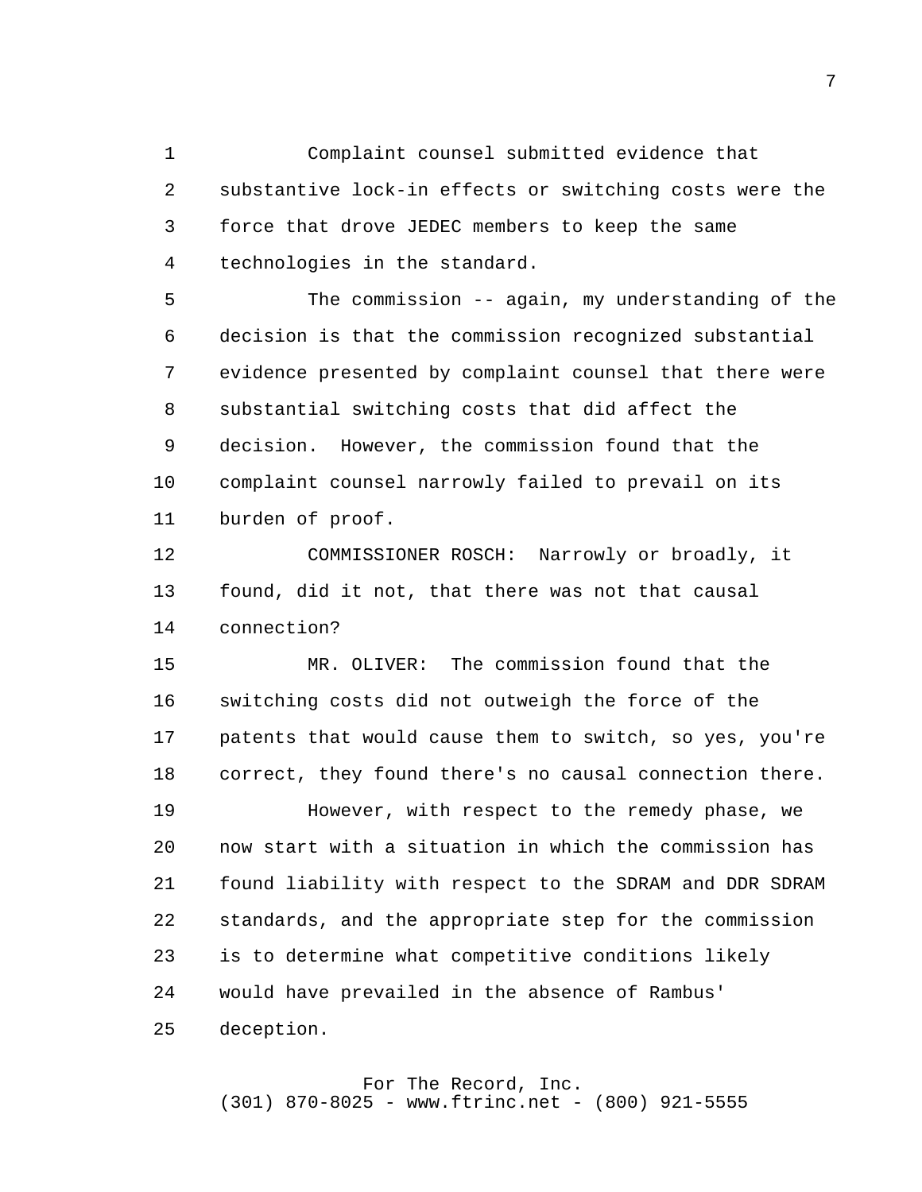Complaint counsel submitted evidence that substantive lock-in effects or switching costs were the force that drove JEDEC members to keep the same technologies in the standard.

The commission -- again, my understanding of the decision is that the commission recognized substantial evidence presented by complaint counsel that there were substantial switching costs that did affect the decision. However, the commission found that the complaint counsel narrowly failed to prevail on its burden of proof.

COMMISSIONER ROSCH: Narrowly or broadly, it found, did it not, that there was not that causal connection?

MR. OLIVER: The commission found that the switching costs did not outweigh the force of the patents that would cause them to switch, so yes, you're correct, they found there's no causal connection there.

However, with respect to the remedy phase, we now start with a situation in which the commission has found liability with respect to the SDRAM and DDR SDRAM standards, and the appropriate step for the commission is to determine what competitive conditions likely would have prevailed in the absence of Rambus' deception.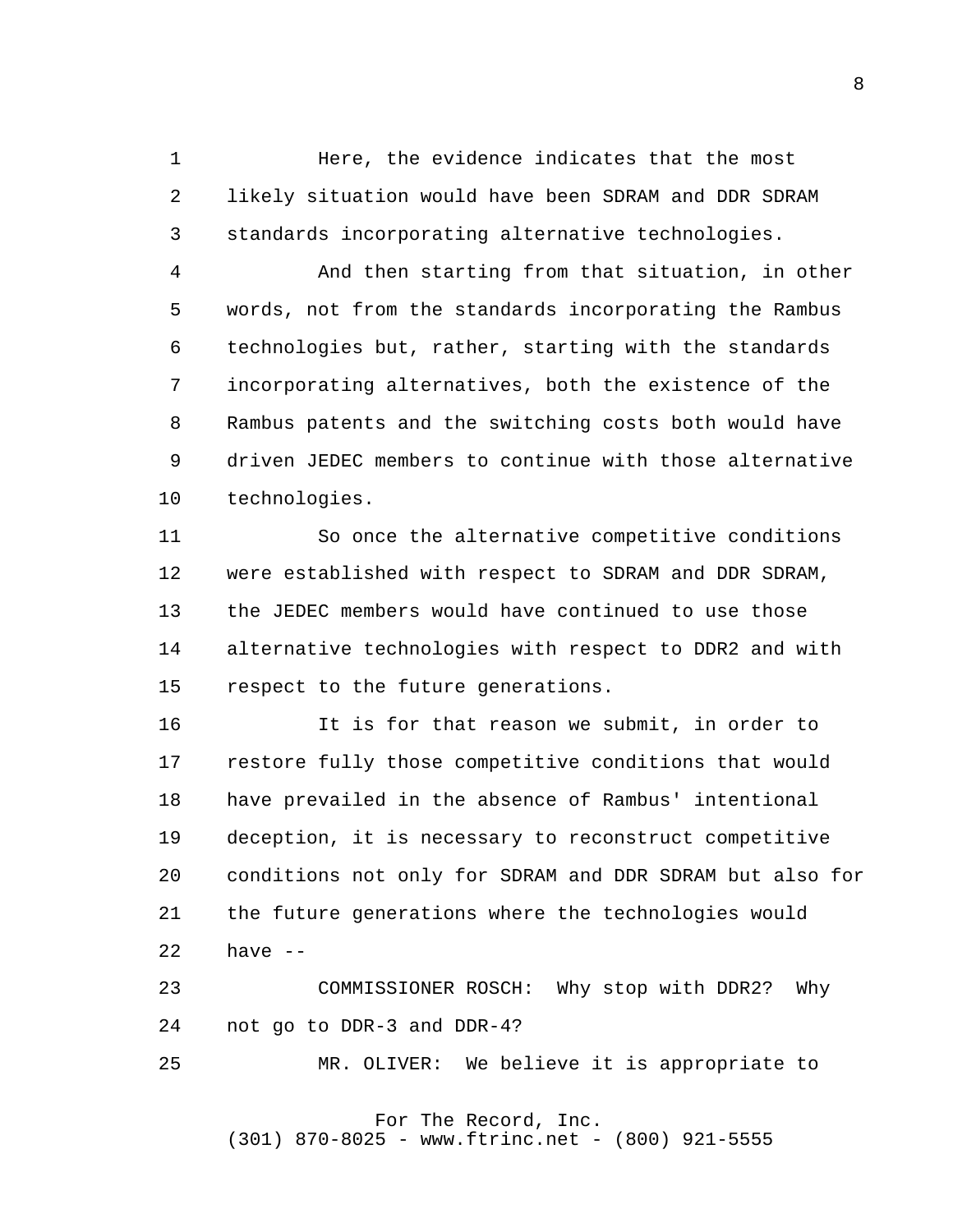Here, the evidence indicates that the most likely situation would have been SDRAM and DDR SDRAM standards incorporating alternative technologies.

And then starting from that situation, in other words, not from the standards incorporating the Rambus technologies but, rather, starting with the standards incorporating alternatives, both the existence of the Rambus patents and the switching costs both would have driven JEDEC members to continue with those alternative technologies.

So once the alternative competitive conditions were established with respect to SDRAM and DDR SDRAM, the JEDEC members would have continued to use those alternative technologies with respect to DDR2 and with respect to the future generations.

It is for that reason we submit, in order to restore fully those competitive conditions that would have prevailed in the absence of Rambus' intentional deception, it is necessary to reconstruct competitive conditions not only for SDRAM and DDR SDRAM but also for the future generations where the technologies would have --

COMMISSIONER ROSCH: Why stop with DDR2? Why not go to DDR-3 and DDR-4?

MR. OLIVER: We believe it is appropriate to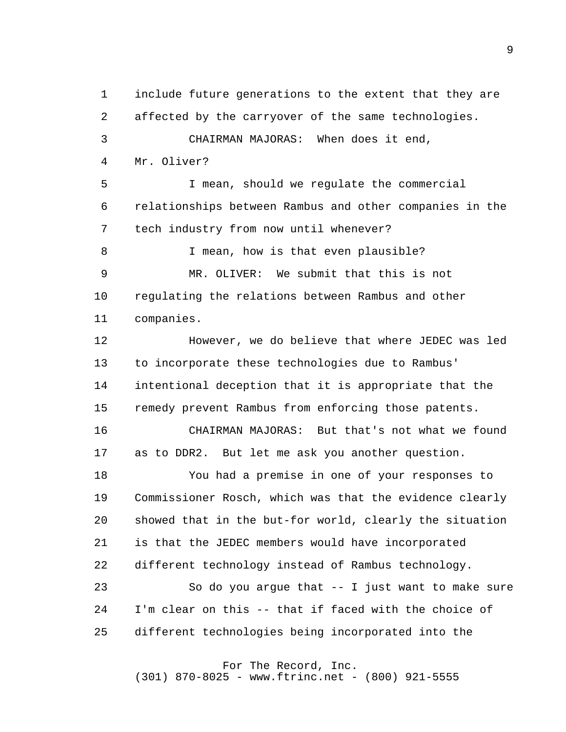include future generations to the extent that they are affected by the carryover of the same technologies.

CHAIRMAN MAJORAS: When does it end, Mr. Oliver?

I mean, should we regulate the commercial relationships between Rambus and other companies in the tech industry from now until whenever?

I mean, how is that even plausible?

MR. OLIVER: We submit that this is not regulating the relations between Rambus and other companies.

However, we do believe that where JEDEC was led to incorporate these technologies due to Rambus' intentional deception that it is appropriate that the remedy prevent Rambus from enforcing those patents.

CHAIRMAN MAJORAS: But that's not what we found as to DDR2. But let me ask you another question.

You had a premise in one of your responses to Commissioner Rosch, which was that the evidence clearly showed that in the but-for world, clearly the situation is that the JEDEC members would have incorporated different technology instead of Rambus technology.

So do you argue that -- I just want to make sure I'm clear on this -- that if faced with the choice of different technologies being incorporated into the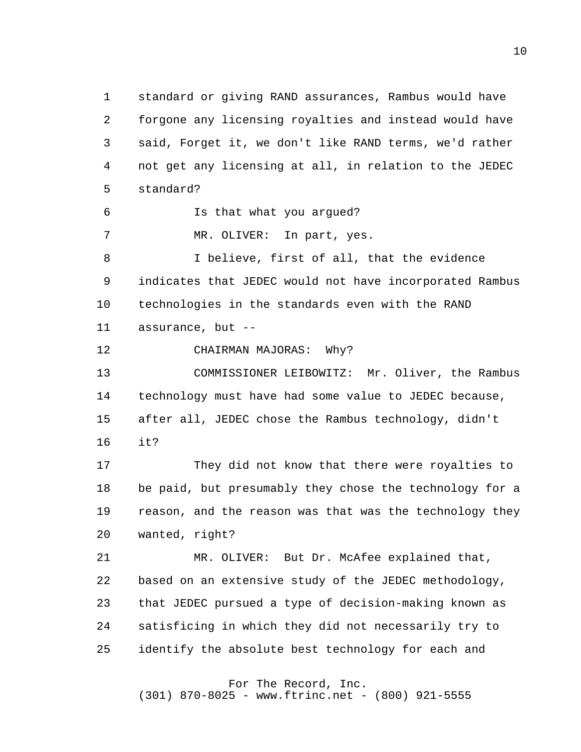standard or giving RAND assurances, Rambus would have forgone any licensing royalties and instead would have said, Forget it, we don't like RAND terms, we'd rather not get any licensing at all, in relation to the JEDEC standard?

Is that what you argued?

MR. OLIVER: In part, yes.

I believe, first of all, that the evidence indicates that JEDEC would not have incorporated Rambus technologies in the standards even with the RAND assurance, but --

CHAIRMAN MAJORAS: Why?

COMMISSIONER LEIBOWITZ: Mr. Oliver, the Rambus technology must have had some value to JEDEC because, after all, JEDEC chose the Rambus technology, didn't it?

They did not know that there were royalties to be paid, but presumably they chose the technology for a reason, and the reason was that was the technology they wanted, right?

MR. OLIVER: But Dr. McAfee explained that, based on an extensive study of the JEDEC methodology, that JEDEC pursued a type of decision-making known as satisficing in which they did not necessarily try to identify the absolute best technology for each and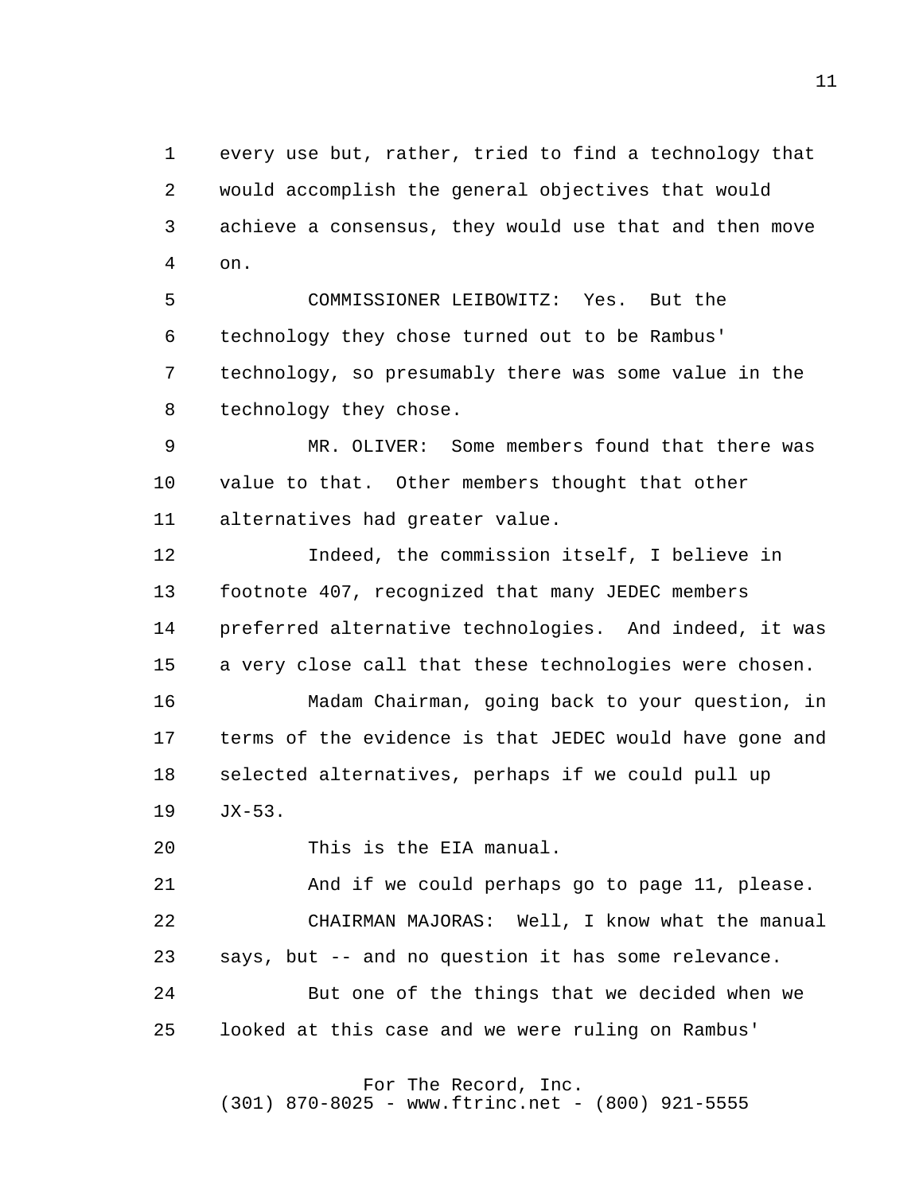every use but, rather, tried to find a technology that would accomplish the general objectives that would achieve a consensus, they would use that and then move on.

COMMISSIONER LEIBOWITZ: Yes. But the technology they chose turned out to be Rambus' technology, so presumably there was some value in the technology they chose.

MR. OLIVER: Some members found that there was value to that. Other members thought that other alternatives had greater value.

Indeed, the commission itself, I believe in footnote 407, recognized that many JEDEC members preferred alternative technologies. And indeed, it was a very close call that these technologies were chosen.

Madam Chairman, going back to your question, in terms of the evidence is that JEDEC would have gone and selected alternatives, perhaps if we could pull up JX-53.

This is the EIA manual.

And if we could perhaps go to page 11, please.

CHAIRMAN MAJORAS: Well, I know what the manual says, but -- and no question it has some relevance.

But one of the things that we decided when we looked at this case and we were ruling on Rambus'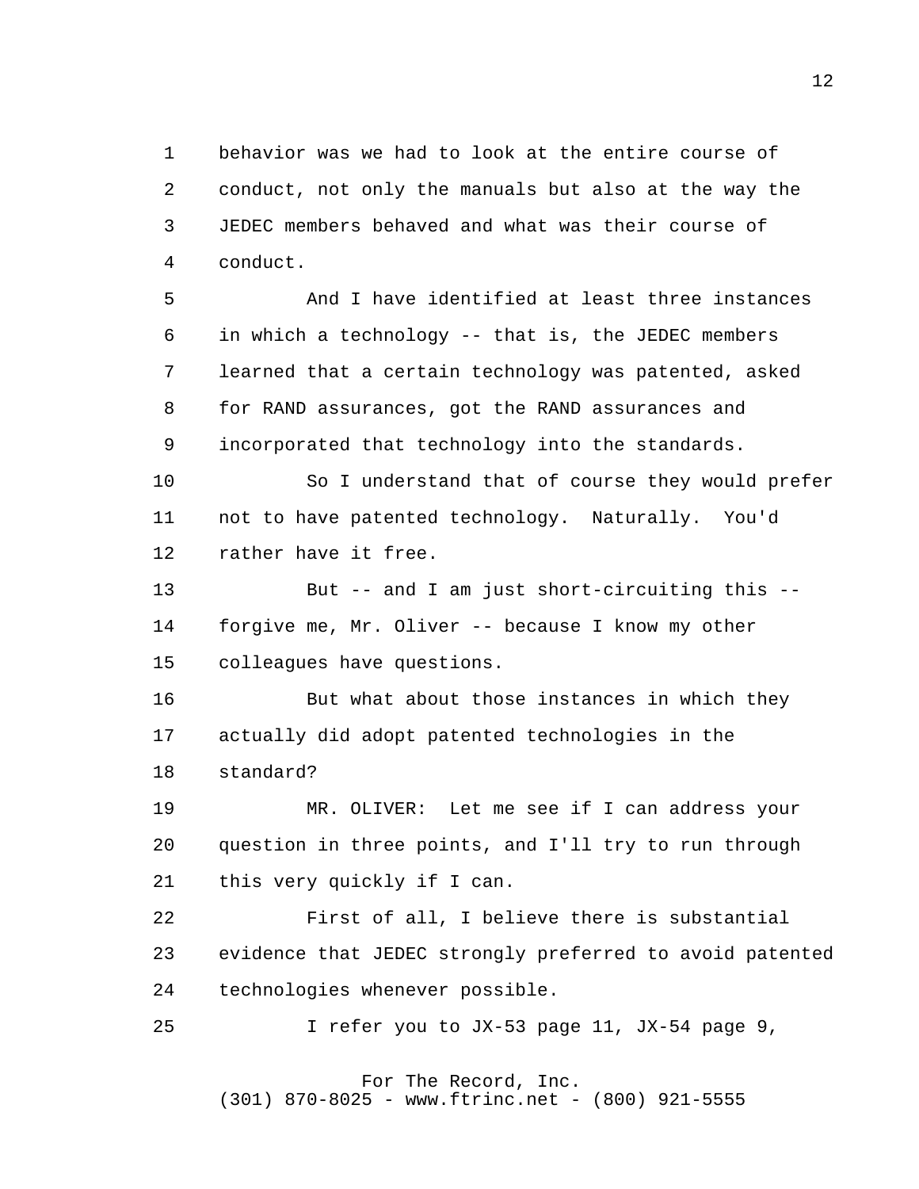behavior was we had to look at the entire course of conduct, not only the manuals but also at the way the JEDEC members behaved and what was their course of conduct.

And I have identified at least three instances in which a technology -- that is, the JEDEC members learned that a certain technology was patented, asked for RAND assurances, got the RAND assurances and incorporated that technology into the standards.

So I understand that of course they would prefer not to have patented technology. Naturally. You'd rather have it free.

But -- and I am just short-circuiting this -- forgive me, Mr. Oliver -- because I know my other colleagues have questions.

But what about those instances in which they actually did adopt patented technologies in the standard?

MR. OLIVER: Let me see if I can address your question in three points, and I'll try to run through this very quickly if I can.

First of all, I believe there is substantial evidence that JEDEC strongly preferred to avoid patented technologies whenever possible.

I refer you to JX-53 page 11, JX-54 page 9,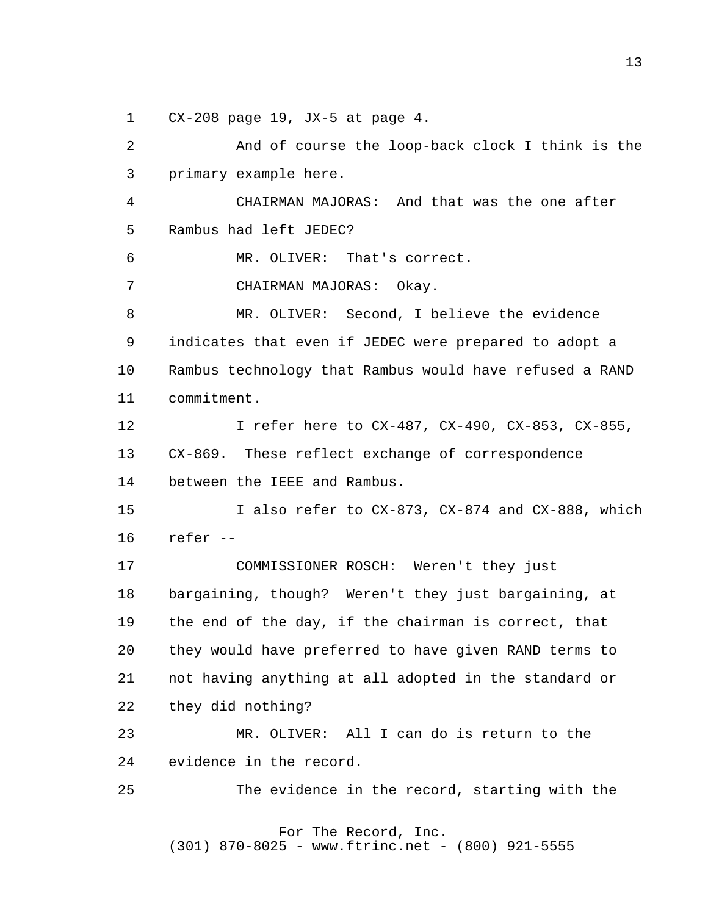CX-208 page 19, JX-5 at page 4.

And of course the loop-back clock I think is the primary example here.

CHAIRMAN MAJORAS: And that was the one after Rambus had left JEDEC?

MR. OLIVER: That's correct.

CHAIRMAN MAJORAS: Okay.

MR. OLIVER: Second, I believe the evidence indicates that even if JEDEC were prepared to adopt a Rambus technology that Rambus would have refused a RAND commitment.

I refer here to CX-487, CX-490, CX-853, CX-855, CX-869. These reflect exchange of correspondence between the IEEE and Rambus.

I also refer to CX-873, CX-874 and CX-888, which refer --

COMMISSIONER ROSCH: Weren't they just bargaining, though? Weren't they just bargaining, at the end of the day, if the chairman is correct, that they would have preferred to have given RAND terms to not having anything at all adopted in the standard or they did nothing?

MR. OLIVER: All I can do is return to the evidence in the record.

The evidence in the record, starting with the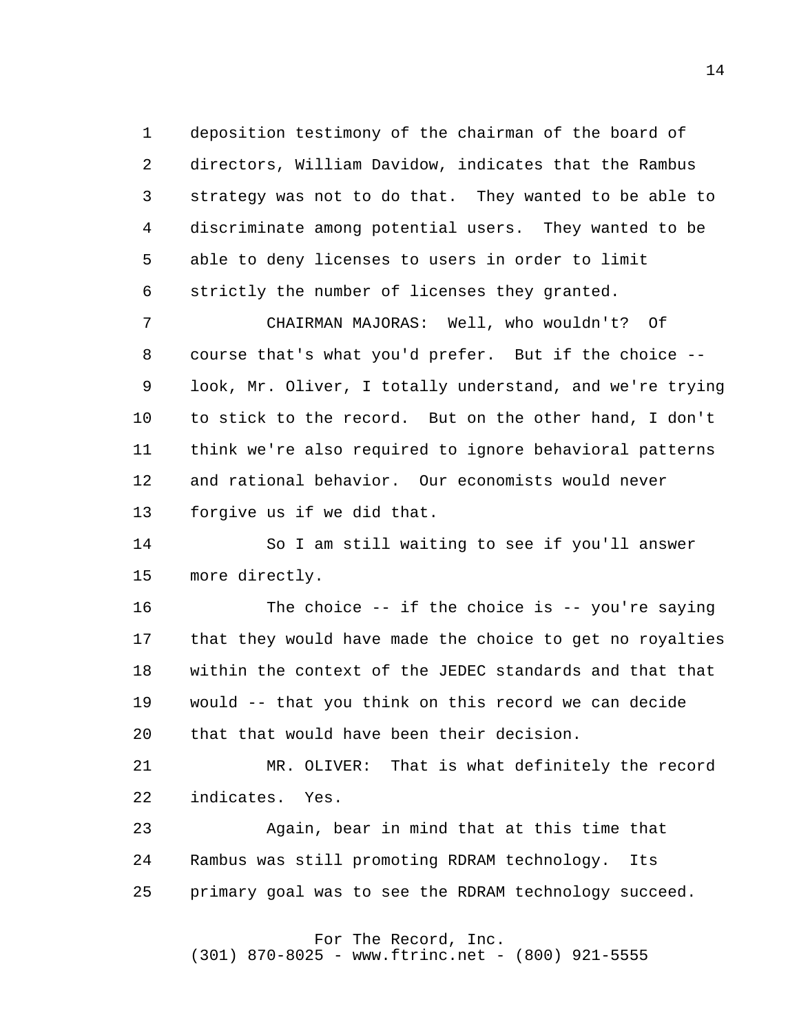deposition testimony of the chairman of the board of directors, William Davidow, indicates that the Rambus strategy was not to do that. They wanted to be able to discriminate among potential users. They wanted to be able to deny licenses to users in order to limit strictly the number of licenses they granted.

CHAIRMAN MAJORAS: Well, who wouldn't? Of course that's what you'd prefer. But if the choice -- look, Mr. Oliver, I totally understand, and we're trying to stick to the record. But on the other hand, I don't think we're also required to ignore behavioral patterns and rational behavior. Our economists would never forgive us if we did that.

So I am still waiting to see if you'll answer more directly.

The choice -- if the choice is -- you're saying that they would have made the choice to get no royalties within the context of the JEDEC standards and that that would -- that you think on this record we can decide that that would have been their decision.

MR. OLIVER: That is what definitely the record indicates. Yes.

Again, bear in mind that at this time that Rambus was still promoting RDRAM technology. Its primary goal was to see the RDRAM technology succeed.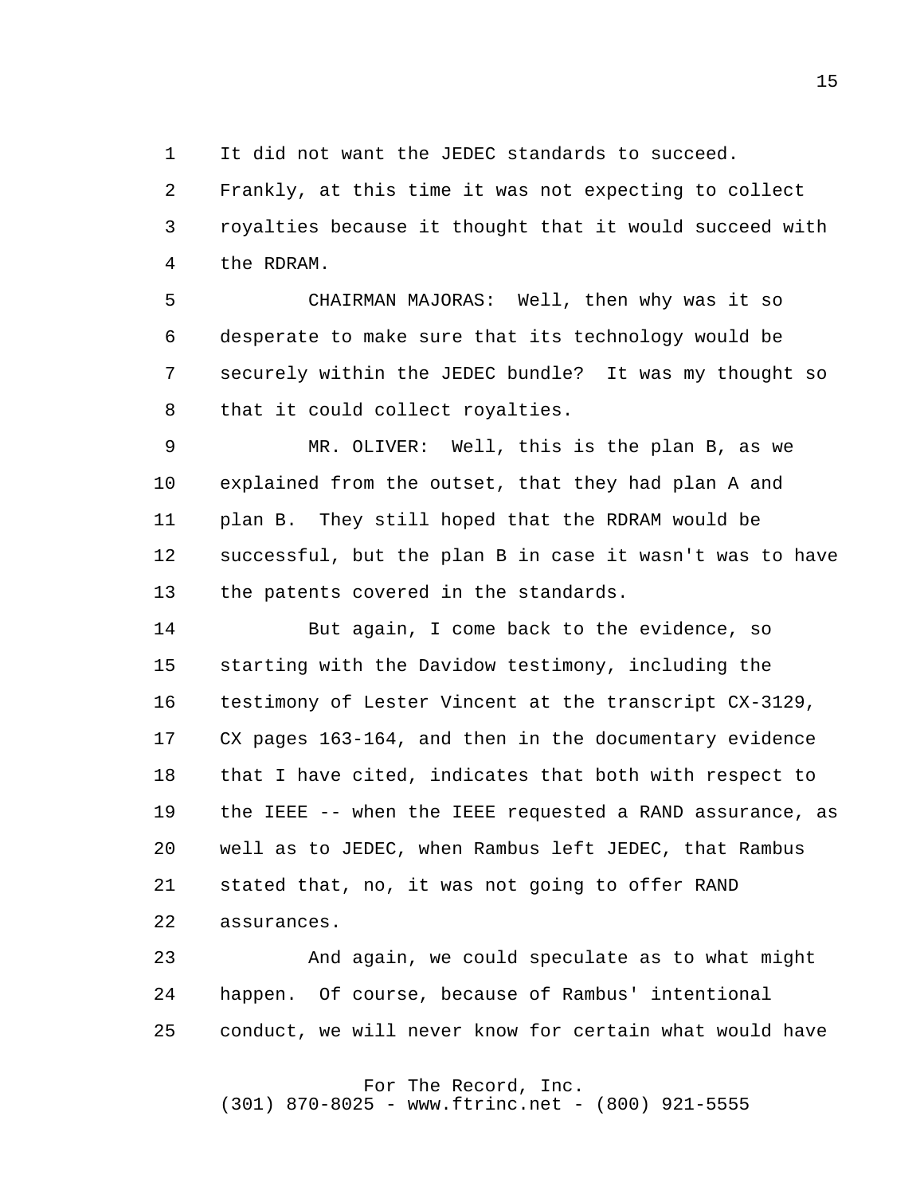It did not want the JEDEC standards to succeed. Frankly, at this time it was not expecting to collect royalties because it thought that it would succeed with the RDRAM.

CHAIRMAN MAJORAS: Well, then why was it so desperate to make sure that its technology would be securely within the JEDEC bundle? It was my thought so that it could collect royalties.

MR. OLIVER: Well, this is the plan B, as we explained from the outset, that they had plan A and plan B. They still hoped that the RDRAM would be successful, but the plan B in case it wasn't was to have the patents covered in the standards.

But again, I come back to the evidence, so starting with the Davidow testimony, including the testimony of Lester Vincent at the transcript CX-3129, CX pages 163-164, and then in the documentary evidence that I have cited, indicates that both with respect to the IEEE -- when the IEEE requested a RAND assurance, as well as to JEDEC, when Rambus left JEDEC, that Rambus stated that, no, it was not going to offer RAND assurances.

And again, we could speculate as to what might happen. Of course, because of Rambus' intentional conduct, we will never know for certain what would have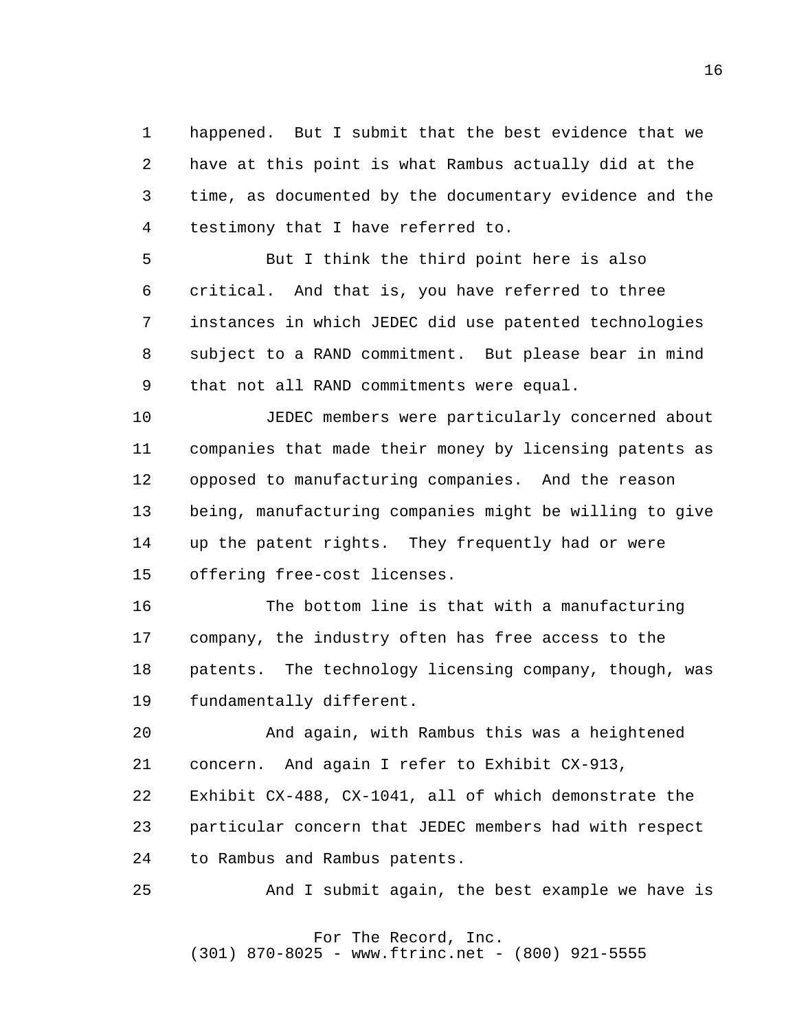happened. But I submit that the best evidence that we have at this point is what Rambus actually did at the time, as documented by the documentary evidence and the testimony that I have referred to.

But I think the third point here is also critical. And that is, you have referred to three instances in which JEDEC did use patented technologies subject to a RAND commitment. But please bear in mind that not all RAND commitments were equal.

JEDEC members were particularly concerned about companies that made their money by licensing patents as opposed to manufacturing companies. And the reason being, manufacturing companies might be willing to give up the patent rights. They frequently had or were offering free-cost licenses.

The bottom line is that with a manufacturing company, the industry often has free access to the patents. The technology licensing company, though, was fundamentally different.

And again, with Rambus this was a heightened concern. And again I refer to Exhibit CX-913, Exhibit CX-488, CX-1041, all of which demonstrate the particular concern that JEDEC members had with respect to Rambus and Rambus patents.

And I submit again, the best example we have is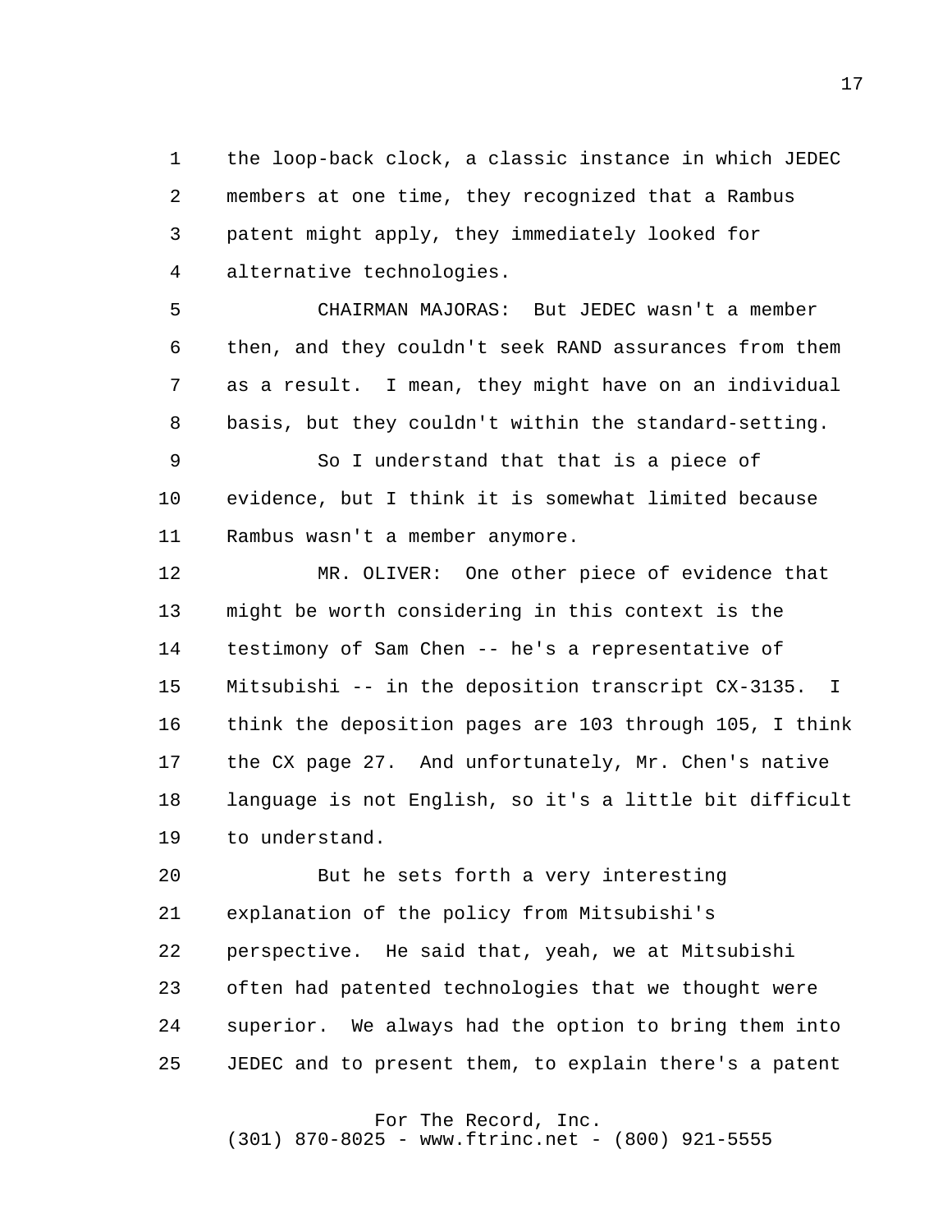the loop-back clock, a classic instance in which JEDEC members at one time, they recognized that a Rambus patent might apply, they immediately looked for alternative technologies.

CHAIRMAN MAJORAS: But JEDEC wasn't a member then, and they couldn't seek RAND assurances from them as a result. I mean, they might have on an individual basis, but they couldn't within the standard-setting.

So I understand that that is a piece of evidence, but I think it is somewhat limited because Rambus wasn't a member anymore.

MR. OLIVER: One other piece of evidence that might be worth considering in this context is the testimony of Sam Chen -- he's a representative of Mitsubishi -- in the deposition transcript CX-3135. I think the deposition pages are 103 through 105, I think the CX page 27. And unfortunately, Mr. Chen's native language is not English, so it's a little bit difficult to understand.

But he sets forth a very interesting explanation of the policy from Mitsubishi's perspective. He said that, yeah, we at Mitsubishi often had patented technologies that we thought were superior. We always had the option to bring them into JEDEC and to present them, to explain there's a patent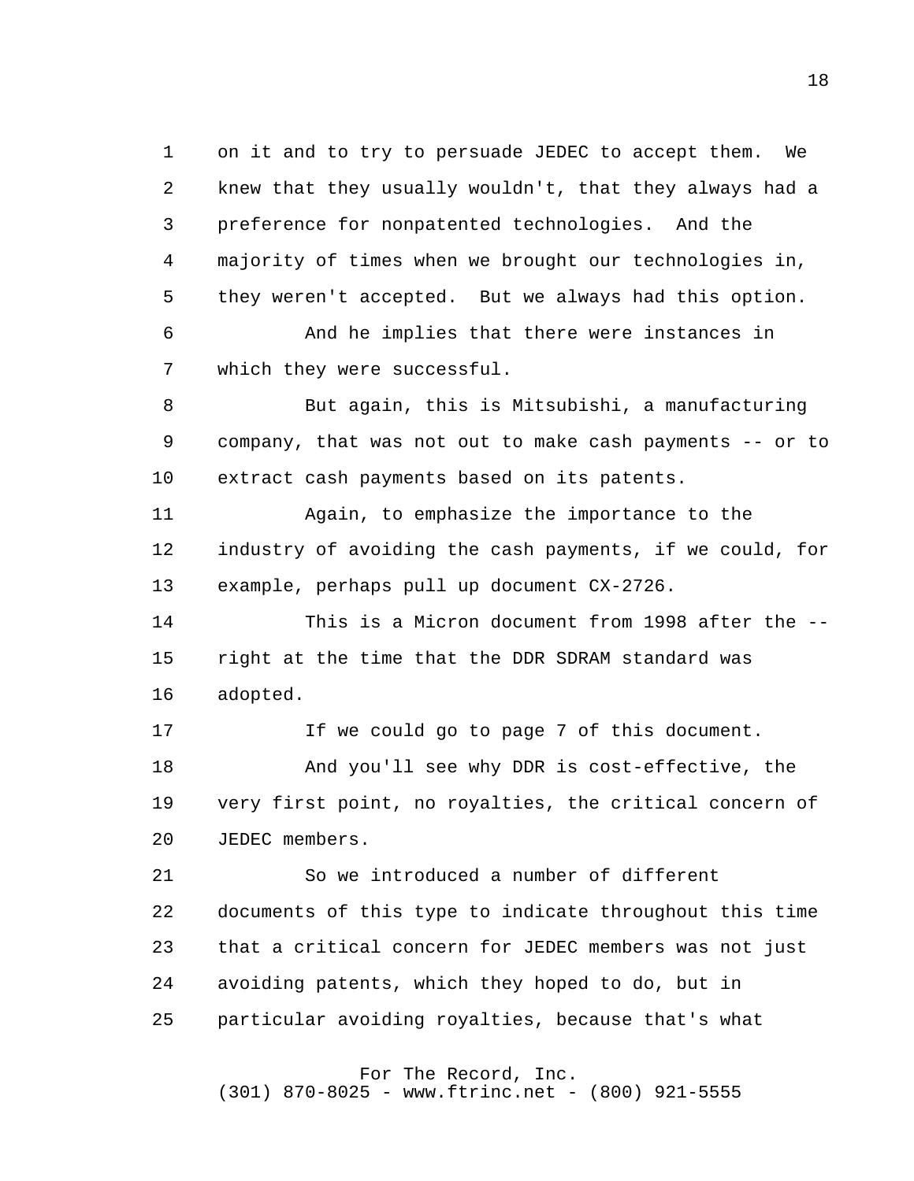on it and to try to persuade JEDEC to accept them. We knew that they usually wouldn't, that they always had a preference for nonpatented technologies. And the majority of times when we brought our technologies in, they weren't accepted. But we always had this option.

And he implies that there were instances in which they were successful.

But again, this is Mitsubishi, a manufacturing company, that was not out to make cash payments -- or to extract cash payments based on its patents.

Again, to emphasize the importance to the industry of avoiding the cash payments, if we could, for example, perhaps pull up document CX-2726.

This is a Micron document from 1998 after the -- right at the time that the DDR SDRAM standard was adopted.

If we could go to page 7 of this document.

And you'll see why DDR is cost-effective, the very first point, no royalties, the critical concern of JEDEC members.

So we introduced a number of different documents of this type to indicate throughout this time that a critical concern for JEDEC members was not just avoiding patents, which they hoped to do, but in particular avoiding royalties, because that's what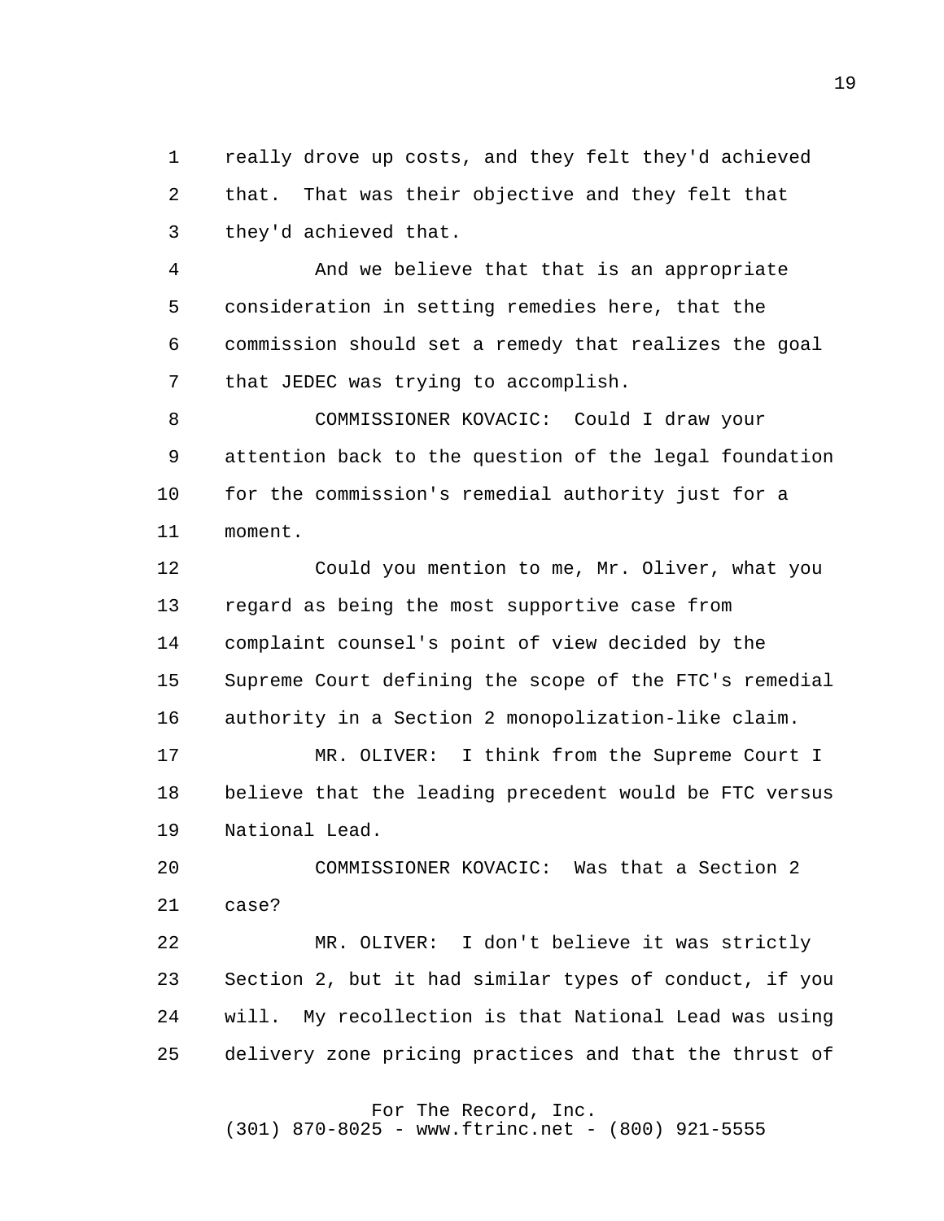really drove up costs, and they felt they'd achieved that. That was their objective and they felt that they'd achieved that.

And we believe that that is an appropriate consideration in setting remedies here, that the commission should set a remedy that realizes the goal that JEDEC was trying to accomplish.

COMMISSIONER KOVACIC: Could I draw your attention back to the question of the legal foundation for the commission's remedial authority just for a moment.

Could you mention to me, Mr. Oliver, what you regard as being the most supportive case from complaint counsel's point of view decided by the Supreme Court defining the scope of the FTC's remedial authority in a Section 2 monopolization-like claim.

MR. OLIVER: I think from the Supreme Court I believe that the leading precedent would be FTC versus National Lead.

COMMISSIONER KOVACIC: Was that a Section 2 case?

MR. OLIVER: I don't believe it was strictly Section 2, but it had similar types of conduct, if you will. My recollection is that National Lead was using delivery zone pricing practices and that the thrust of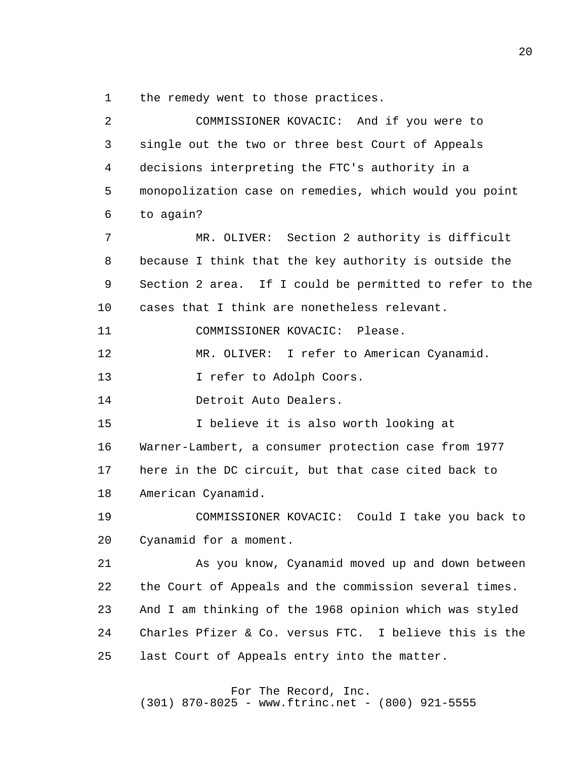the remedy went to those practices.

COMMISSIONER KOVACIC: And if you were to single out the two or three best Court of Appeals decisions interpreting the FTC's authority in a monopolization case on remedies, which would you point to again?

MR. OLIVER: Section 2 authority is difficult because I think that the key authority is outside the Section 2 area. If I could be permitted to refer to the cases that I think are nonetheless relevant.

COMMISSIONER KOVACIC: Please.

MR. OLIVER: I refer to American Cyanamid.

I refer to Adolph Coors.

Detroit Auto Dealers.

I believe it is also worth looking at Warner-Lambert, a consumer protection case from 1977 here in the DC circuit, but that case cited back to American Cyanamid.

COMMISSIONER KOVACIC: Could I take you back to Cyanamid for a moment.

As you know, Cyanamid moved up and down between the Court of Appeals and the commission several times. And I am thinking of the 1968 opinion which was styled Charles Pfizer & Co. versus FTC. I believe this is the last Court of Appeals entry into the matter.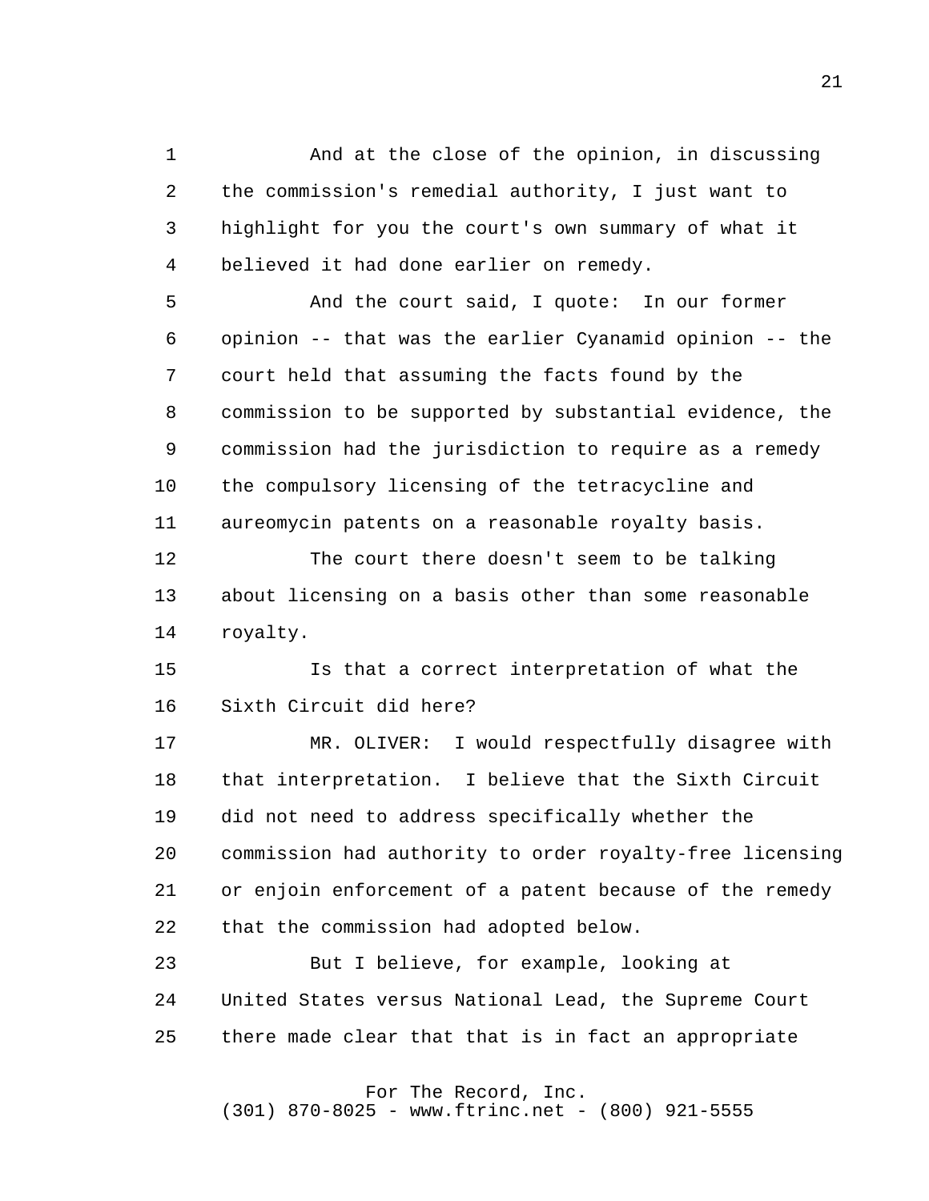And at the close of the opinion, in discussing the commission's remedial authority, I just want to highlight for you the court's own summary of what it believed it had done earlier on remedy.

And the court said, I quote: In our former opinion -- that was the earlier Cyanamid opinion -- the court held that assuming the facts found by the commission to be supported by substantial evidence, the commission had the jurisdiction to require as a remedy the compulsory licensing of the tetracycline and aureomycin patents on a reasonable royalty basis.

The court there doesn't seem to be talking about licensing on a basis other than some reasonable royalty.

Is that a correct interpretation of what the Sixth Circuit did here?

MR. OLIVER: I would respectfully disagree with that interpretation. I believe that the Sixth Circuit did not need to address specifically whether the commission had authority to order royalty-free licensing or enjoin enforcement of a patent because of the remedy that the commission had adopted below.

But I believe, for example, looking at United States versus National Lead, the Supreme Court there made clear that that is in fact an appropriate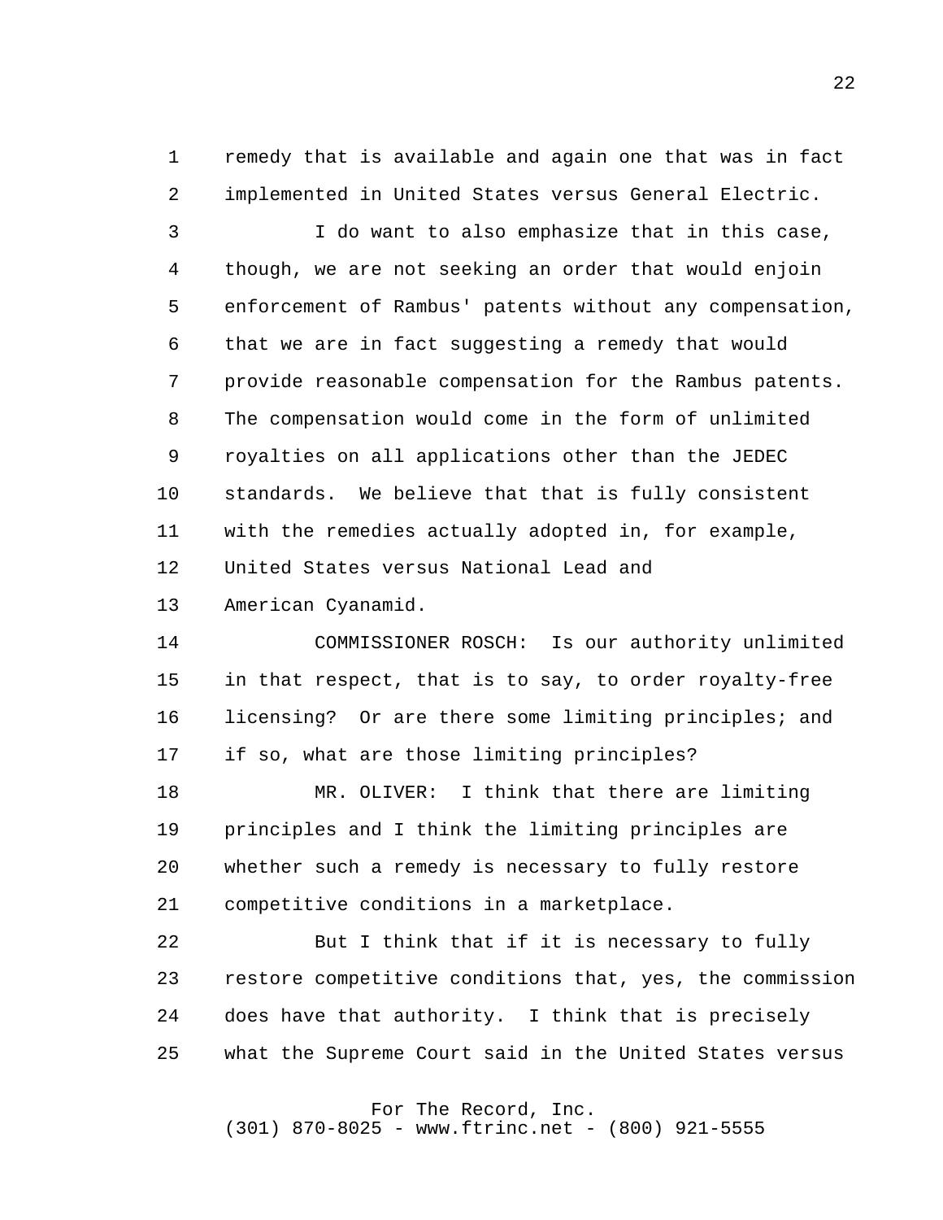remedy that is available and again one that was in fact implemented in United States versus General Electric.

I do want to also emphasize that in this case, though, we are not seeking an order that would enjoin enforcement of Rambus' patents without any compensation, that we are in fact suggesting a remedy that would provide reasonable compensation for the Rambus patents. The compensation would come in the form of unlimited royalties on all applications other than the JEDEC standards. We believe that that is fully consistent with the remedies actually adopted in, for example, United States versus National Lead and American Cyanamid.

COMMISSIONER ROSCH: Is our authority unlimited in that respect, that is to say, to order royalty-free licensing? Or are there some limiting principles; and if so, what are those limiting principles?

MR. OLIVER: I think that there are limiting principles and I think the limiting principles are whether such a remedy is necessary to fully restore competitive conditions in a marketplace.

But I think that if it is necessary to fully restore competitive conditions that, yes, the commission does have that authority. I think that is precisely what the Supreme Court said in the United States versus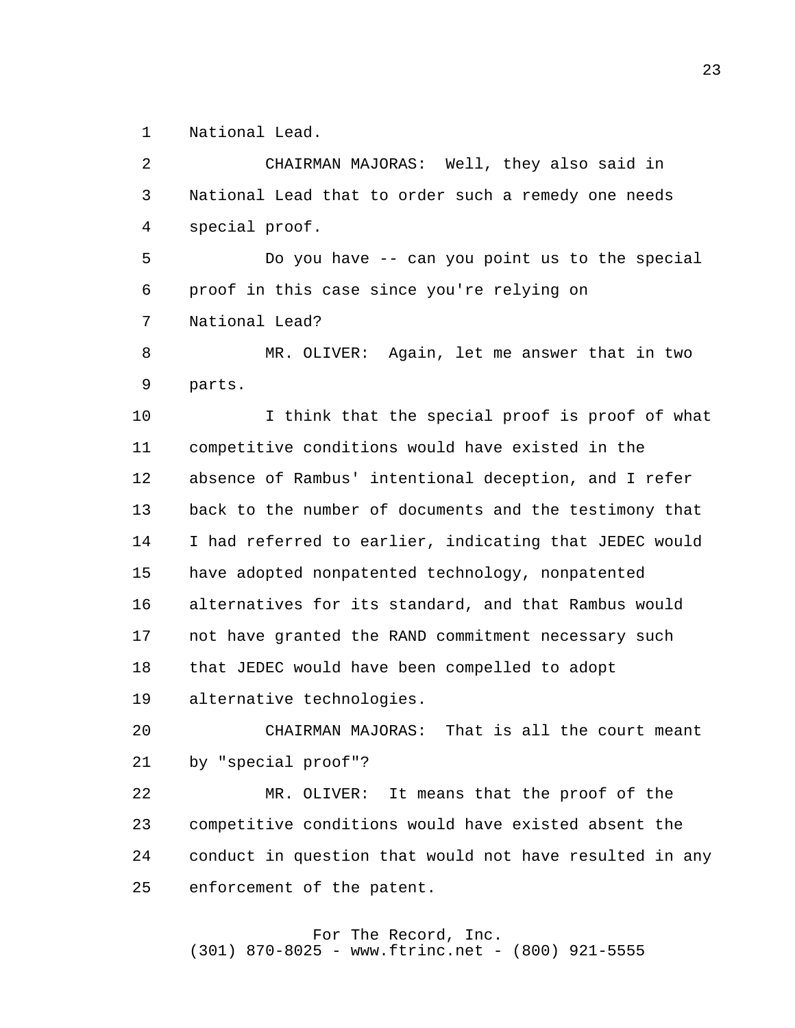National Lead.

CHAIRMAN MAJORAS: Well, they also said in National Lead that to order such a remedy one needs special proof.

Do you have -- can you point us to the special proof in this case since you're relying on National Lead?

MR. OLIVER: Again, let me answer that in two parts.

I think that the special proof is proof of what competitive conditions would have existed in the absence of Rambus' intentional deception, and I refer back to the number of documents and the testimony that I had referred to earlier, indicating that JEDEC would have adopted nonpatented technology, nonpatented alternatives for its standard, and that Rambus would not have granted the RAND commitment necessary such that JEDEC would have been compelled to adopt alternative technologies.

CHAIRMAN MAJORAS: That is all the court meant by "special proof"?

MR. OLIVER: It means that the proof of the competitive conditions would have existed absent the conduct in question that would not have resulted in any enforcement of the patent.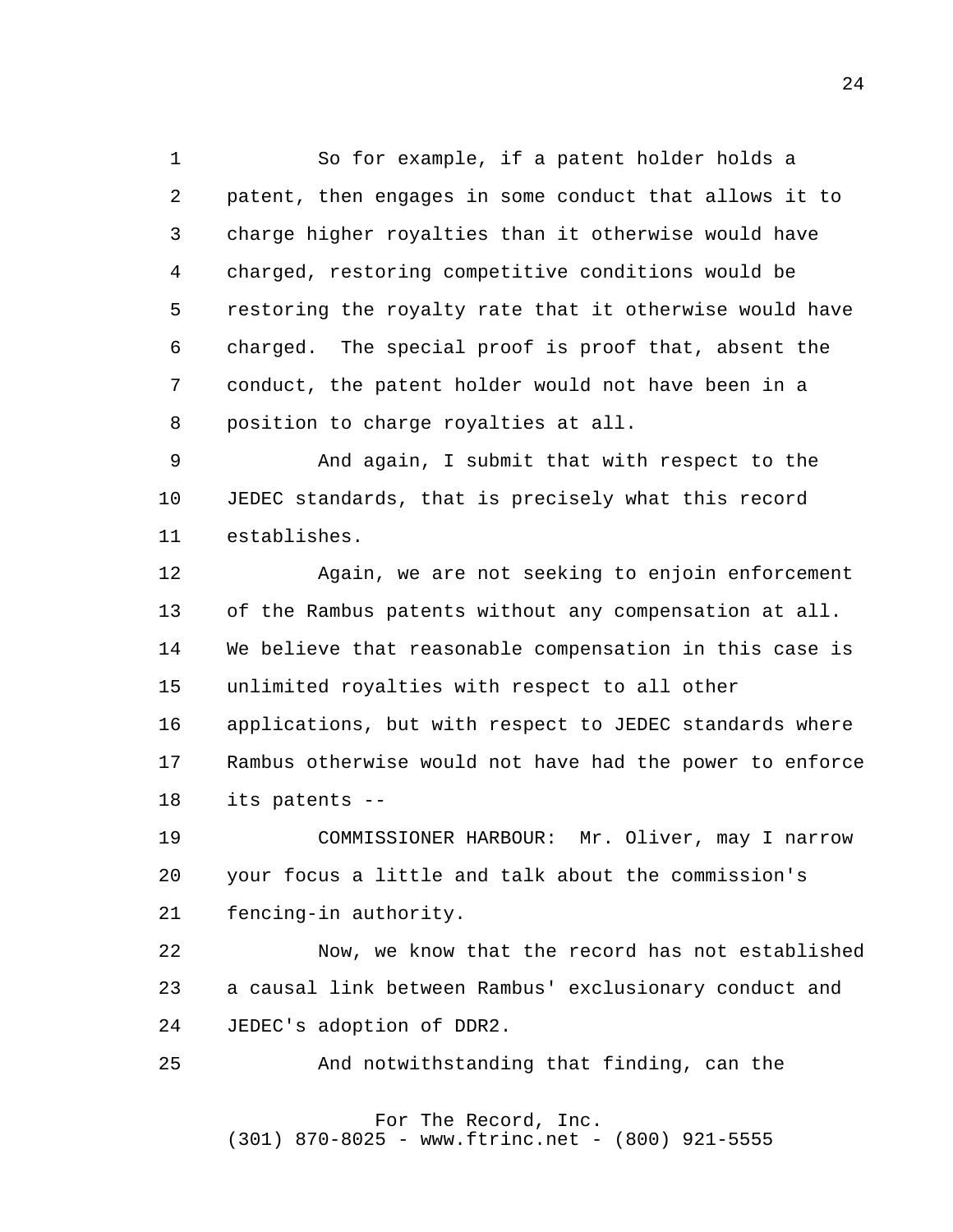So for example, if a patent holder holds a patent, then engages in some conduct that allows it to charge higher royalties than it otherwise would have charged, restoring competitive conditions would be restoring the royalty rate that it otherwise would have charged. The special proof is proof that, absent the conduct, the patent holder would not have been in a position to charge royalties at all.

And again, I submit that with respect to the JEDEC standards, that is precisely what this record establishes.

Again, we are not seeking to enjoin enforcement of the Rambus patents without any compensation at all. We believe that reasonable compensation in this case is unlimited royalties with respect to all other applications, but with respect to JEDEC standards where Rambus otherwise would not have had the power to enforce its patents --

COMMISSIONER HARBOUR: Mr. Oliver, may I narrow your focus a little and talk about the commission's fencing-in authority.

Now, we know that the record has not established a causal link between Rambus' exclusionary conduct and JEDEC's adoption of DDR2.

And notwithstanding that finding, can the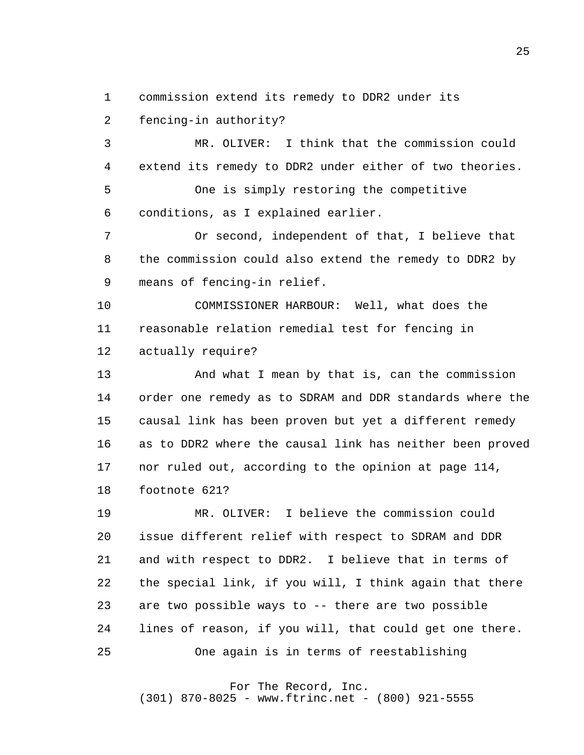commission extend its remedy to DDR2 under its fencing-in authority?

MR. OLIVER: I think that the commission could extend its remedy to DDR2 under either of two theories.

One is simply restoring the competitive conditions, as I explained earlier.

Or second, independent of that, I believe that the commission could also extend the remedy to DDR2 by means of fencing-in relief.

COMMISSIONER HARBOUR: Well, what does the reasonable relation remedial test for fencing in actually require?

And what I mean by that is, can the commission order one remedy as to SDRAM and DDR standards where the causal link has been proven but yet a different remedy as to DDR2 where the causal link has neither been proved nor ruled out, according to the opinion at page 114, footnote 621?

MR. OLIVER: I believe the commission could issue different relief with respect to SDRAM and DDR and with respect to DDR2. I believe that in terms of the special link, if you will, I think again that there are two possible ways to -- there are two possible lines of reason, if you will, that could get one there.

One again is in terms of reestablishing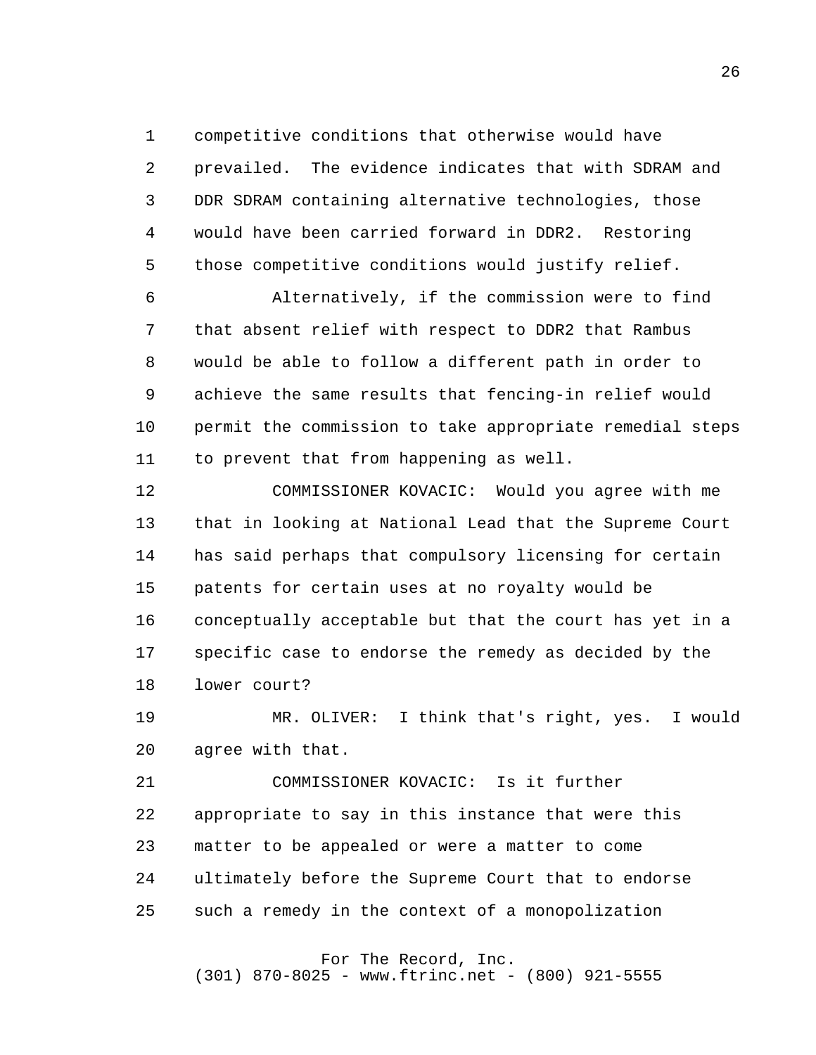competitive conditions that otherwise would have prevailed. The evidence indicates that with SDRAM and DDR SDRAM containing alternative technologies, those would have been carried forward in DDR2. Restoring those competitive conditions would justify relief.

Alternatively, if the commission were to find that absent relief with respect to DDR2 that Rambus would be able to follow a different path in order to achieve the same results that fencing-in relief would permit the commission to take appropriate remedial steps to prevent that from happening as well.

COMMISSIONER KOVACIC: Would you agree with me that in looking at National Lead that the Supreme Court has said perhaps that compulsory licensing for certain patents for certain uses at no royalty would be conceptually acceptable but that the court has yet in a specific case to endorse the remedy as decided by the lower court?

MR. OLIVER: I think that's right, yes. I would agree with that.

COMMISSIONER KOVACIC: Is it further appropriate to say in this instance that were this matter to be appealed or were a matter to come ultimately before the Supreme Court that to endorse such a remedy in the context of a monopolization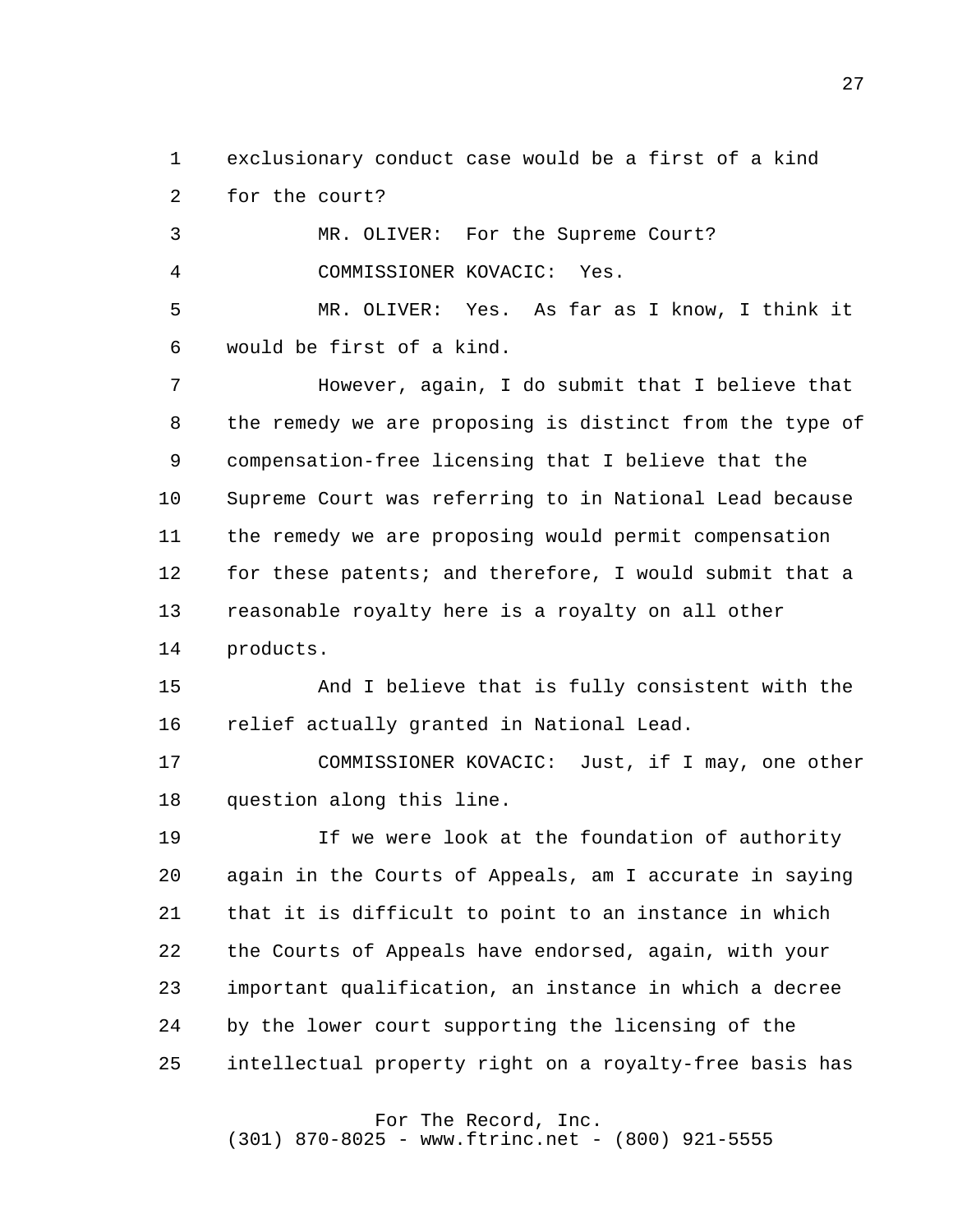exclusionary conduct case would be a first of a kind for the court?

MR. OLIVER: For the Supreme Court?

COMMISSIONER KOVACIC: Yes.

MR. OLIVER: Yes. As far as I know, I think it would be first of a kind.

However, again, I do submit that I believe that the remedy we are proposing is distinct from the type of compensation-free licensing that I believe that the Supreme Court was referring to in National Lead because the remedy we are proposing would permit compensation for these patents; and therefore, I would submit that a reasonable royalty here is a royalty on all other products.

And I believe that is fully consistent with the relief actually granted in National Lead.

COMMISSIONER KOVACIC: Just, if I may, one other question along this line.

If we were look at the foundation of authority again in the Courts of Appeals, am I accurate in saying that it is difficult to point to an instance in which the Courts of Appeals have endorsed, again, with your important qualification, an instance in which a decree by the lower court supporting the licensing of the intellectual property right on a royalty-free basis has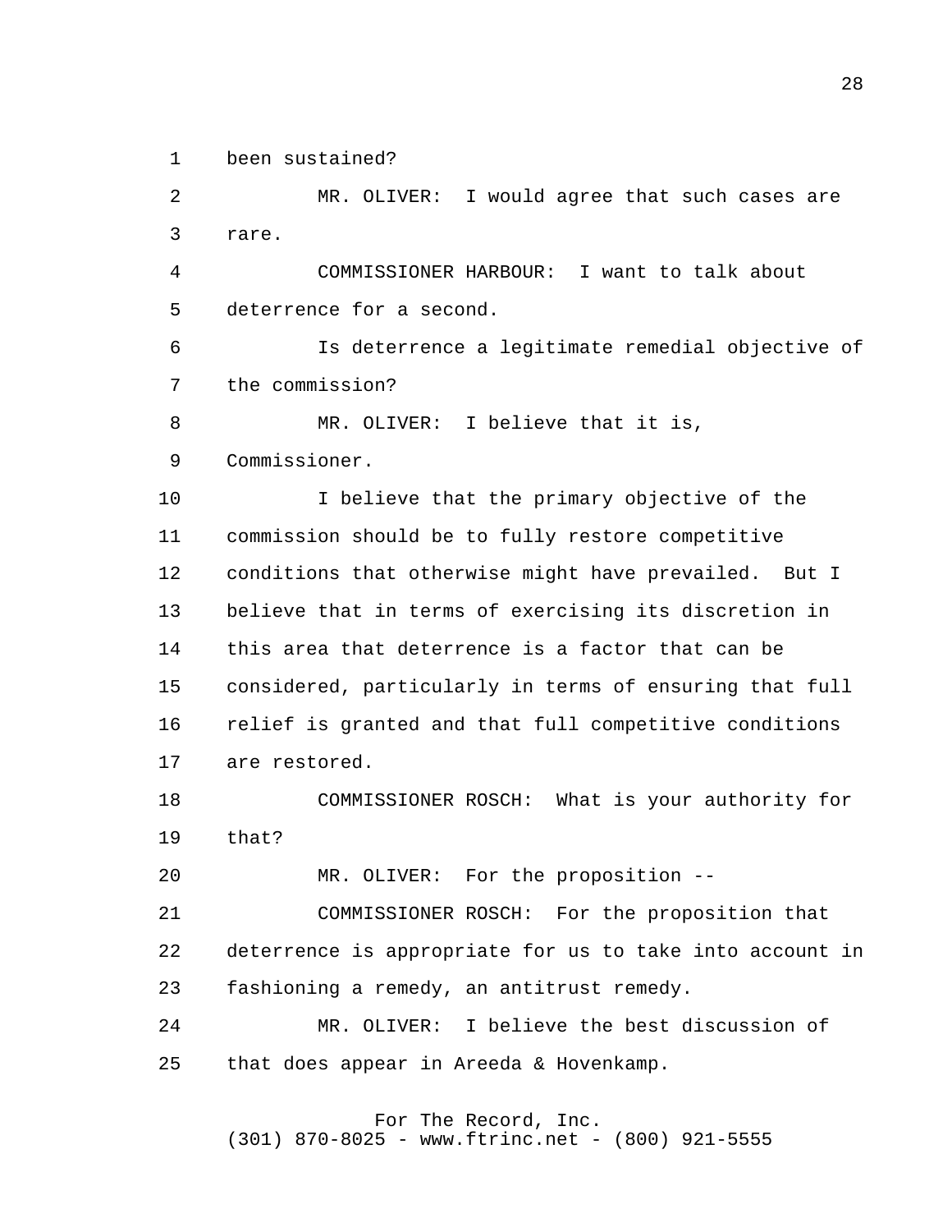been sustained?

MR. OLIVER: I would agree that such cases are rare.

COMMISSIONER HARBOUR: I want to talk about deterrence for a second.

Is deterrence a legitimate remedial objective of the commission?

MR. OLIVER: I believe that it is, Commissioner.

I believe that the primary objective of the commission should be to fully restore competitive conditions that otherwise might have prevailed. But I believe that in terms of exercising its discretion in this area that deterrence is a factor that can be considered, particularly in terms of ensuring that full relief is granted and that full competitive conditions are restored.

COMMISSIONER ROSCH: What is your authority for that?

MR. OLIVER: For the proposition --

COMMISSIONER ROSCH: For the proposition that deterrence is appropriate for us to take into account in fashioning a remedy, an antitrust remedy.

MR. OLIVER: I believe the best discussion of that does appear in Areeda & Hovenkamp.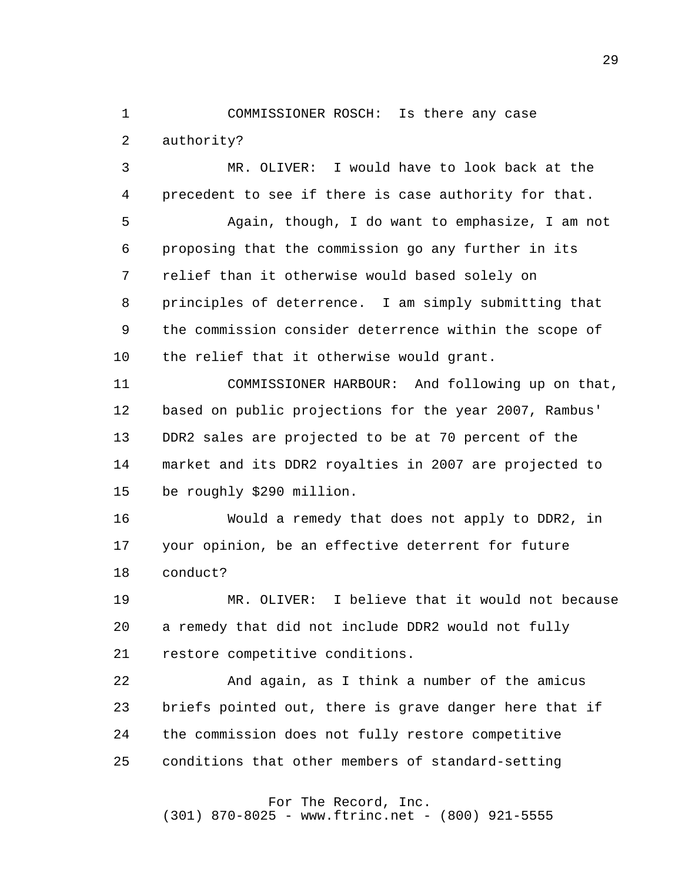COMMISSIONER ROSCH: Is there any case authority?

MR. OLIVER: I would have to look back at the precedent to see if there is case authority for that.

Again, though, I do want to emphasize, I am not proposing that the commission go any further in its relief than it otherwise would based solely on principles of deterrence. I am simply submitting that the commission consider deterrence within the scope of the relief that it otherwise would grant.

COMMISSIONER HARBOUR: And following up on that, based on public projections for the year 2007, Rambus' DDR2 sales are projected to be at 70 percent of the market and its DDR2 royalties in 2007 are projected to be roughly $290 million.

Would a remedy that does not apply to DDR2, in your opinion, be an effective deterrent for future conduct?

MR. OLIVER: I believe that it would not because a remedy that did not include DDR2 would not fully restore competitive conditions.

And again, as I think a number of the amicus briefs pointed out, there is grave danger here that if the commission does not fully restore competitive conditions that other members of standard-setting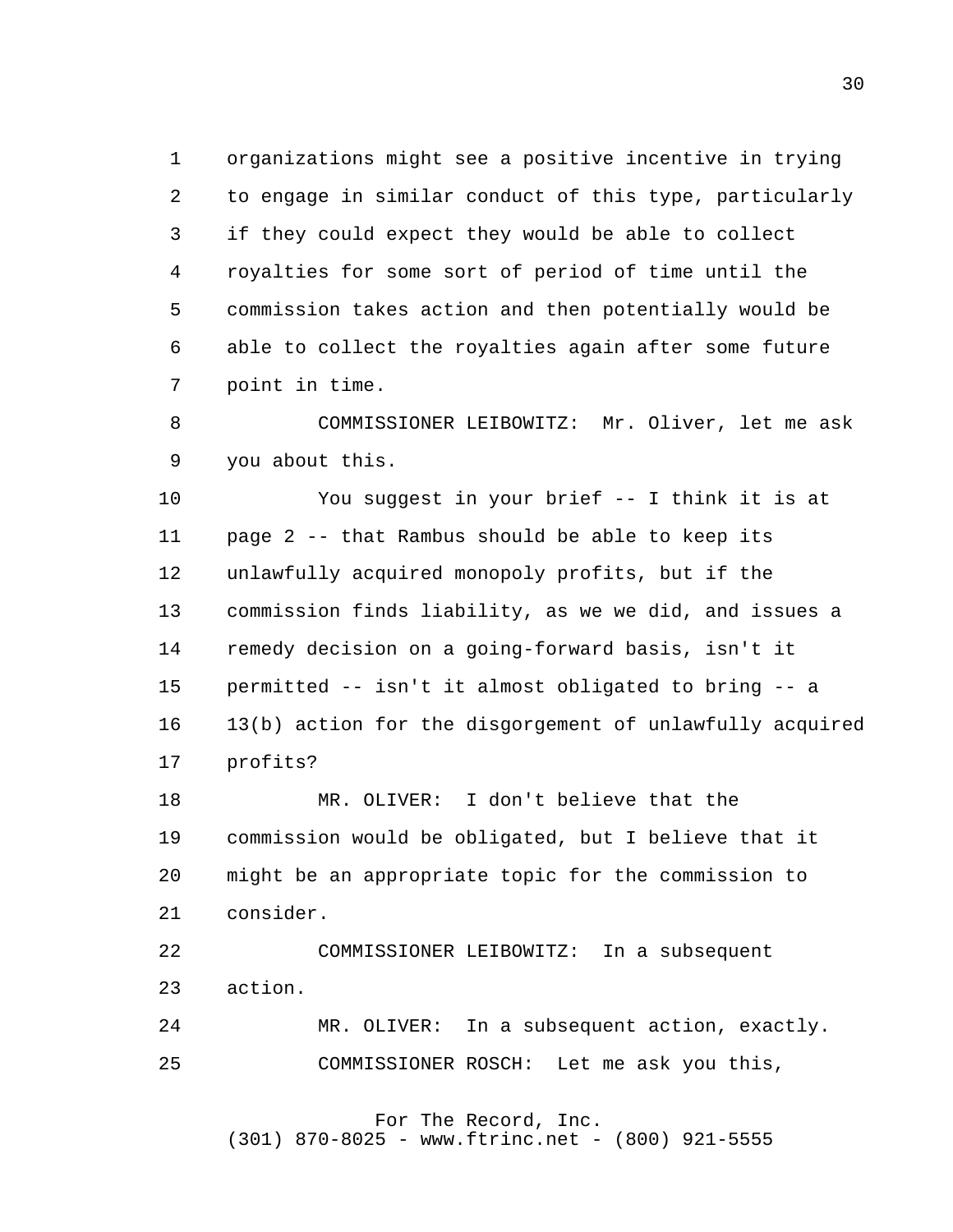organizations might see a positive incentive in trying to engage in similar conduct of this type, particularly if they could expect they would be able to collect royalties for some sort of period of time until the commission takes action and then potentially would be able to collect the royalties again after some future point in time.

COMMISSIONER LEIBOWITZ: Mr. Oliver, let me ask you about this.

You suggest in your brief -- I think it is at page 2 -- that Rambus should be able to keep its unlawfully acquired monopoly profits, but if the commission finds liability, as we we did, and issues a remedy decision on a going-forward basis, isn't it permitted -- isn't it almost obligated to bring -- a 13(b) action for the disgorgement of unlawfully acquired profits?

MR. OLIVER: I don't believe that the commission would be obligated, but I believe that it might be an appropriate topic for the commission to consider.

COMMISSIONER LEIBOWITZ: In a subsequent action.

MR. OLIVER: In a subsequent action, exactly.

COMMISSIONER ROSCH: Let me ask you this,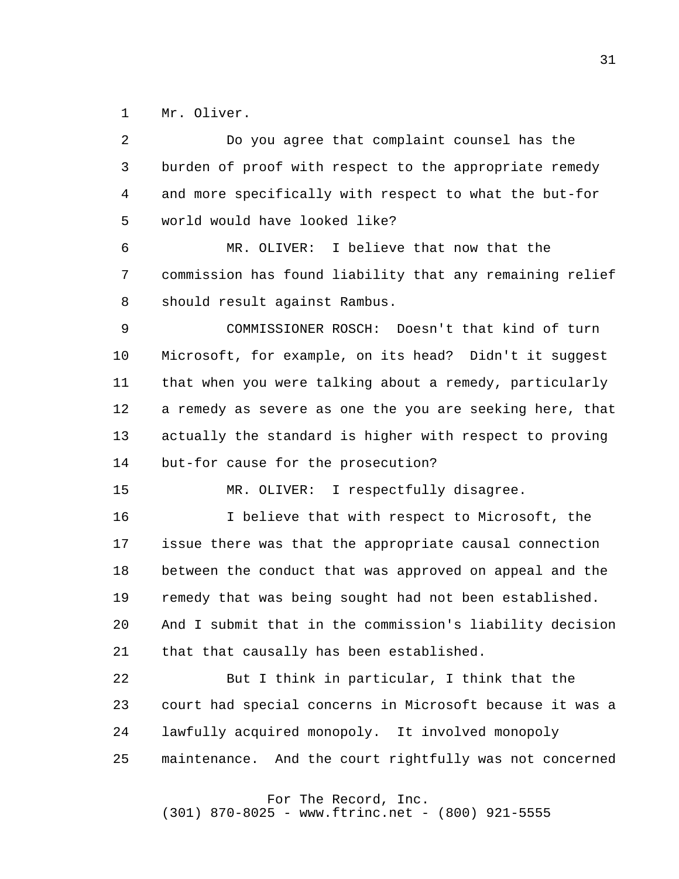Mr. Oliver.

Do you agree that complaint counsel has the burden of proof with respect to the appropriate remedy and more specifically with respect to what the but-for world would have looked like?

MR. OLIVER: I believe that now that the commission has found liability that any remaining relief should result against Rambus.

COMMISSIONER ROSCH: Doesn't that kind of turn Microsoft, for example, on its head? Didn't it suggest that when you were talking about a remedy, particularly a remedy as severe as one the you are seeking here, that actually the standard is higher with respect to proving but-for cause for the prosecution?

MR. OLIVER: I respectfully disagree.

I believe that with respect to Microsoft, the issue there was that the appropriate causal connection between the conduct that was approved on appeal and the remedy that was being sought had not been established. And I submit that in the commission's liability decision that that causally has been established.

But I think in particular, I think that the court had special concerns in Microsoft because it was a lawfully acquired monopoly. It involved monopoly maintenance. And the court rightfully was not concerned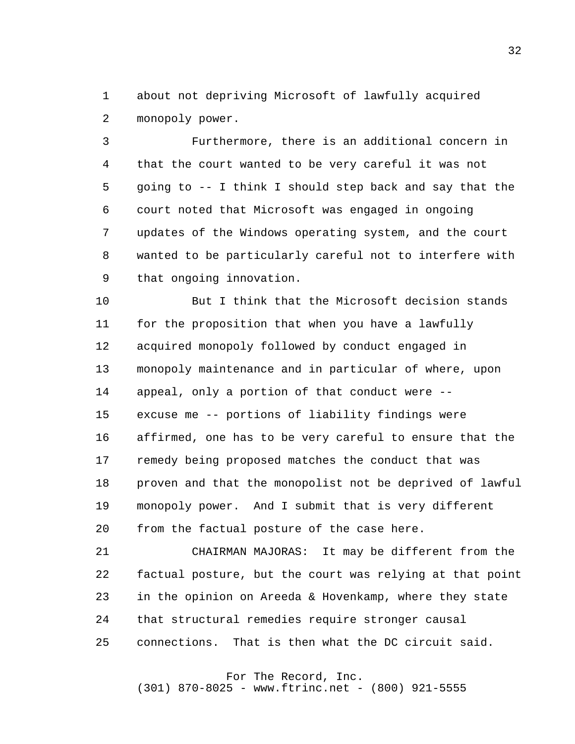about not depriving Microsoft of lawfully acquired monopoly power.

Furthermore, there is an additional concern in that the court wanted to be very careful it was not going to -- I think I should step back and say that the court noted that Microsoft was engaged in ongoing updates of the Windows operating system, and the court wanted to be particularly careful not to interfere with that ongoing innovation.

But I think that the Microsoft decision stands for the proposition that when you have a lawfully acquired monopoly followed by conduct engaged in monopoly maintenance and in particular of where, upon appeal, only a portion of that conduct were -- excuse me -- portions of liability findings were affirmed, one has to be very careful to ensure that the remedy being proposed matches the conduct that was proven and that the monopolist not be deprived of lawful monopoly power. And I submit that is very different from the factual posture of the case here.

CHAIRMAN MAJORAS: It may be different from the factual posture, but the court was relying at that point in the opinion on Areeda & Hovenkamp, where they state that structural remedies require stronger causal connections. That is then what the DC circuit said.

For The Record, Inc.
(301) 870-8025 - www.ftrinc.net - (800) 921-5555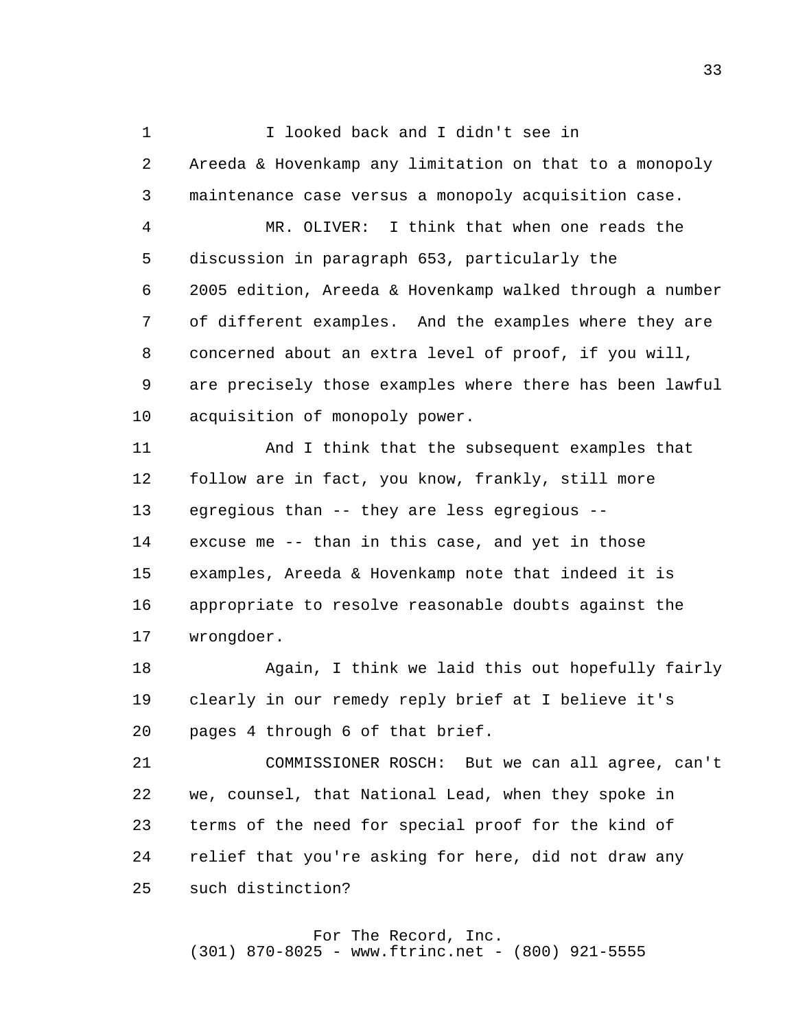I looked back and I didn't see in Areeda & Hovenkamp any limitation on that to a monopoly maintenance case versus a monopoly acquisition case.

MR. OLIVER: I think that when one reads the discussion in paragraph 653, particularly the 2005 edition, Areeda & Hovenkamp walked through a number of different examples. And the examples where they are concerned about an extra level of proof, if you will, are precisely those examples where there has been lawful acquisition of monopoly power.

And I think that the subsequent examples that follow are in fact, you know, frankly, still more egregious than -- they are less egregious -- excuse me -- than in this case, and yet in those examples, Areeda & Hovenkamp note that indeed it is appropriate to resolve reasonable doubts against the wrongdoer.

Again, I think we laid this out hopefully fairly clearly in our remedy reply brief at I believe it's pages 4 through 6 of that brief.

COMMISSIONER ROSCH: But we can all agree, can't we, counsel, that National Lead, when they spoke in terms of the need for special proof for the kind of relief that you're asking for here, did not draw any such distinction?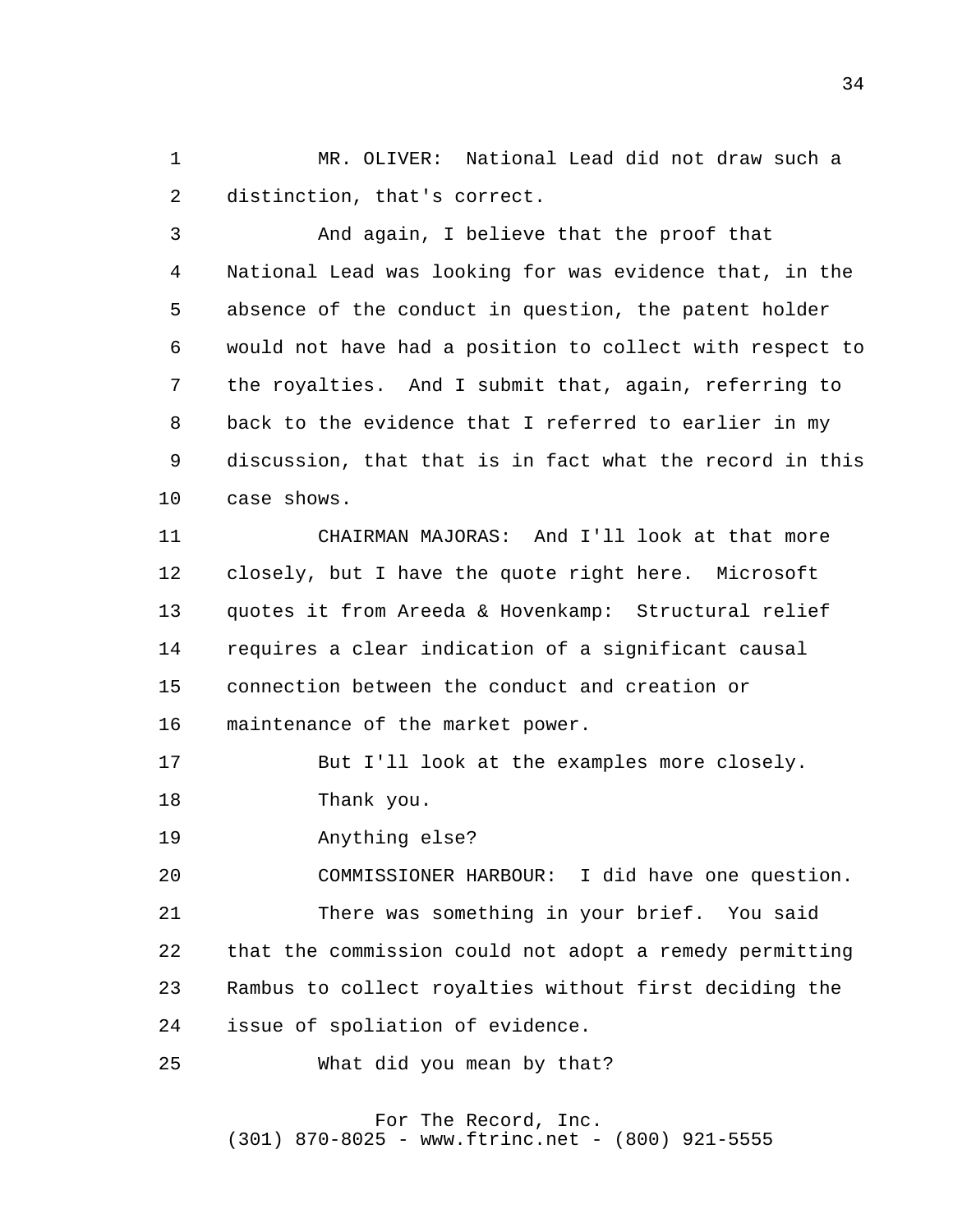MR. OLIVER: National Lead did not draw such a distinction, that's correct.

And again, I believe that the proof that National Lead was looking for was evidence that, in the absence of the conduct in question, the patent holder would not have had a position to collect with respect to the royalties. And I submit that, again, referring to back to the evidence that I referred to earlier in my discussion, that that is in fact what the record in this case shows.

CHAIRMAN MAJORAS: And I'll look at that more closely, but I have the quote right here. Microsoft quotes it from Areeda & Hovenkamp: Structural relief requires a clear indication of a significant causal connection between the conduct and creation or maintenance of the market power.

But I'll look at the examples more closely.

Thank you.

Anything else?

COMMISSIONER HARBOUR: I did have one question.

There was something in your brief. You said that the commission could not adopt a remedy permitting Rambus to collect royalties without first deciding the issue of spoliation of evidence.

What did you mean by that?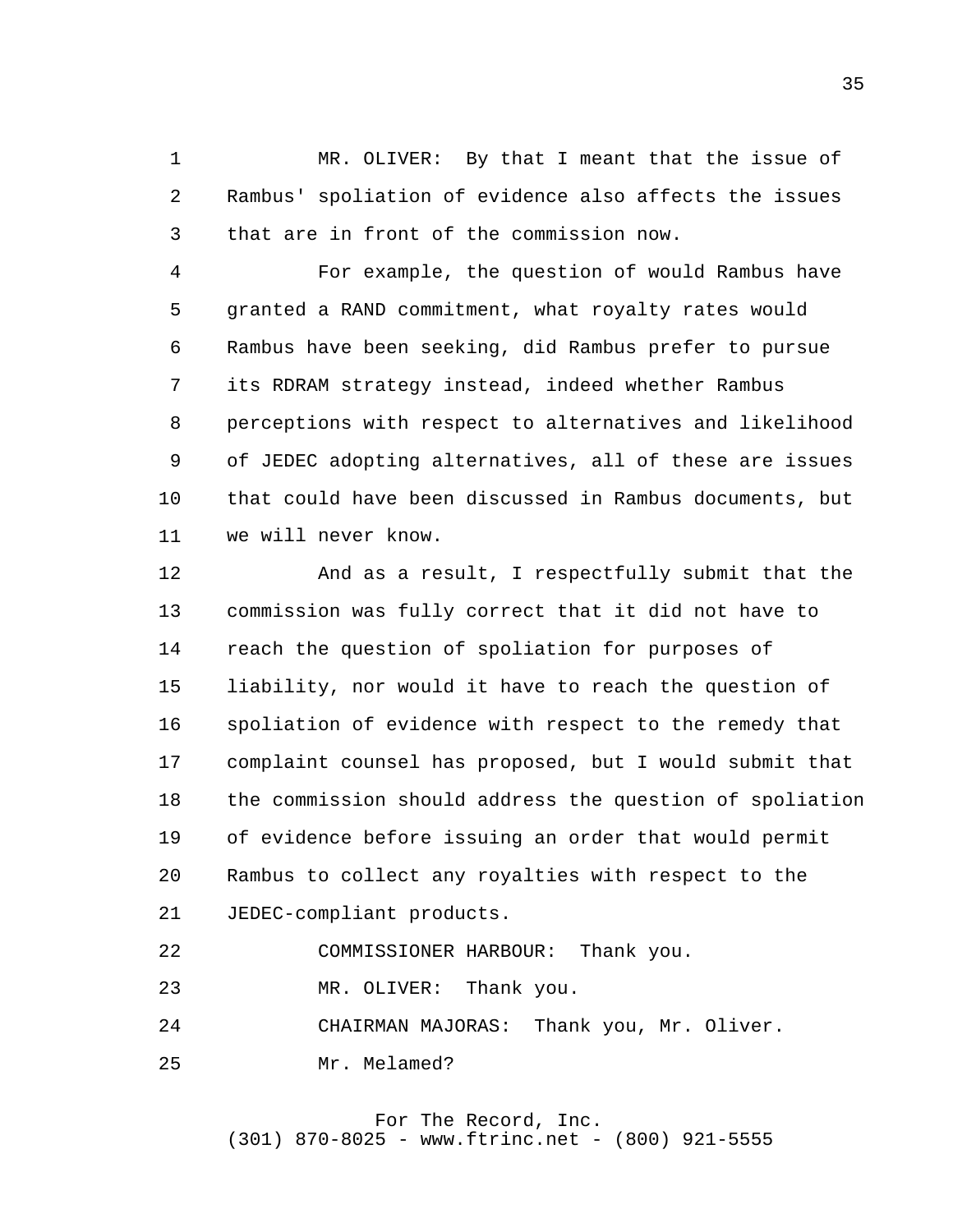MR. OLIVER: By that I meant that the issue of Rambus' spoliation of evidence also affects the issues that are in front of the commission now.

For example, the question of would Rambus have granted a RAND commitment, what royalty rates would Rambus have been seeking, did Rambus prefer to pursue its RDRAM strategy instead, indeed whether Rambus perceptions with respect to alternatives and likelihood of JEDEC adopting alternatives, all of these are issues that could have been discussed in Rambus documents, but we will never know.

And as a result, I respectfully submit that the commission was fully correct that it did not have to reach the question of spoliation for purposes of liability, nor would it have to reach the question of spoliation of evidence with respect to the remedy that complaint counsel has proposed, but I would submit that the commission should address the question of spoliation of evidence before issuing an order that would permit Rambus to collect any royalties with respect to the JEDEC-compliant products.

COMMISSIONER HARBOUR: Thank you.

MR. OLIVER: Thank you.

CHAIRMAN MAJORAS: Thank you, Mr. Oliver.

Mr. Melamed?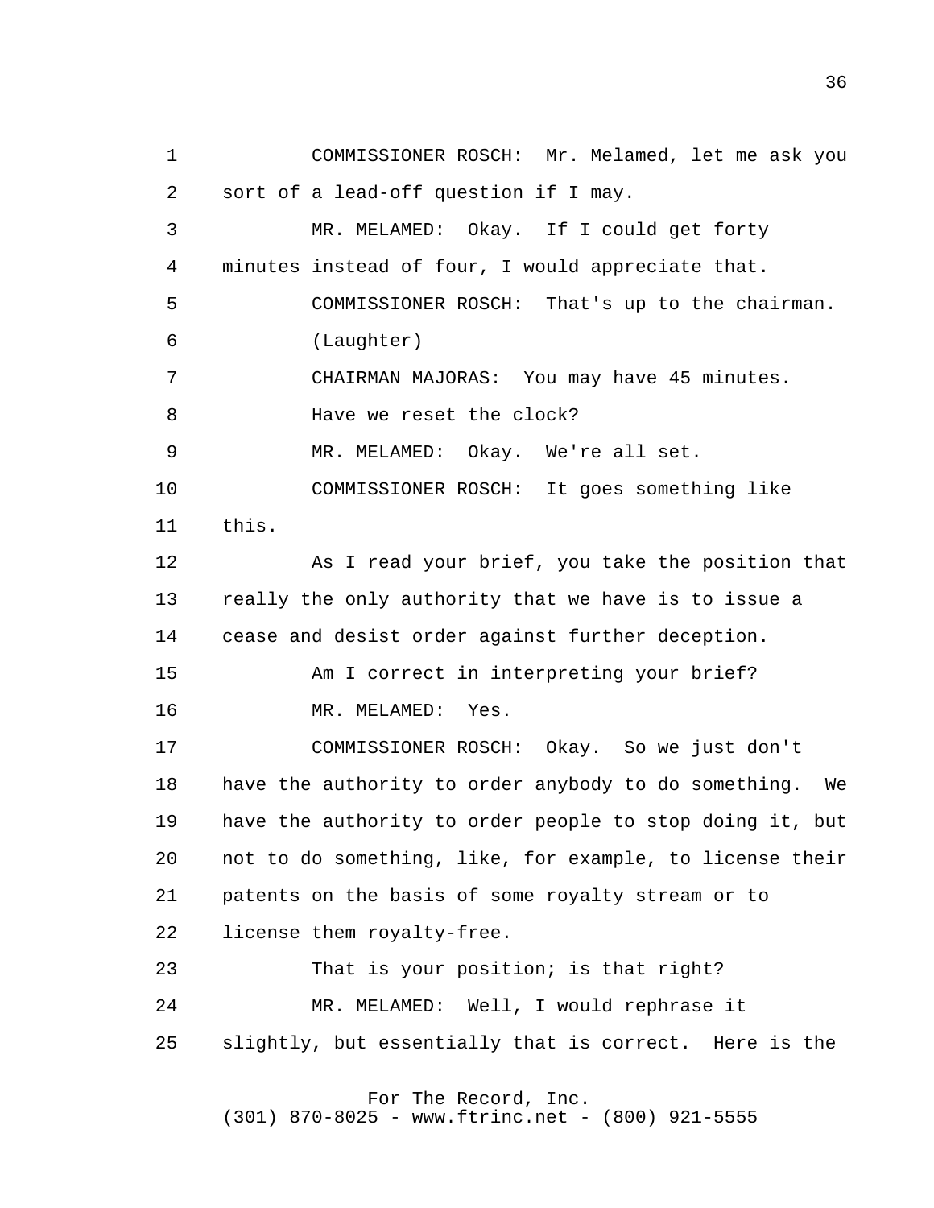COMMISSIONER ROSCH: Mr. Melamed, let me ask you sort of a lead-off question if I may.

MR. MELAMED: Okay. If I could get forty minutes instead of four, I would appreciate that.

COMMISSIONER ROSCH: That's up to the chairman.

(Laughter)

CHAIRMAN MAJORAS: You may have 45 minutes. Have we reset the clock?

MR. MELAMED: Okay. We're all set.

COMMISSIONER ROSCH: It goes something like this.

As I read your brief, you take the position that really the only authority that we have is to issue a cease and desist order against further deception.

Am I correct in interpreting your brief?

MR. MELAMED: Yes.

COMMISSIONER ROSCH: Okay. So we just don't have the authority to order anybody to do something. We have the authority to order people to stop doing it, but not to do something, like, for example, to license their patents on the basis of some royalty stream or to license them royalty-free.

That is your position; is that right?

MR. MELAMED: Well, I would rephrase it slightly, but essentially that is correct. Here is the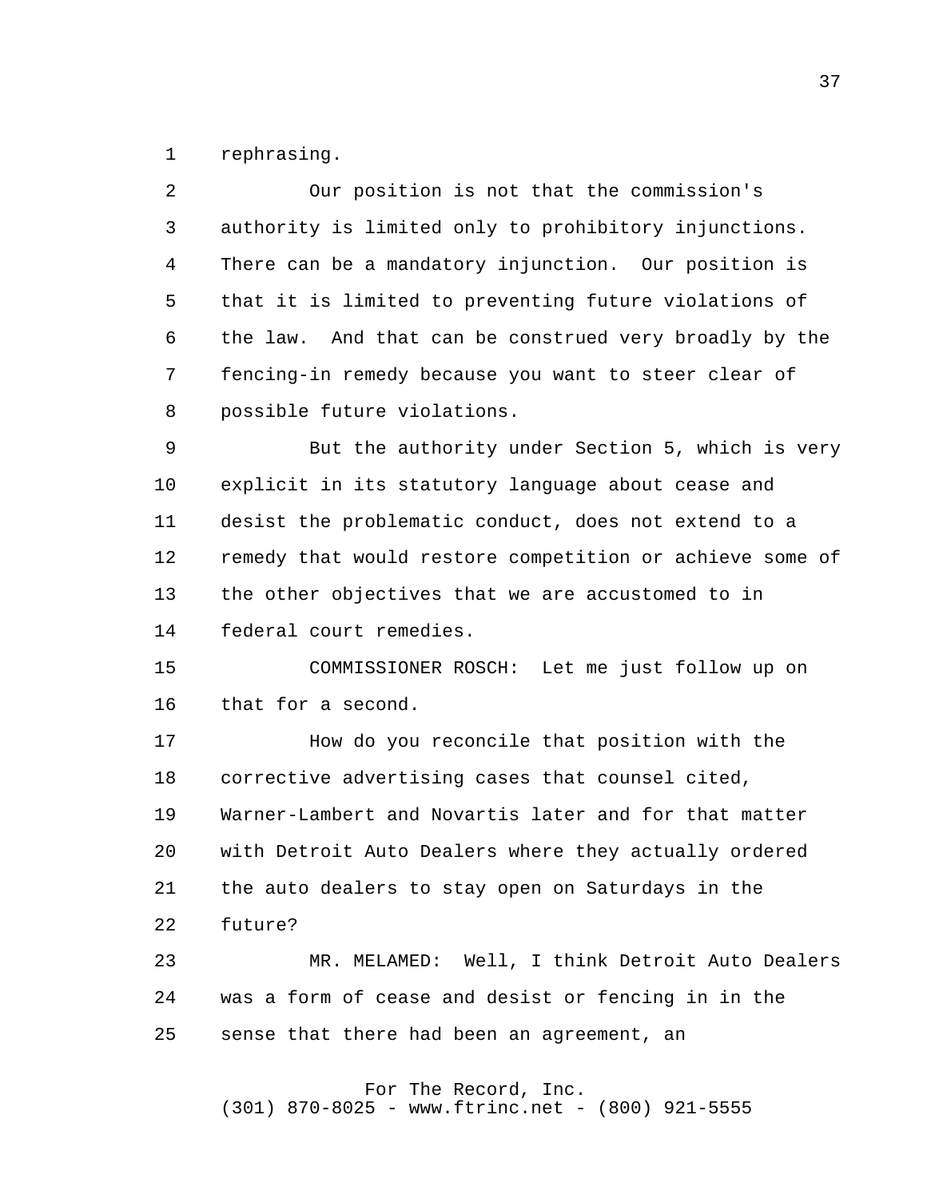rephrasing.

Our position is not that the commission's authority is limited only to prohibitory injunctions. There can be a mandatory injunction. Our position is that it is limited to preventing future violations of the law. And that can be construed very broadly by the fencing-in remedy because you want to steer clear of possible future violations.

But the authority under Section 5, which is very explicit in its statutory language about cease and desist the problematic conduct, does not extend to a remedy that would restore competition or achieve some of the other objectives that we are accustomed to in federal court remedies.

COMMISSIONER ROSCH: Let me just follow up on that for a second.

How do you reconcile that position with the corrective advertising cases that counsel cited, Warner-Lambert and Novartis later and for that matter with Detroit Auto Dealers where they actually ordered the auto dealers to stay open on Saturdays in the future?

MR. MELAMED: Well, I think Detroit Auto Dealers was a form of cease and desist or fencing in in the sense that there had been an agreement, an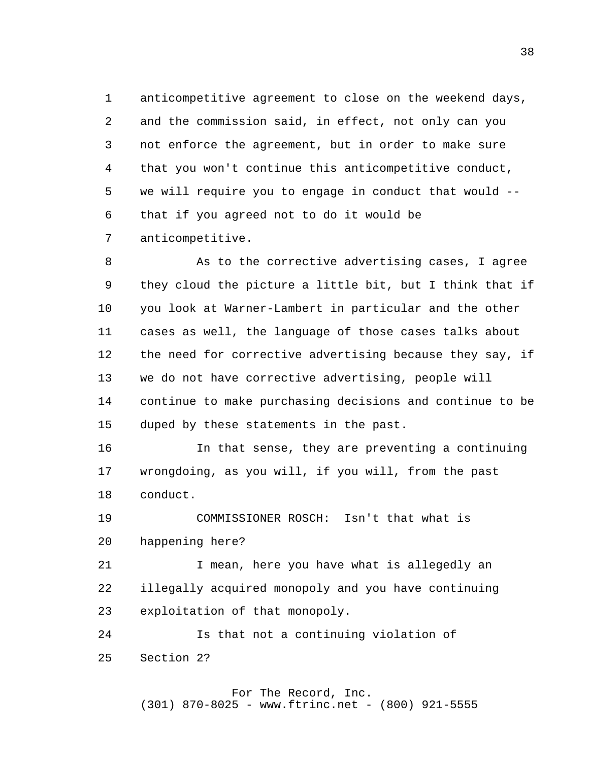anticompetitive agreement to close on the weekend days, and the commission said, in effect, not only can you not enforce the agreement, but in order to make sure that you won't continue this anticompetitive conduct, we will require you to engage in conduct that would -- that if you agreed not to do it would be anticompetitive.

As to the corrective advertising cases, I agree they cloud the picture a little bit, but I think that if you look at Warner-Lambert in particular and the other cases as well, the language of those cases talks about the need for corrective advertising because they say, if we do not have corrective advertising, people will continue to make purchasing decisions and continue to be duped by these statements in the past.

In that sense, they are preventing a continuing wrongdoing, as you will, if you will, from the past conduct.

COMMISSIONER ROSCH: Isn't that what is happening here?

I mean, here you have what is allegedly an illegally acquired monopoly and you have continuing exploitation of that monopoly.

Is that not a continuing violation of Section 2?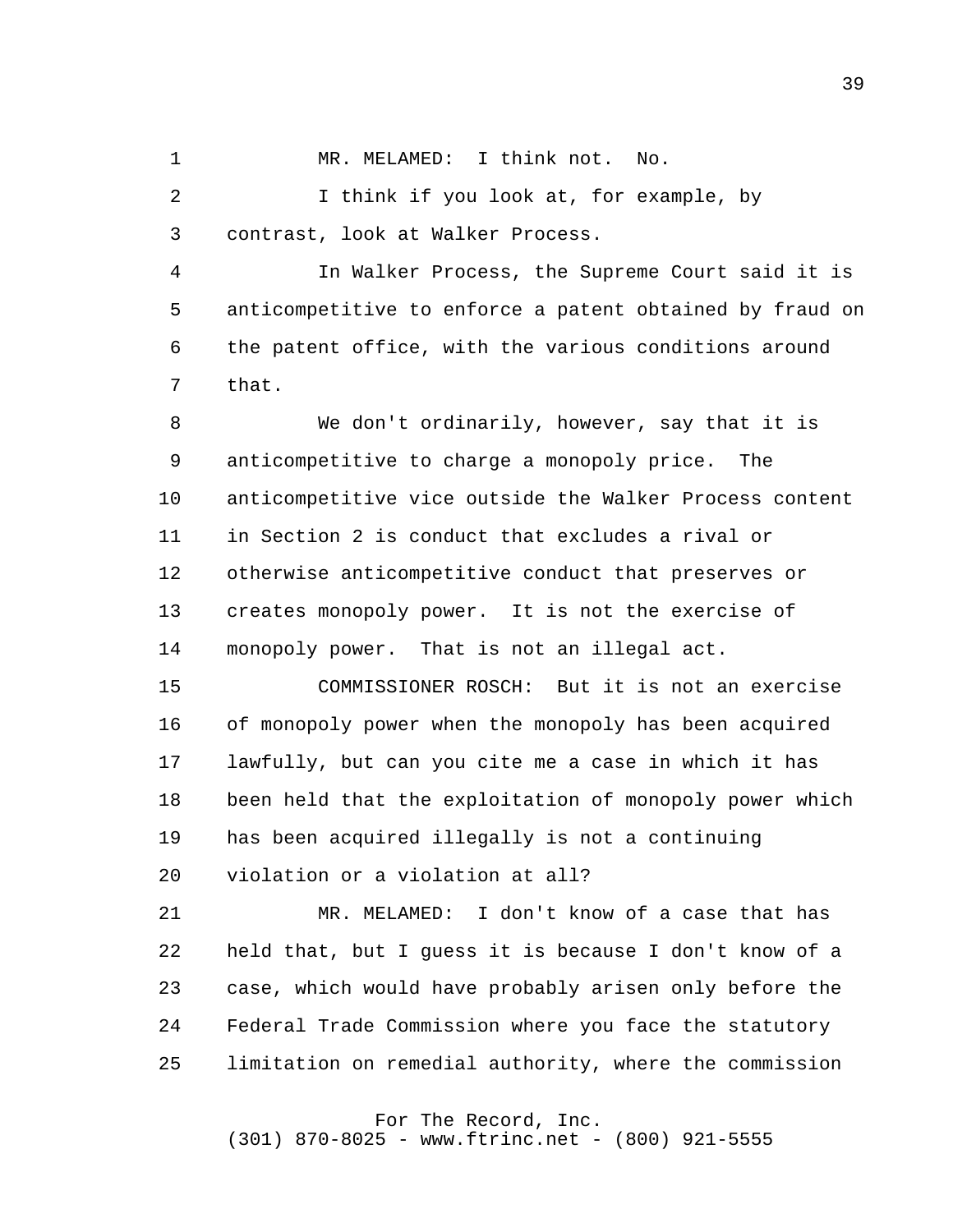MR. MELAMED: I think not. No.

I think if you look at, for example, by contrast, look at Walker Process.

In Walker Process, the Supreme Court said it is anticompetitive to enforce a patent obtained by fraud on the patent office, with the various conditions around that.

We don't ordinarily, however, say that it is anticompetitive to charge a monopoly price. The anticompetitive vice outside the Walker Process content in Section 2 is conduct that excludes a rival or otherwise anticompetitive conduct that preserves or creates monopoly power. It is not the exercise of monopoly power. That is not an illegal act.

COMMISSIONER ROSCH: But it is not an exercise of monopoly power when the monopoly has been acquired lawfully, but can you cite me a case in which it has been held that the exploitation of monopoly power which has been acquired illegally is not a continuing violation or a violation at all?

MR. MELAMED: I don't know of a case that has held that, but I guess it is because I don't know of a case, which would have probably arisen only before the Federal Trade Commission where you face the statutory limitation on remedial authority, where the commission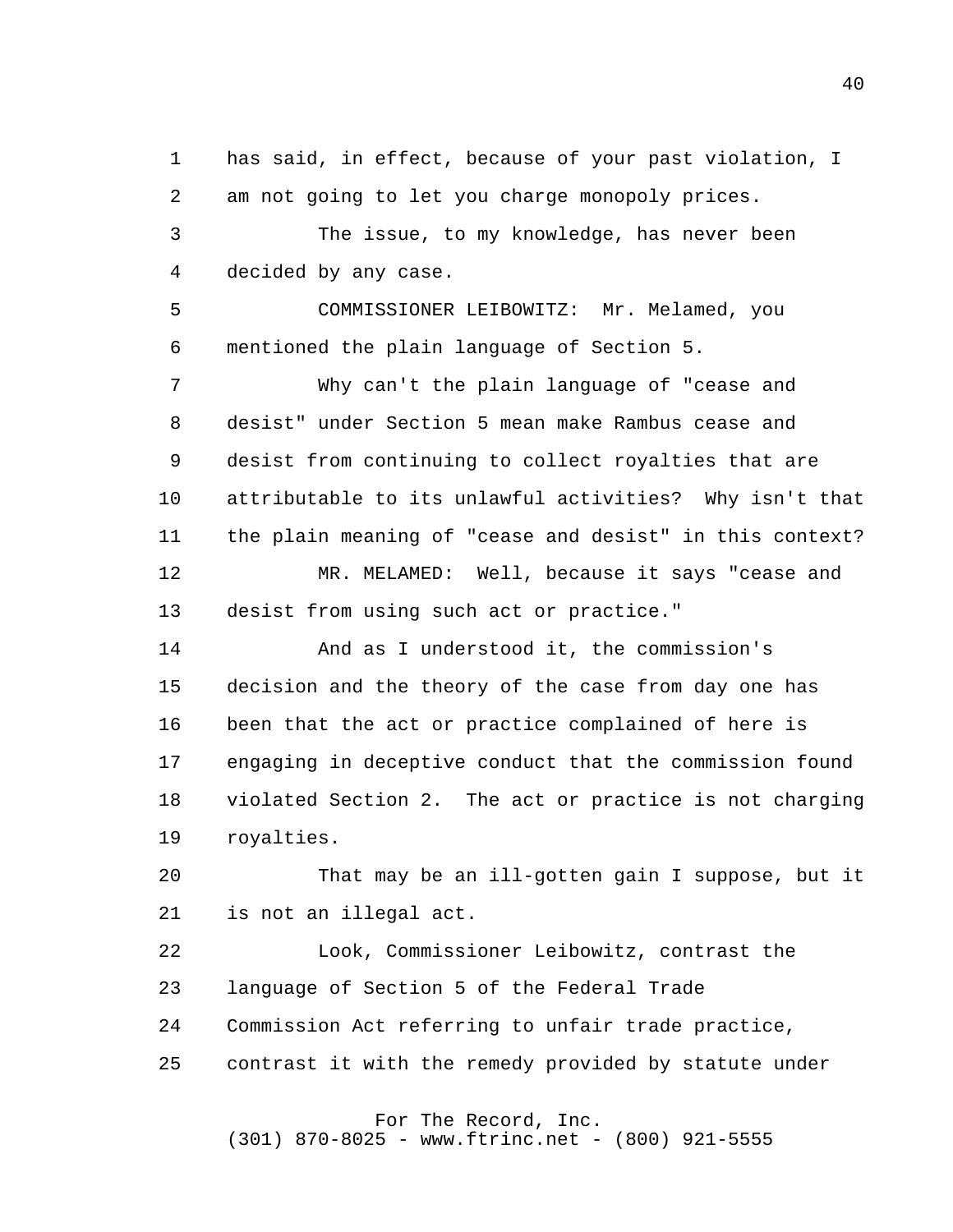has said, in effect, because of your past violation, I am not going to let you charge monopoly prices.

The issue, to my knowledge, has never been decided by any case.

COMMISSIONER LEIBOWITZ: Mr. Melamed, you mentioned the plain language of Section 5.

Why can't the plain language of "cease and desist" under Section 5 mean make Rambus cease and desist from continuing to collect royalties that are attributable to its unlawful activities? Why isn't that the plain meaning of "cease and desist" in this context?

MR. MELAMED: Well, because it says "cease and desist from using such act or practice."

And as I understood it, the commission's decision and the theory of the case from day one has been that the act or practice complained of here is engaging in deceptive conduct that the commission found violated Section 2. The act or practice is not charging royalties.

That may be an ill-gotten gain I suppose, but it is not an illegal act.

Look, Commissioner Leibowitz, contrast the language of Section 5 of the Federal Trade Commission Act referring to unfair trade practice, contrast it with the remedy provided by statute under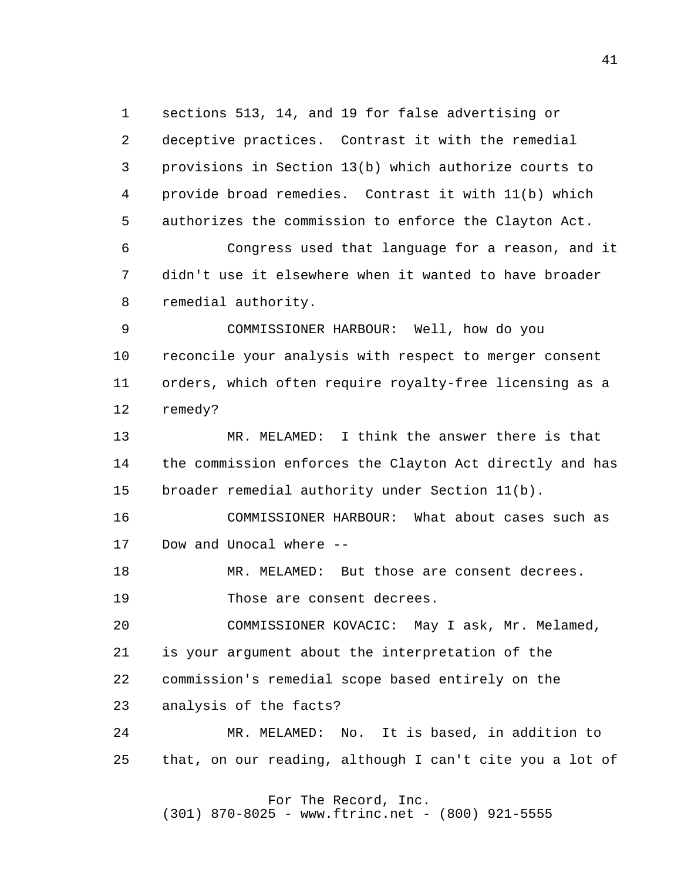sections 513, 14, and 19 for false advertising or deceptive practices. Contrast it with the remedial provisions in Section 13(b) which authorize courts to provide broad remedies. Contrast it with 11(b) which authorizes the commission to enforce the Clayton Act.

Congress used that language for a reason, and it didn't use it elsewhere when it wanted to have broader remedial authority.

COMMISSIONER HARBOUR: Well, how do you reconcile your analysis with respect to merger consent orders, which often require royalty-free licensing as a remedy?

MR. MELAMED: I think the answer there is that the commission enforces the Clayton Act directly and has broader remedial authority under Section 11(b).

COMMISSIONER HARBOUR: What about cases such as Dow and Unocal where --

MR. MELAMED: But those are consent decrees. Those are consent decrees.

COMMISSIONER KOVACIC: May I ask, Mr. Melamed, is your argument about the interpretation of the commission's remedial scope based entirely on the analysis of the facts?

MR. MELAMED: No. It is based, in addition to that, on our reading, although I can't cite you a lot of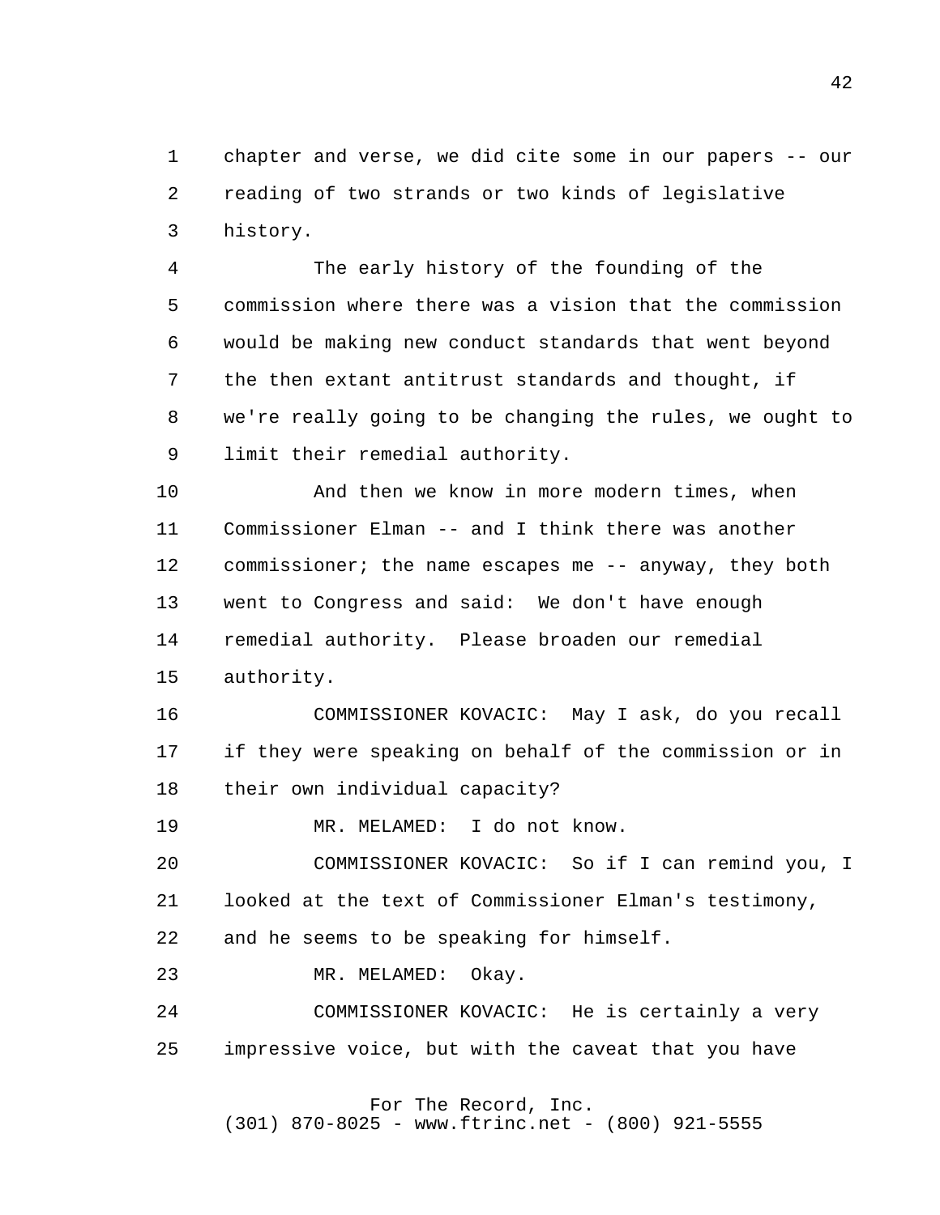chapter and verse, we did cite some in our papers -- our reading of two strands or two kinds of legislative history.

The early history of the founding of the commission where there was a vision that the commission would be making new conduct standards that went beyond the then extant antitrust standards and thought, if we're really going to be changing the rules, we ought to limit their remedial authority.

And then we know in more modern times, when Commissioner Elman -- and I think there was another commissioner; the name escapes me -- anyway, they both went to Congress and said: We don't have enough remedial authority. Please broaden our remedial authority.

COMMISSIONER KOVACIC: May I ask, do you recall if they were speaking on behalf of the commission or in their own individual capacity?

MR. MELAMED: I do not know.

COMMISSIONER KOVACIC: So if I can remind you, I looked at the text of Commissioner Elman's testimony, and he seems to be speaking for himself.

MR. MELAMED: Okay.

COMMISSIONER KOVACIC: He is certainly a very impressive voice, but with the caveat that you have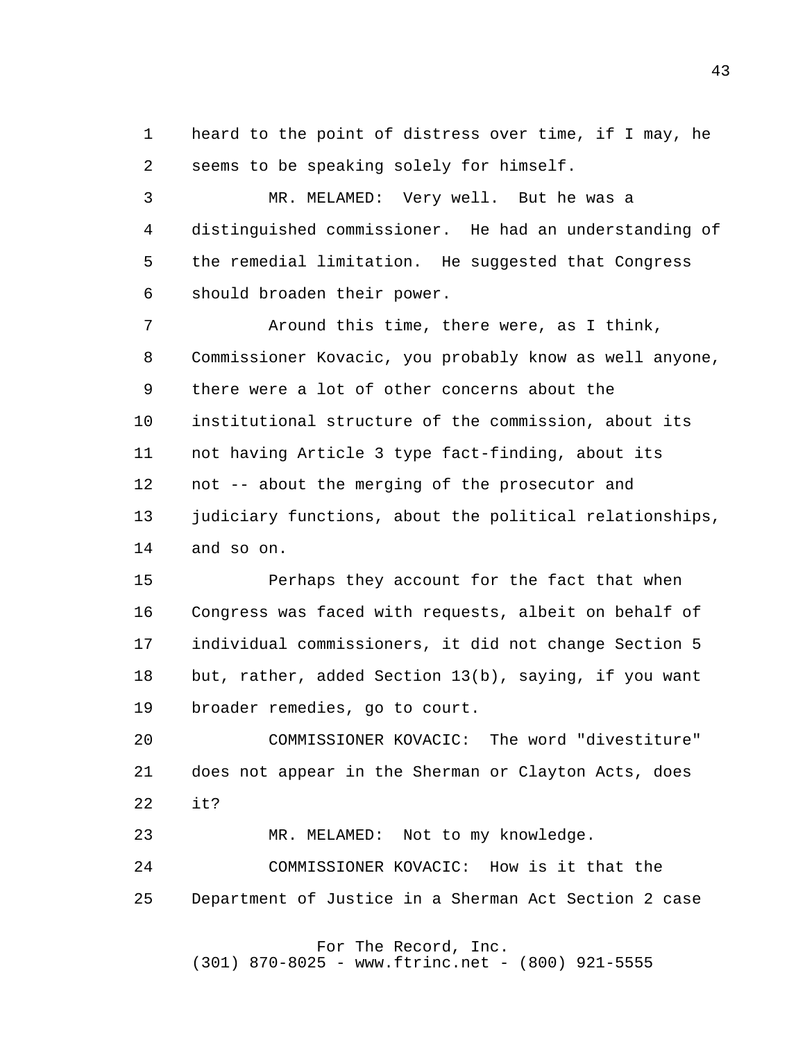heard to the point of distress over time, if I may, he seems to be speaking solely for himself.

MR. MELAMED: Very well. But he was a distinguished commissioner. He had an understanding of the remedial limitation. He suggested that Congress should broaden their power.

Around this time, there were, as I think, Commissioner Kovacic, you probably know as well anyone, there were a lot of other concerns about the institutional structure of the commission, about its not having Article 3 type fact-finding, about its not -- about the merging of the prosecutor and judiciary functions, about the political relationships, and so on.

Perhaps they account for the fact that when Congress was faced with requests, albeit on behalf of individual commissioners, it did not change Section 5 but, rather, added Section 13(b), saying, if you want broader remedies, go to court.

COMMISSIONER KOVACIC: The word "divestiture" does not appear in the Sherman or Clayton Acts, does it?

MR. MELAMED: Not to my knowledge.

COMMISSIONER KOVACIC: How is it that the Department of Justice in a Sherman Act Section 2 case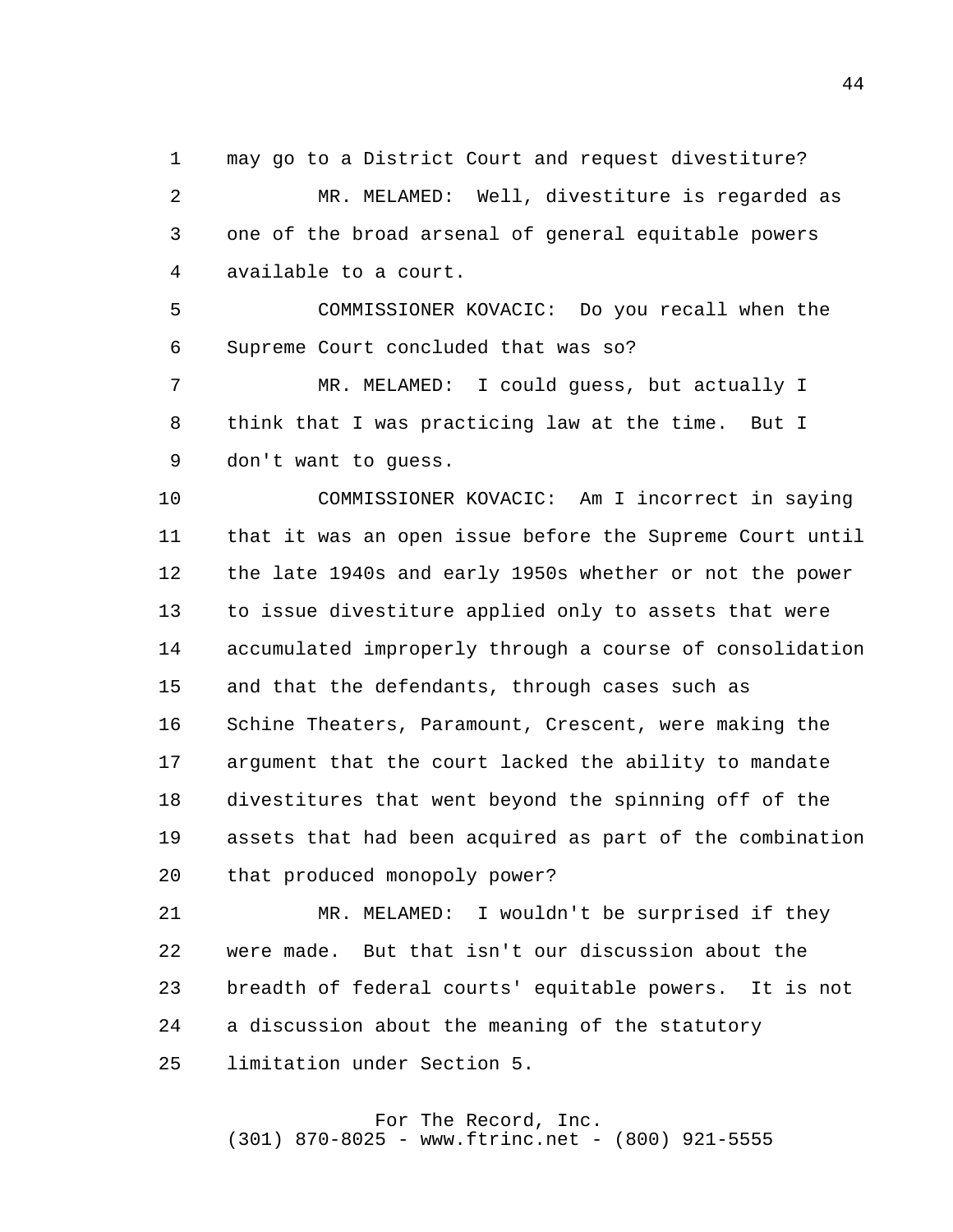may go to a District Court and request divestiture?

MR. MELAMED: Well, divestiture is regarded as one of the broad arsenal of general equitable powers available to a court.

COMMISSIONER KOVACIC: Do you recall when the Supreme Court concluded that was so?

MR. MELAMED: I could guess, but actually I think that I was practicing law at the time. But I don't want to guess.

COMMISSIONER KOVACIC: Am I incorrect in saying that it was an open issue before the Supreme Court until the late 1940s and early 1950s whether or not the power to issue divestiture applied only to assets that were accumulated improperly through a course of consolidation and that the defendants, through cases such as Schine Theaters, Paramount, Crescent, were making the argument that the court lacked the ability to mandate divestitures that went beyond the spinning off of the assets that had been acquired as part of the combination that produced monopoly power?

MR. MELAMED: I wouldn't be surprised if they were made. But that isn't our discussion about the breadth of federal courts' equitable powers. It is not a discussion about the meaning of the statutory limitation under Section 5.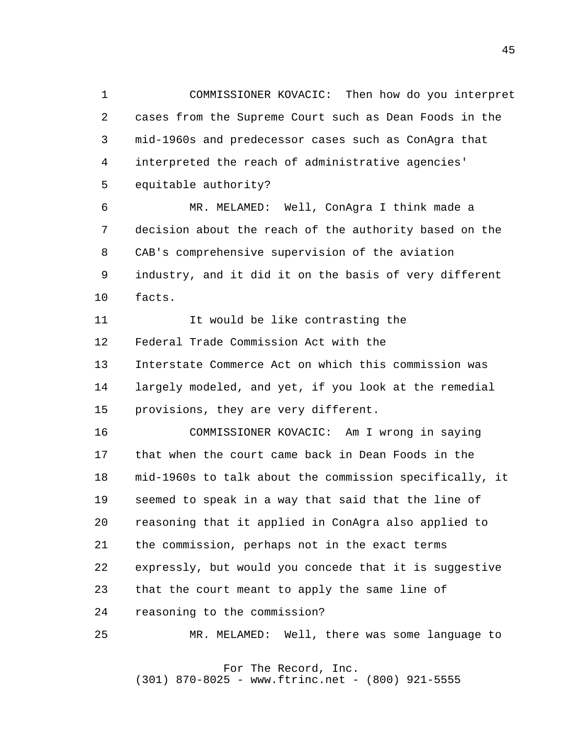COMMISSIONER KOVACIC: Then how do you interpret cases from the Supreme Court such as Dean Foods in the mid-1960s and predecessor cases such as ConAgra that interpreted the reach of administrative agencies' equitable authority?

MR. MELAMED: Well, ConAgra I think made a decision about the reach of the authority based on the CAB's comprehensive supervision of the aviation industry, and it did it on the basis of very different facts.

It would be like contrasting the Federal Trade Commission Act with the Interstate Commerce Act on which this commission was largely modeled, and yet, if you look at the remedial provisions, they are very different.

COMMISSIONER KOVACIC: Am I wrong in saying that when the court came back in Dean Foods in the mid-1960s to talk about the commission specifically, it seemed to speak in a way that said that the line of reasoning that it applied in ConAgra also applied to the commission, perhaps not in the exact terms expressly, but would you concede that it is suggestive that the court meant to apply the same line of reasoning to the commission?

MR. MELAMED: Well, there was some language to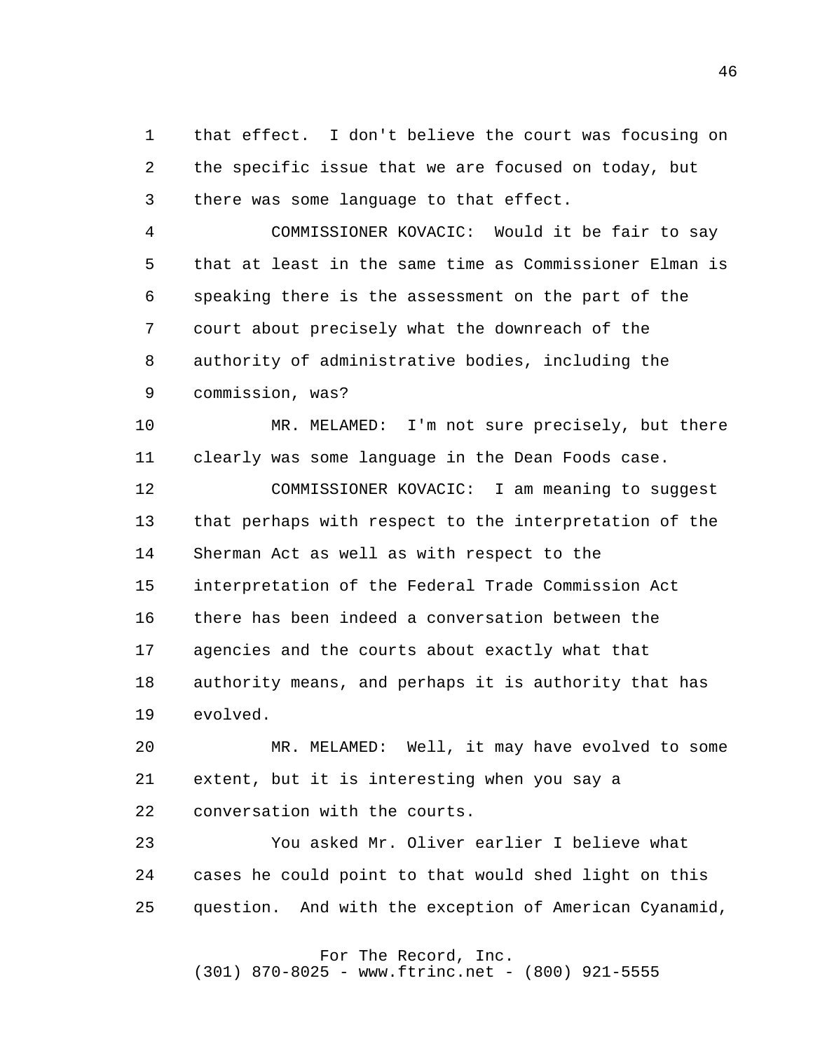that effect. I don't believe the court was focusing on the specific issue that we are focused on today, but there was some language to that effect.

COMMISSIONER KOVACIC: Would it be fair to say that at least in the same time as Commissioner Elman is speaking there is the assessment on the part of the court about precisely what the downreach of the authority of administrative bodies, including the commission, was?

MR. MELAMED: I'm not sure precisely, but there clearly was some language in the Dean Foods case.

COMMISSIONER KOVACIC: I am meaning to suggest that perhaps with respect to the interpretation of the Sherman Act as well as with respect to the interpretation of the Federal Trade Commission Act there has been indeed a conversation between the agencies and the courts about exactly what that authority means, and perhaps it is authority that has evolved.

MR. MELAMED: Well, it may have evolved to some extent, but it is interesting when you say a conversation with the courts.

You asked Mr. Oliver earlier I believe what cases he could point to that would shed light on this question. And with the exception of American Cyanamid,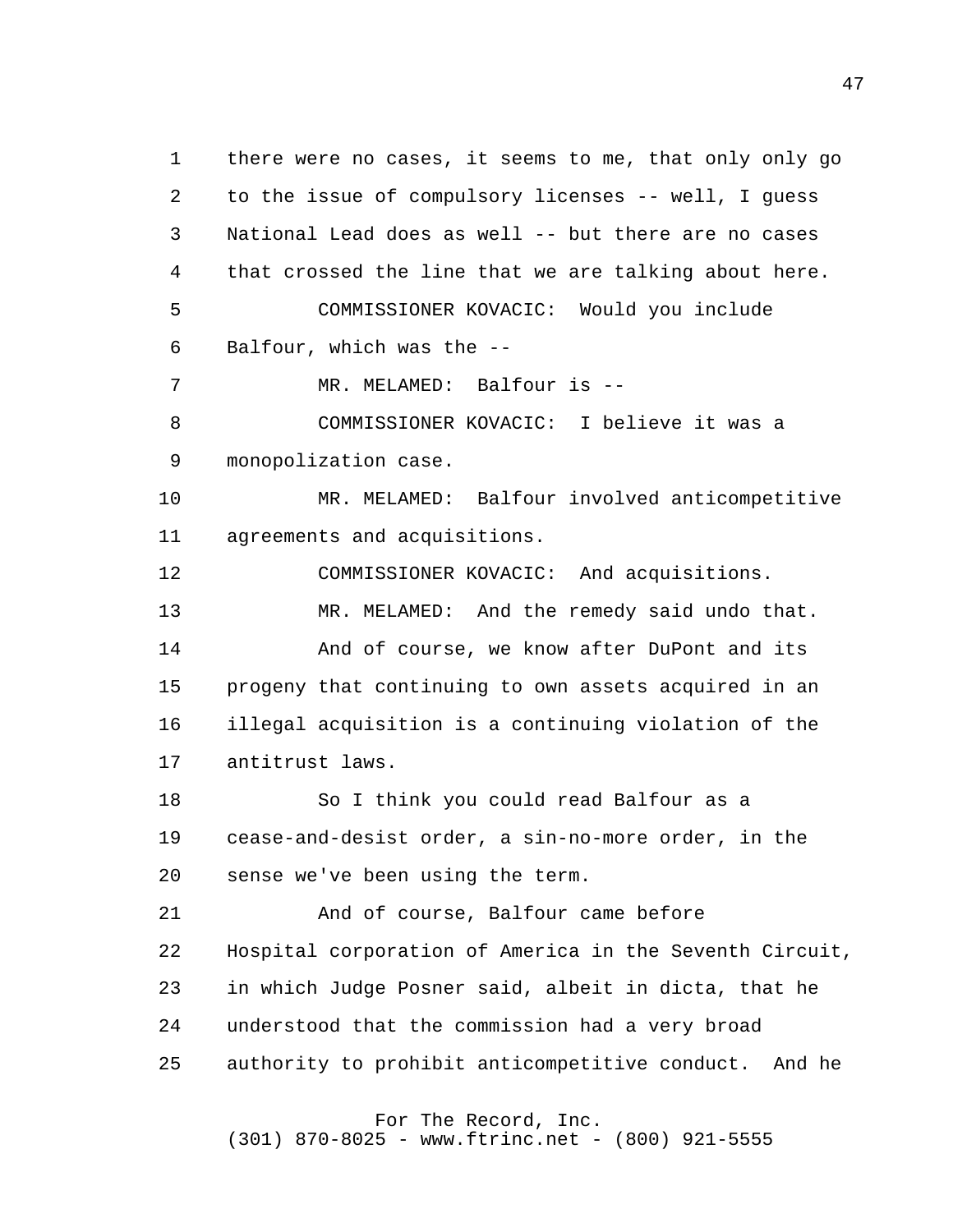there were no cases, it seems to me, that only only go to the issue of compulsory licenses -- well, I guess National Lead does as well -- but there are no cases that crossed the line that we are talking about here.

COMMISSIONER KOVACIC: Would you include Balfour, which was the --

MR. MELAMED: Balfour is --

COMMISSIONER KOVACIC: I believe it was a monopolization case.

MR. MELAMED: Balfour involved anticompetitive agreements and acquisitions.

COMMISSIONER KOVACIC: And acquisitions.

MR. MELAMED: And the remedy said undo that.

And of course, we know after DuPont and its progeny that continuing to own assets acquired in an illegal acquisition is a continuing violation of the antitrust laws.

So I think you could read Balfour as a cease-and-desist order, a sin-no-more order, in the sense we've been using the term.

And of course, Balfour came before Hospital corporation of America in the Seventh Circuit, in which Judge Posner said, albeit in dicta, that he understood that the commission had a very broad authority to prohibit anticompetitive conduct. And he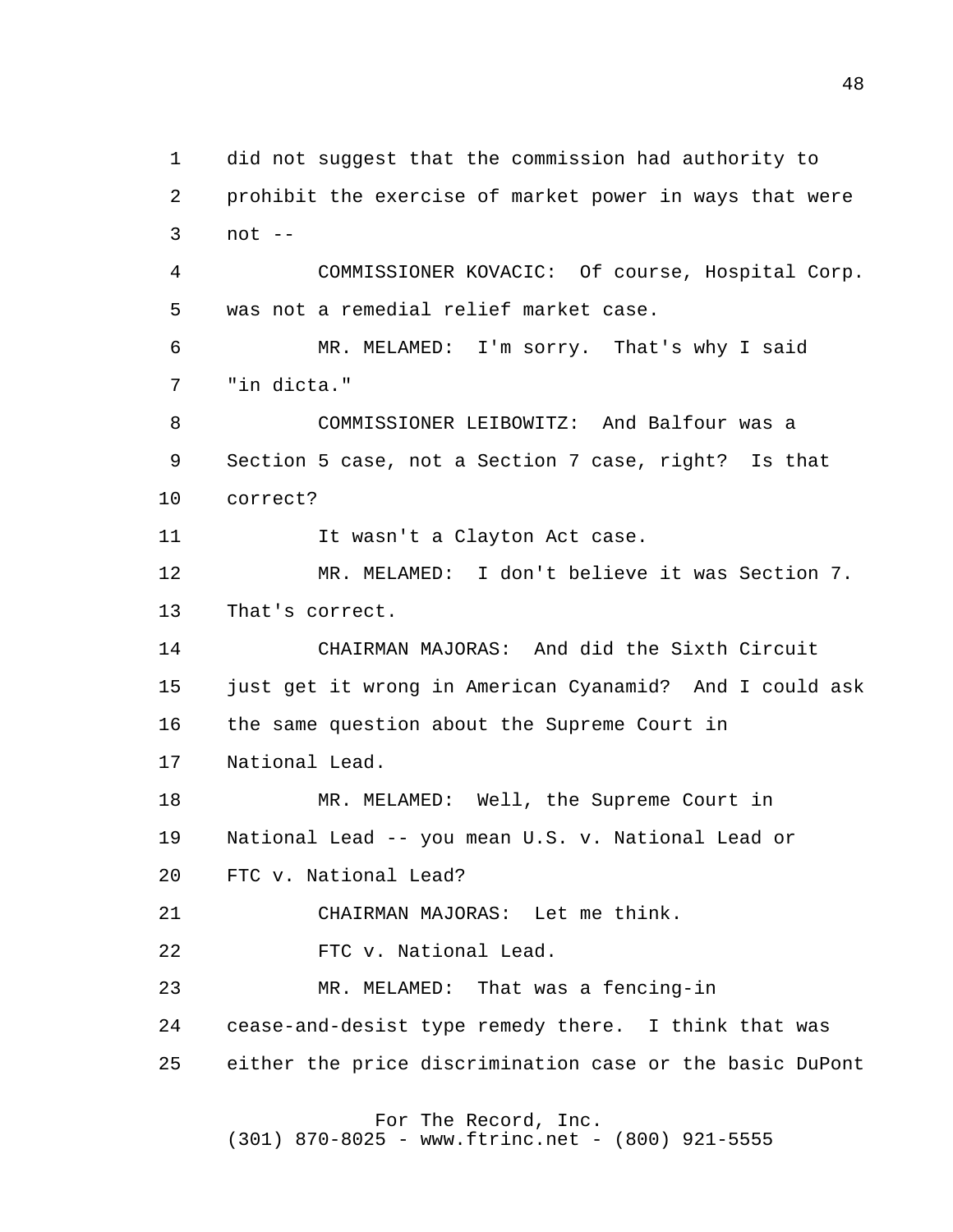did not suggest that the commission had authority to prohibit the exercise of market power in ways that were not --

COMMISSIONER KOVACIC: Of course, Hospital Corp. was not a remedial relief market case.

MR. MELAMED: I'm sorry. That's why I said "in dicta."

COMMISSIONER LEIBOWITZ: And Balfour was a Section 5 case, not a Section 7 case, right? Is that correct?

It wasn't a Clayton Act case.

MR. MELAMED: I don't believe it was Section 7. That's correct.

CHAIRMAN MAJORAS: And did the Sixth Circuit just get it wrong in American Cyanamid? And I could ask the same question about the Supreme Court in National Lead.

MR. MELAMED: Well, the Supreme Court in National Lead -- you mean U.S. v. National Lead or FTC v. National Lead?

CHAIRMAN MAJORAS: Let me think.

FTC v. National Lead.

MR. MELAMED: That was a fencing-in cease-and-desist type remedy there. I think that was either the price discrimination case or the basic DuPont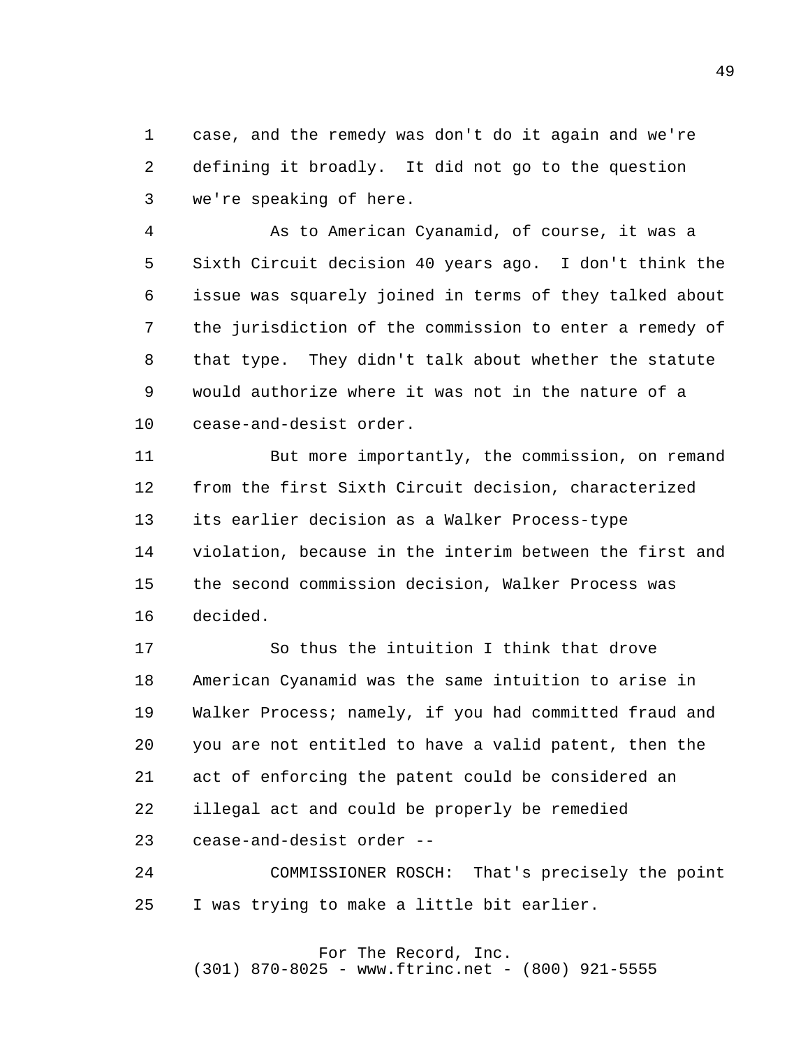case, and the remedy was don't do it again and we're defining it broadly. It did not go to the question we're speaking of here.

As to American Cyanamid, of course, it was a Sixth Circuit decision 40 years ago. I don't think the issue was squarely joined in terms of they talked about the jurisdiction of the commission to enter a remedy of that type. They didn't talk about whether the statute would authorize where it was not in the nature of a cease-and-desist order.

But more importantly, the commission, on remand from the first Sixth Circuit decision, characterized its earlier decision as a Walker Process-type violation, because in the interim between the first and the second commission decision, Walker Process was decided.

So thus the intuition I think that drove American Cyanamid was the same intuition to arise in Walker Process; namely, if you had committed fraud and you are not entitled to have a valid patent, then the act of enforcing the patent could be considered an illegal act and could be properly be remedied cease-and-desist order --

COMMISSIONER ROSCH: That's precisely the point I was trying to make a little bit earlier.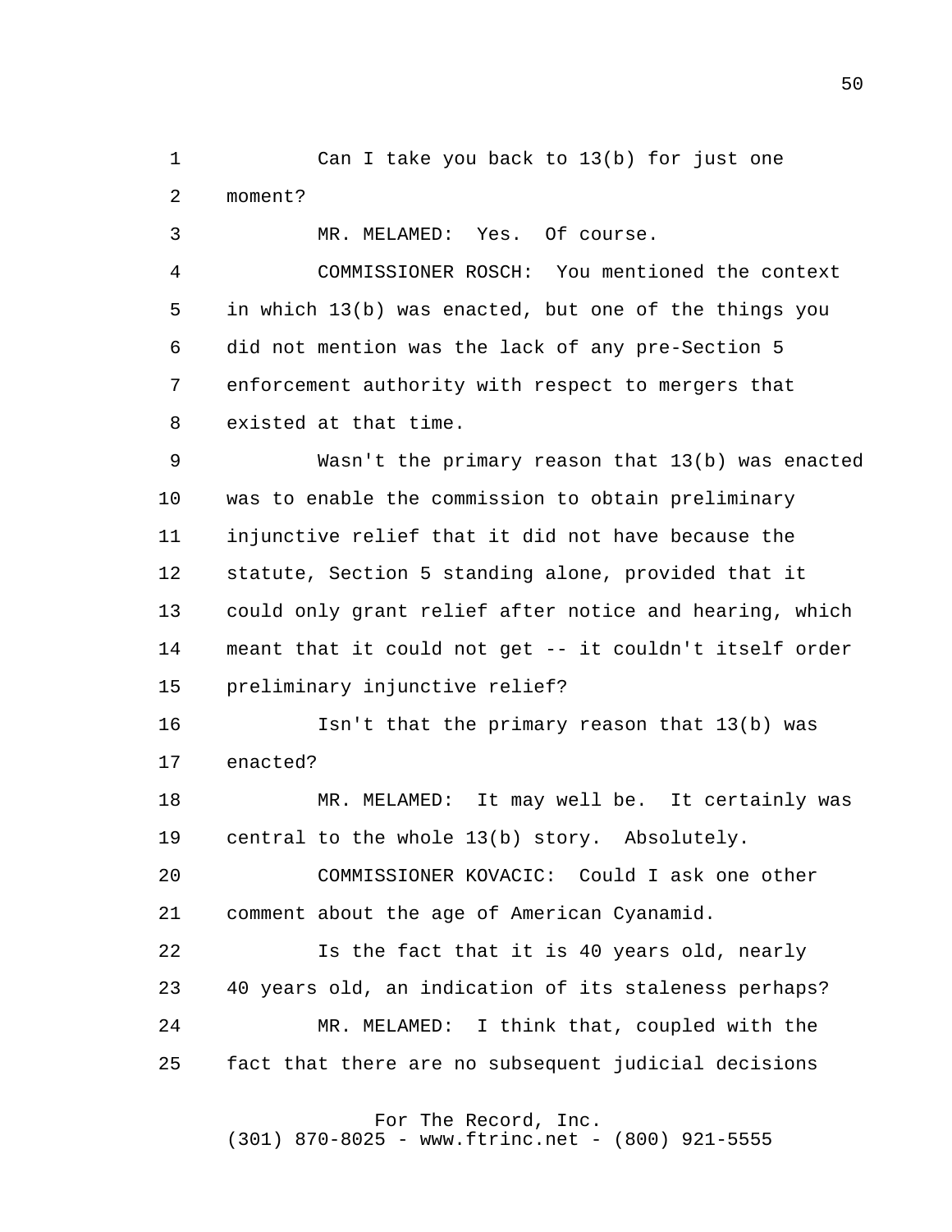Can I take you back to 13(b) for just one moment?

MR. MELAMED: Yes. Of course.

COMMISSIONER ROSCH: You mentioned the context in which 13(b) was enacted, but one of the things you did not mention was the lack of any pre-Section 5 enforcement authority with respect to mergers that existed at that time.

Wasn't the primary reason that 13(b) was enacted was to enable the commission to obtain preliminary injunctive relief that it did not have because the statute, Section 5 standing alone, provided that it could only grant relief after notice and hearing, which meant that it could not get -- it couldn't itself order preliminary injunctive relief?

Isn't that the primary reason that 13(b) was enacted?

MR. MELAMED: It may well be. It certainly was central to the whole 13(b) story. Absolutely.

COMMISSIONER KOVACIC: Could I ask one other comment about the age of American Cyanamid.

Is the fact that it is 40 years old, nearly 40 years old, an indication of its staleness perhaps?

MR. MELAMED: I think that, coupled with the fact that there are no subsequent judicial decisions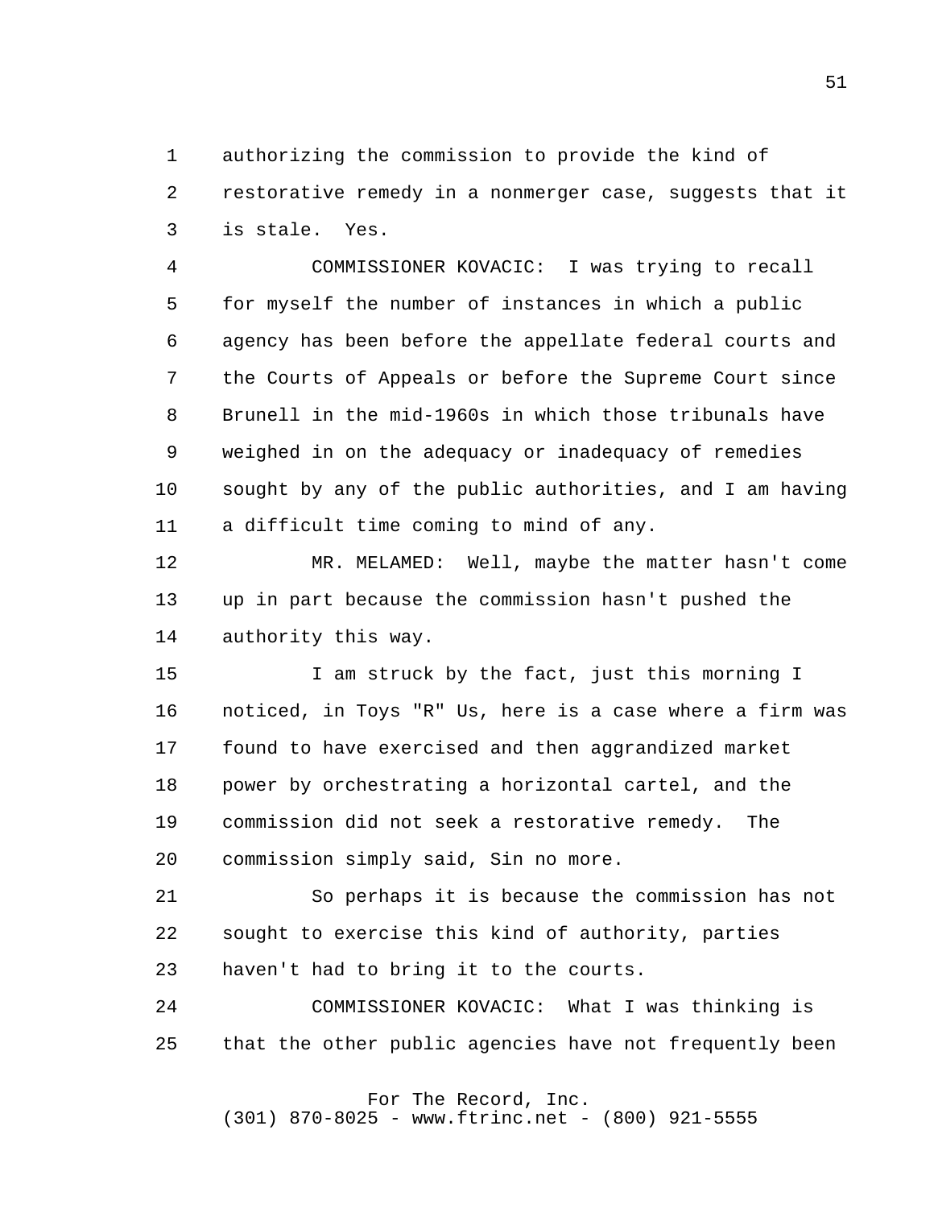authorizing the commission to provide the kind of restorative remedy in a nonmerger case, suggests that it is stale. Yes.

COMMISSIONER KOVACIC: I was trying to recall for myself the number of instances in which a public agency has been before the appellate federal courts and the Courts of Appeals or before the Supreme Court since Brunell in the mid-1960s in which those tribunals have weighed in on the adequacy or inadequacy of remedies sought by any of the public authorities, and I am having a difficult time coming to mind of any.

MR. MELAMED: Well, maybe the matter hasn't come up in part because the commission hasn't pushed the authority this way.

I am struck by the fact, just this morning I noticed, in Toys "R" Us, here is a case where a firm was found to have exercised and then aggrandized market power by orchestrating a horizontal cartel, and the commission did not seek a restorative remedy. The commission simply said, Sin no more.

So perhaps it is because the commission has not sought to exercise this kind of authority, parties haven't had to bring it to the courts.

COMMISSIONER KOVACIC: What I was thinking is that the other public agencies have not frequently been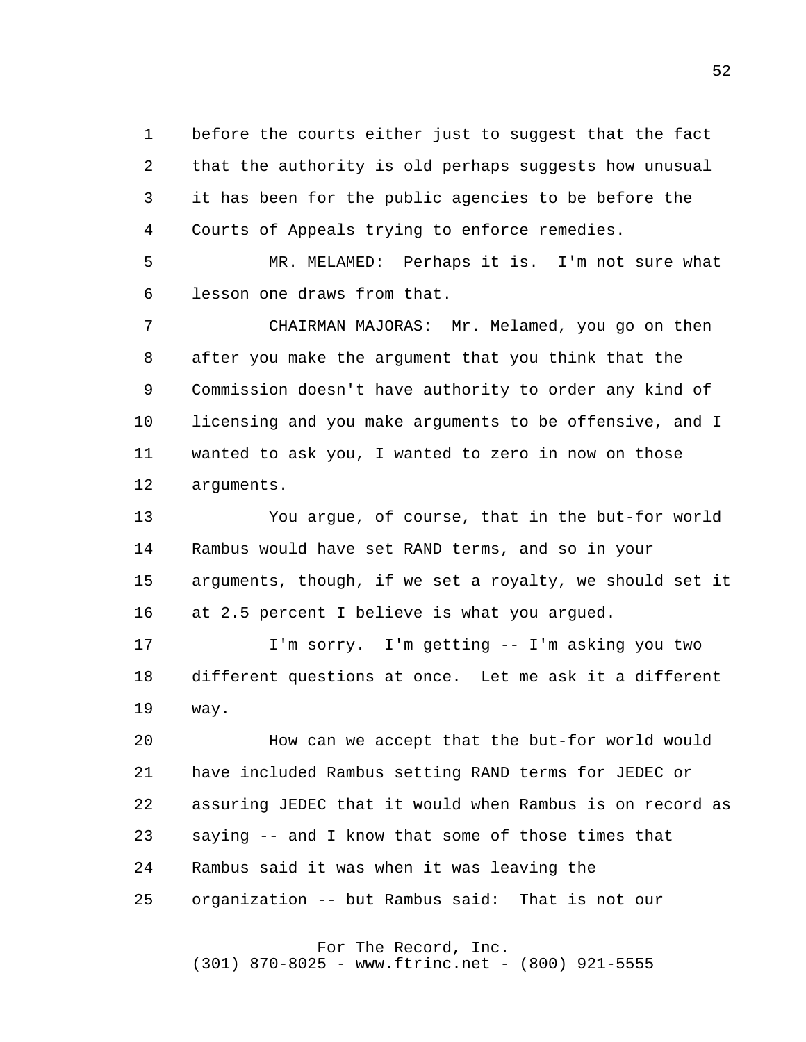before the courts either just to suggest that the fact that the authority is old perhaps suggests how unusual it has been for the public agencies to be before the Courts of Appeals trying to enforce remedies.

MR. MELAMED: Perhaps it is. I'm not sure what lesson one draws from that.

CHAIRMAN MAJORAS: Mr. Melamed, you go on then after you make the argument that you think that the Commission doesn't have authority to order any kind of licensing and you make arguments to be offensive, and I wanted to ask you, I wanted to zero in now on those arguments.

You argue, of course, that in the but-for world Rambus would have set RAND terms, and so in your arguments, though, if we set a royalty, we should set it at 2.5 percent I believe is what you argued.

I'm sorry. I'm getting -- I'm asking you two different questions at once. Let me ask it a different way.

How can we accept that the but-for world would have included Rambus setting RAND terms for JEDEC or assuring JEDEC that it would when Rambus is on record as saying -- and I know that some of those times that Rambus said it was when it was leaving the organization -- but Rambus said: That is not our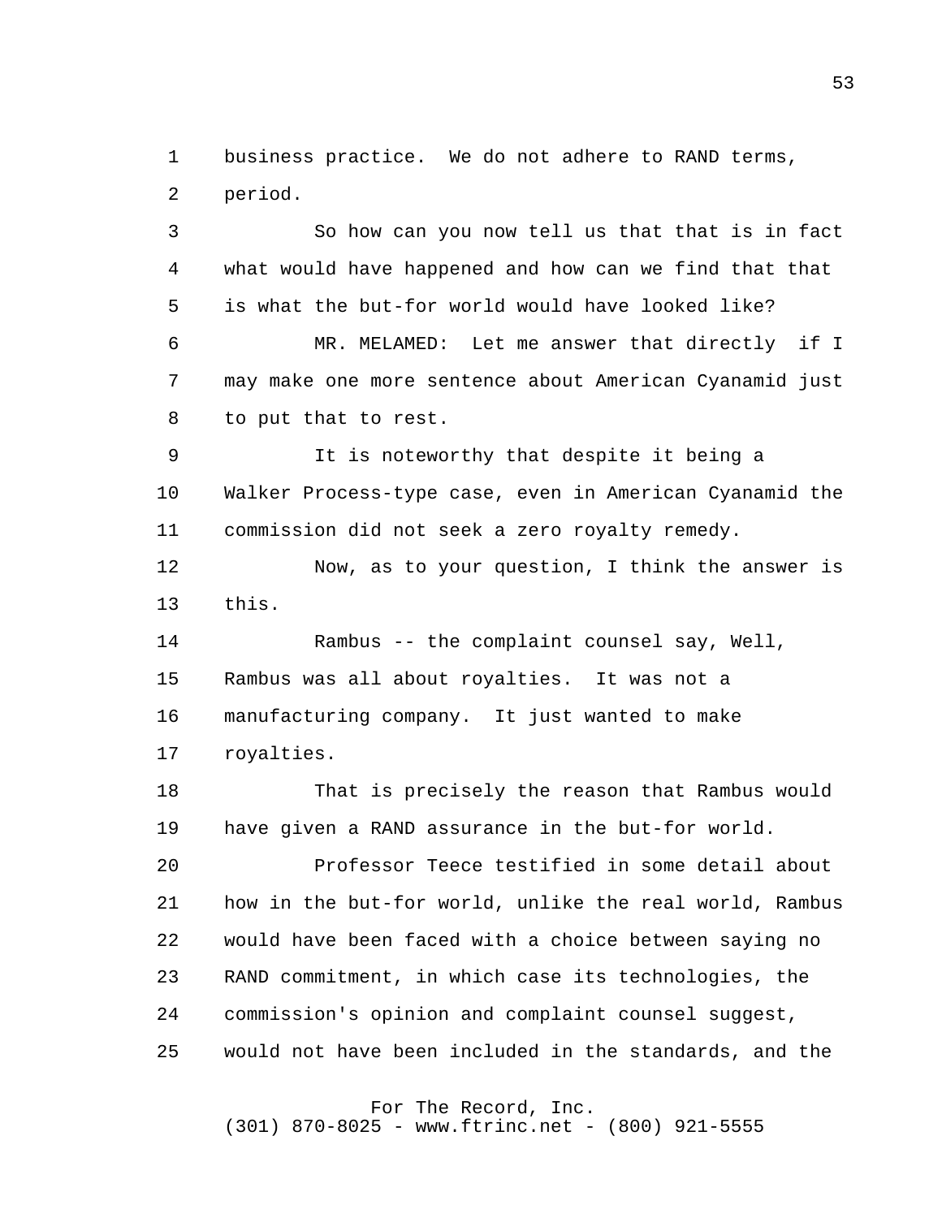business practice. We do not adhere to RAND terms, period.

So how can you now tell us that that is in fact what would have happened and how can we find that that is what the but-for world would have looked like?

MR. MELAMED: Let me answer that directly if I may make one more sentence about American Cyanamid just to put that to rest.

It is noteworthy that despite it being a Walker Process-type case, even in American Cyanamid the commission did not seek a zero royalty remedy.

Now, as to your question, I think the answer is this.

Rambus -- the complaint counsel say, Well, Rambus was all about royalties. It was not a manufacturing company. It just wanted to make royalties.

That is precisely the reason that Rambus would have given a RAND assurance in the but-for world.

Professor Teece testified in some detail about how in the but-for world, unlike the real world, Rambus would have been faced with a choice between saying no RAND commitment, in which case its technologies, the commission's opinion and complaint counsel suggest, would not have been included in the standards, and the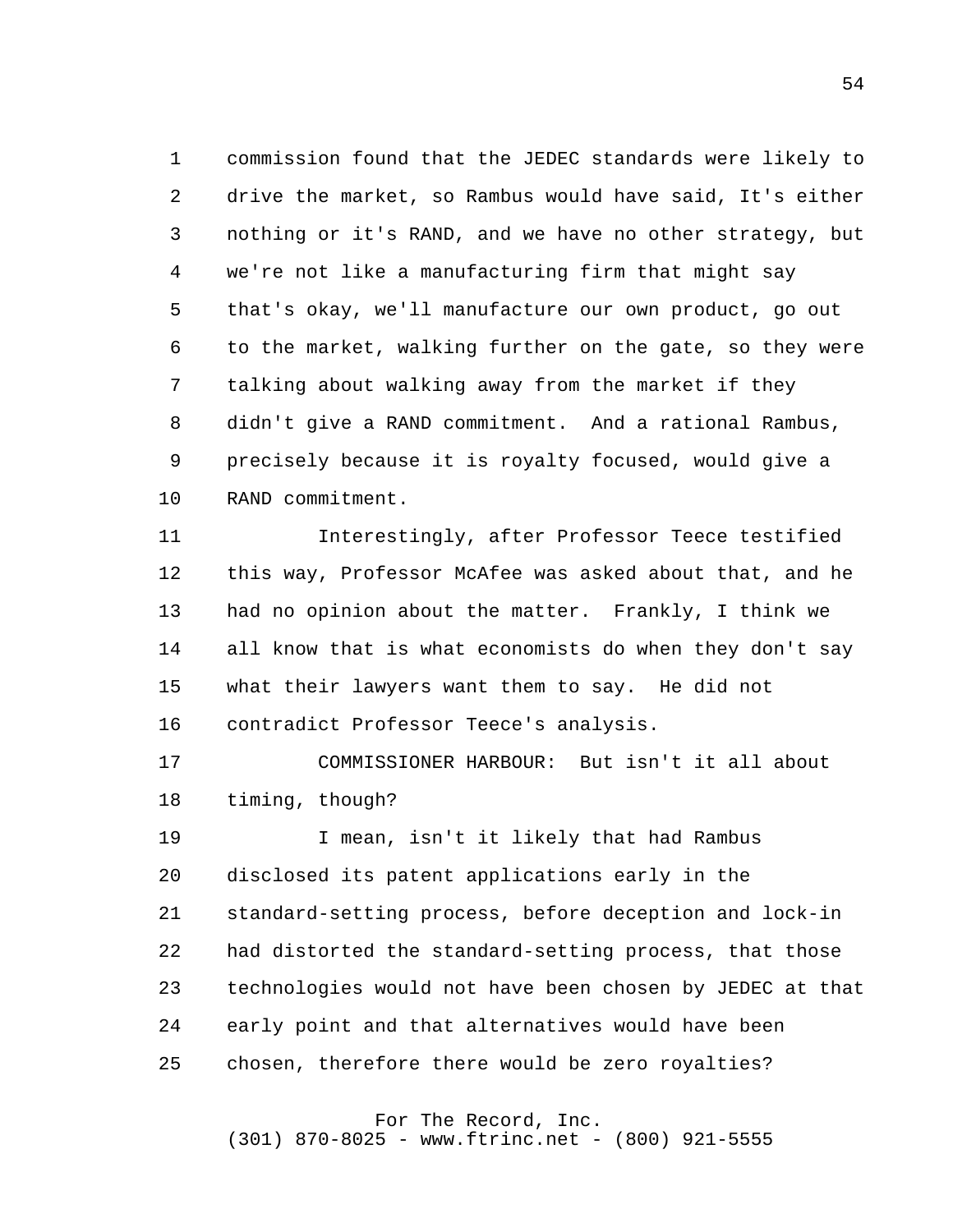commission found that the JEDEC standards were likely to drive the market, so Rambus would have said, It's either nothing or it's RAND, and we have no other strategy, but we're not like a manufacturing firm that might say that's okay, we'll manufacture our own product, go out to the market, walking further on the gate, so they were talking about walking away from the market if they didn't give a RAND commitment. And a rational Rambus, precisely because it is royalty focused, would give a RAND commitment.

Interestingly, after Professor Teece testified this way, Professor McAfee was asked about that, and he had no opinion about the matter. Frankly, I think we all know that is what economists do when they don't say what their lawyers want them to say. He did not contradict Professor Teece's analysis.

COMMISSIONER HARBOUR: But isn't it all about timing, though?

I mean, isn't it likely that had Rambus disclosed its patent applications early in the standard-setting process, before deception and lock-in had distorted the standard-setting process, that those technologies would not have been chosen by JEDEC at that early point and that alternatives would have been chosen, therefore there would be zero royalties?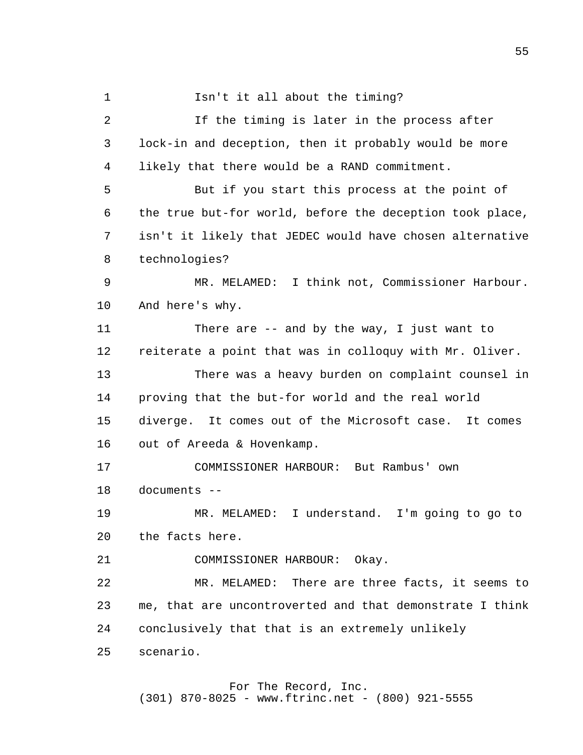Isn't it all about the timing?

If the timing is later in the process after lock-in and deception, then it probably would be more likely that there would be a RAND commitment.

But if you start this process at the point of the true but-for world, before the deception took place, isn't it likely that JEDEC would have chosen alternative technologies?

MR. MELAMED: I think not, Commissioner Harbour. And here's why.

There are -- and by the way, I just want to reiterate a point that was in colloquy with Mr. Oliver.

There was a heavy burden on complaint counsel in proving that the but-for world and the real world diverge. It comes out of the Microsoft case. It comes out of Areeda & Hovenkamp.

COMMISSIONER HARBOUR: But Rambus' own documents --

MR. MELAMED: I understand. I'm going to go to the facts here.

COMMISSIONER HARBOUR: Okay.

MR. MELAMED: There are three facts, it seems to me, that are uncontroverted and that demonstrate I think conclusively that that is an extremely unlikely scenario.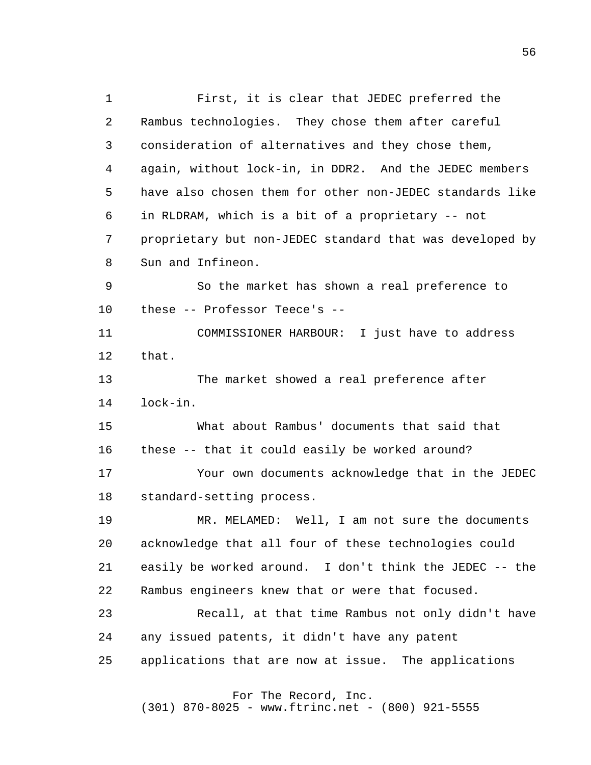First, it is clear that JEDEC preferred the Rambus technologies. They chose them after careful consideration of alternatives and they chose them, again, without lock-in, in DDR2. And the JEDEC members have also chosen them for other non-JEDEC standards like in RLDRAM, which is a bit of a proprietary -- not proprietary but non-JEDEC standard that was developed by Sun and Infineon.

So the market has shown a real preference to these -- Professor Teece's --

COMMISSIONER HARBOUR: I just have to address that.

The market showed a real preference after lock-in.

What about Rambus' documents that said that these -- that it could easily be worked around?

Your own documents acknowledge that in the JEDEC standard-setting process.

MR. MELAMED: Well, I am not sure the documents acknowledge that all four of these technologies could easily be worked around. I don't think the JEDEC -- the Rambus engineers knew that or were that focused.

Recall, at that time Rambus not only didn't have any issued patents, it didn't have any patent applications that are now at issue. The applications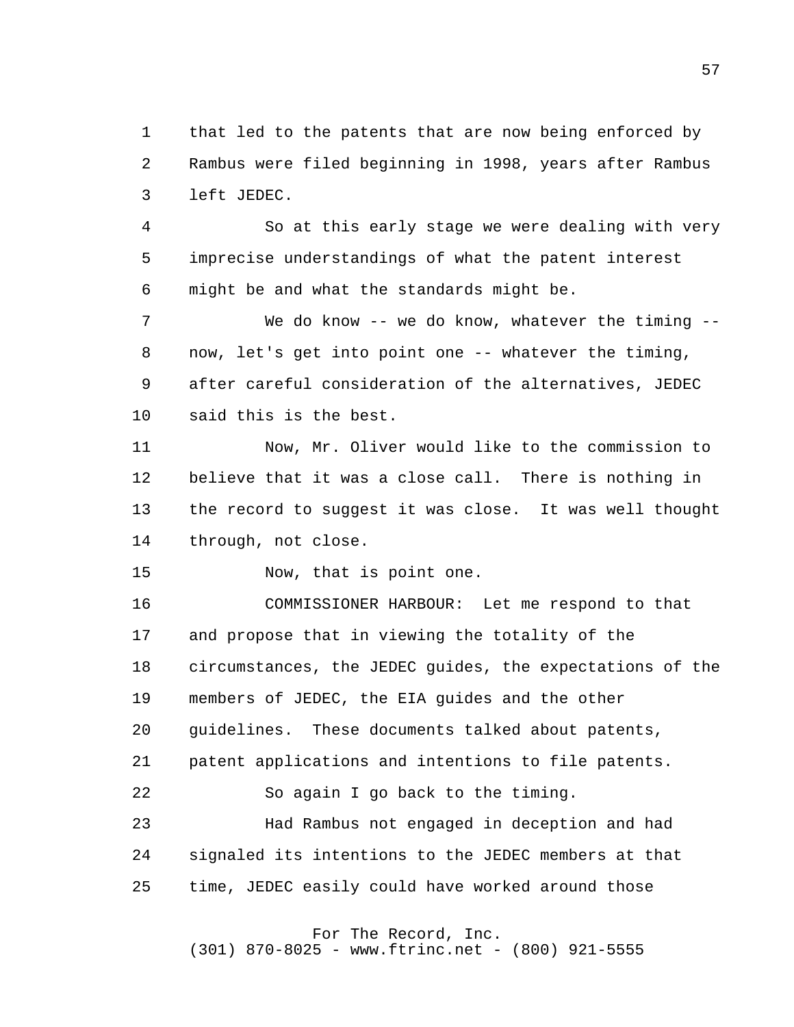that led to the patents that are now being enforced by Rambus were filed beginning in 1998, years after Rambus left JEDEC.

So at this early stage we were dealing with very imprecise understandings of what the patent interest might be and what the standards might be.

We do know -- we do know, whatever the timing -- now, let's get into point one -- whatever the timing, after careful consideration of the alternatives, JEDEC said this is the best.

Now, Mr. Oliver would like to the commission to believe that it was a close call. There is nothing in the record to suggest it was close. It was well thought through, not close.

Now, that is point one.

COMMISSIONER HARBOUR: Let me respond to that and propose that in viewing the totality of the circumstances, the JEDEC guides, the expectations of the members of JEDEC, the EIA guides and the other guidelines. These documents talked about patents, patent applications and intentions to file patents.

So again I go back to the timing.

Had Rambus not engaged in deception and had signaled its intentions to the JEDEC members at that time, JEDEC easily could have worked around those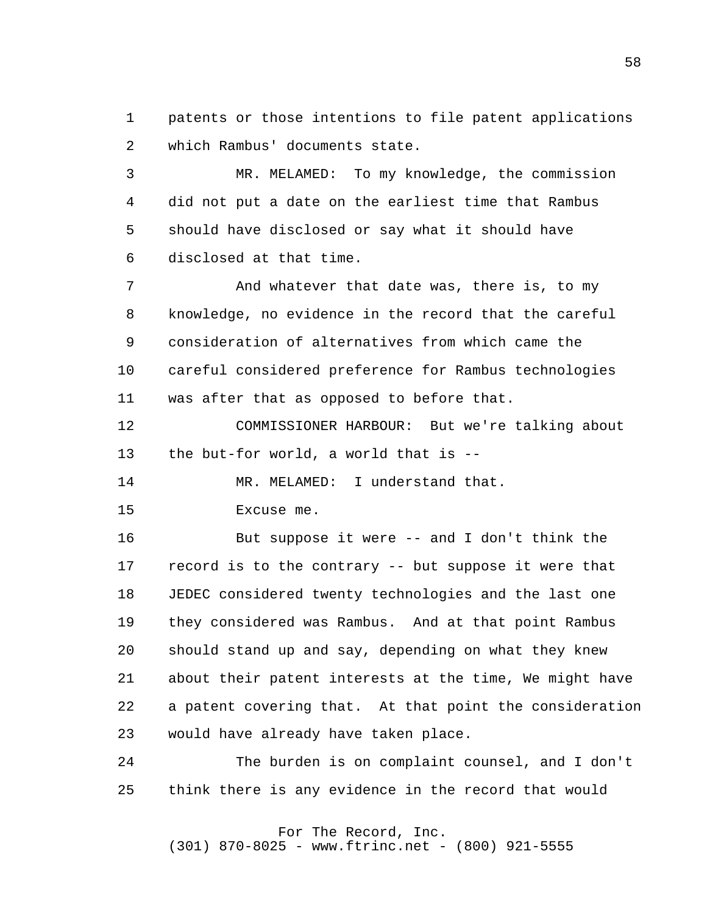patents or those intentions to file patent applications which Rambus' documents state.

MR. MELAMED: To my knowledge, the commission did not put a date on the earliest time that Rambus should have disclosed or say what it should have disclosed at that time.

And whatever that date was, there is, to my knowledge, no evidence in the record that the careful consideration of alternatives from which came the careful considered preference for Rambus technologies was after that as opposed to before that.

COMMISSIONER HARBOUR: But we're talking about the but-for world, a world that is --

MR. MELAMED: I understand that.

Excuse me.

But suppose it were -- and I don't think the record is to the contrary -- but suppose it were that JEDEC considered twenty technologies and the last one they considered was Rambus. And at that point Rambus should stand up and say, depending on what they knew about their patent interests at the time, We might have a patent covering that. At that point the consideration would have already have taken place.

The burden is on complaint counsel, and I don't think there is any evidence in the record that would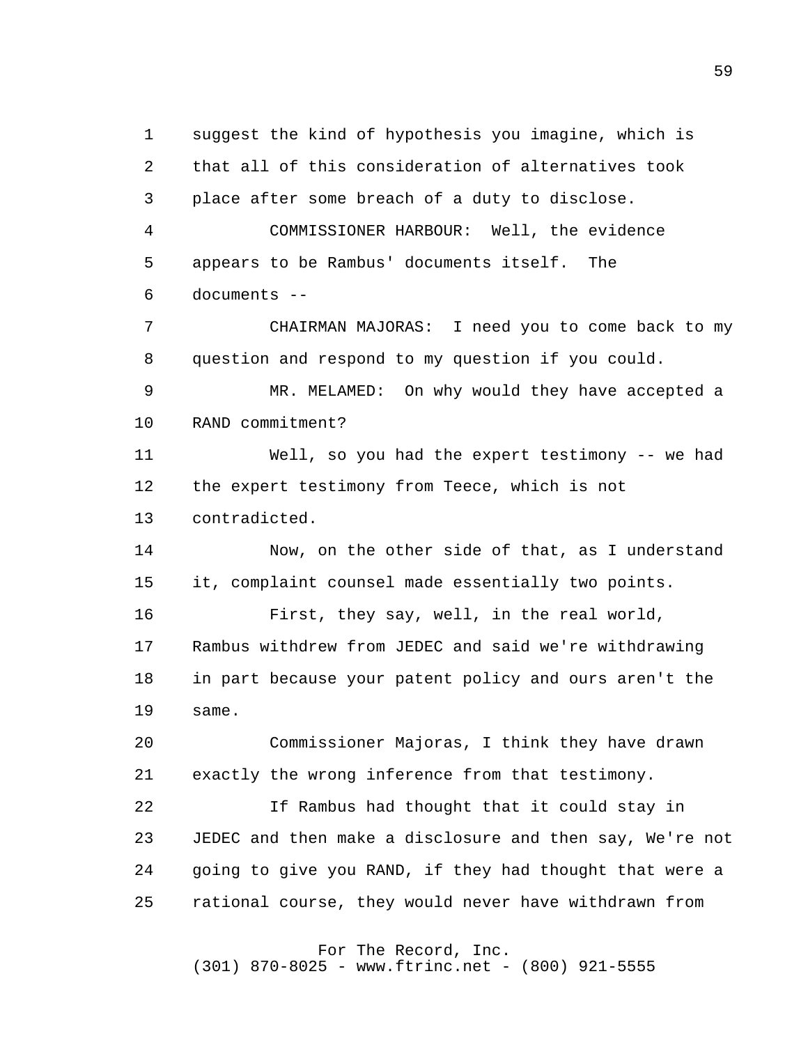suggest the kind of hypothesis you imagine, which is that all of this consideration of alternatives took place after some breach of a duty to disclose.

COMMISSIONER HARBOUR: Well, the evidence appears to be Rambus' documents itself. The documents --

CHAIRMAN MAJORAS: I need you to come back to my question and respond to my question if you could.

MR. MELAMED: On why would they have accepted a RAND commitment?

Well, so you had the expert testimony -- we had the expert testimony from Teece, which is not contradicted.

Now, on the other side of that, as I understand it, complaint counsel made essentially two points.

First, they say, well, in the real world, Rambus withdrew from JEDEC and said we're withdrawing in part because your patent policy and ours aren't the same.

Commissioner Majoras, I think they have drawn exactly the wrong inference from that testimony.

If Rambus had thought that it could stay in JEDEC and then make a disclosure and then say, We're not going to give you RAND, if they had thought that were a rational course, they would never have withdrawn from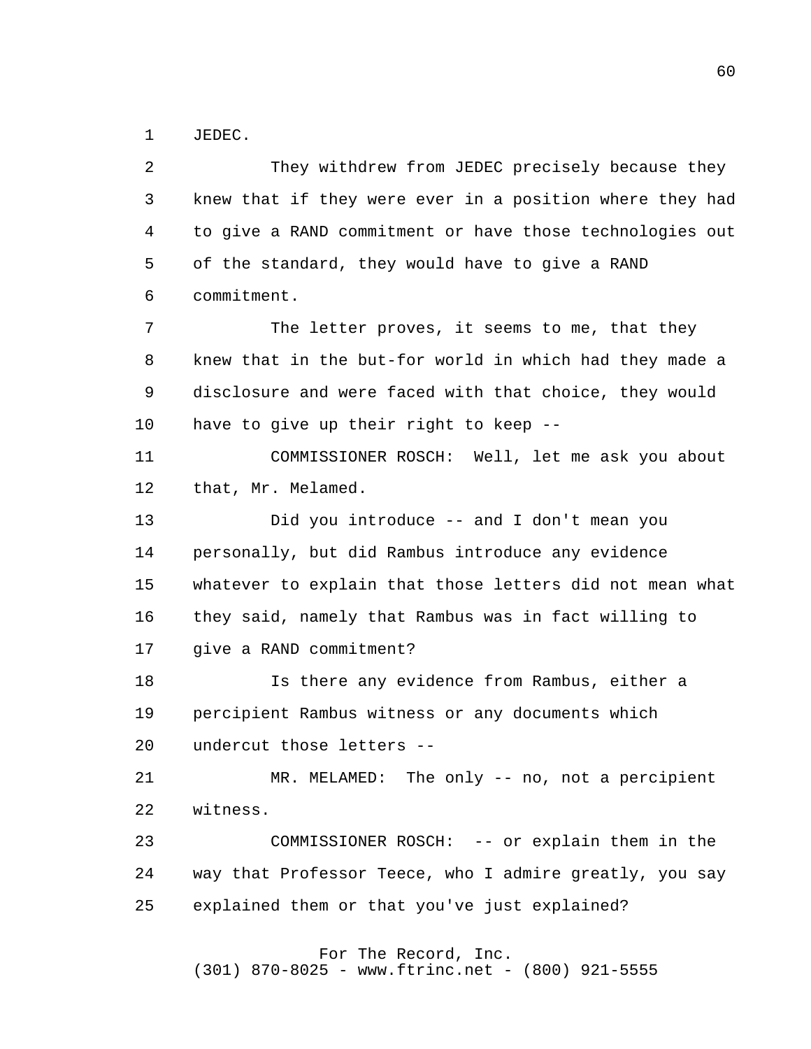JEDEC.

They withdrew from JEDEC precisely because they knew that if they were ever in a position where they had to give a RAND commitment or have those technologies out of the standard, they would have to give a RAND commitment.

The letter proves, it seems to me, that they knew that in the but-for world in which had they made a disclosure and were faced with that choice, they would have to give up their right to keep --

COMMISSIONER ROSCH: Well, let me ask you about that, Mr. Melamed.

Did you introduce -- and I don't mean you personally, but did Rambus introduce any evidence whatever to explain that those letters did not mean what they said, namely that Rambus was in fact willing to give a RAND commitment?

Is there any evidence from Rambus, either a percipient Rambus witness or any documents which undercut those letters --

MR. MELAMED: The only -- no, not a percipient witness.

COMMISSIONER ROSCH: -- or explain them in the way that Professor Teece, who I admire greatly, you say explained them or that you've just explained?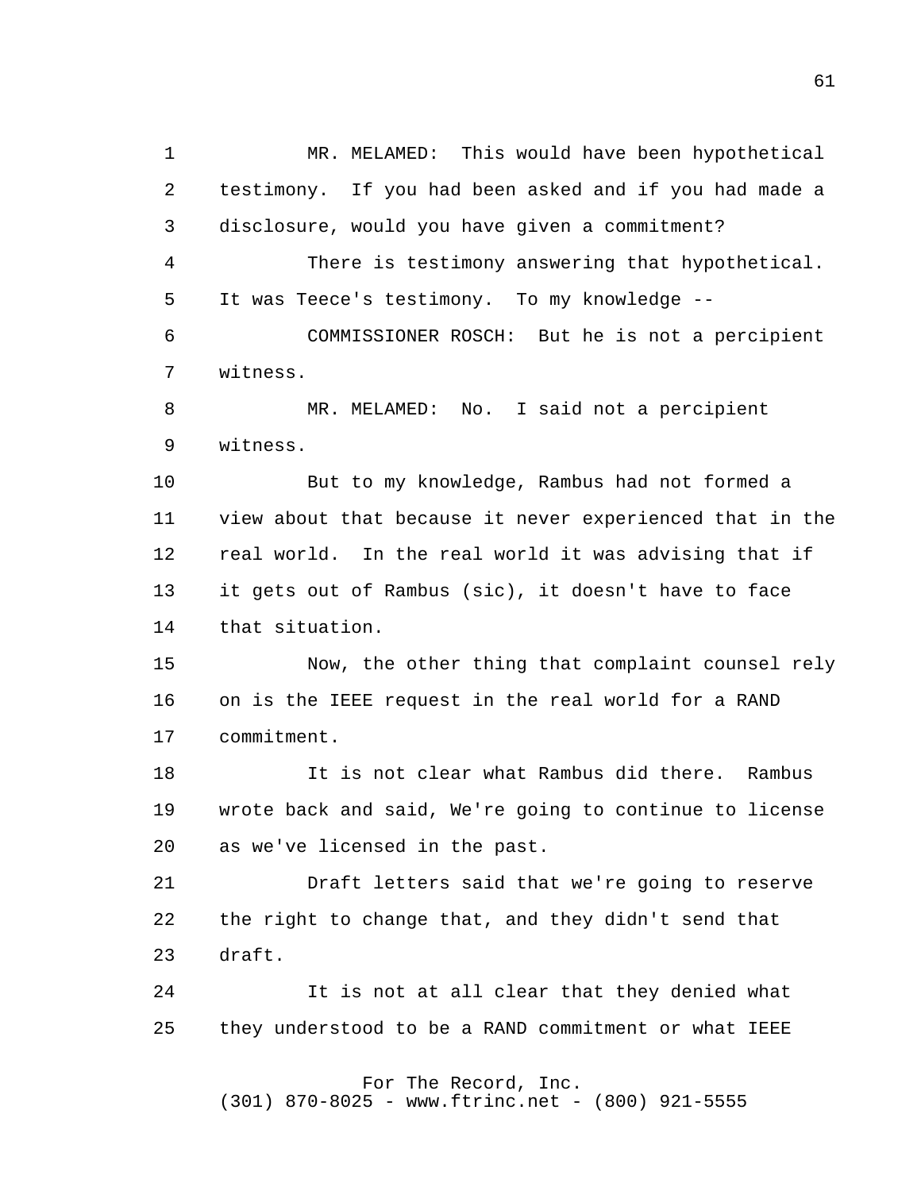MR. MELAMED: This would have been hypothetical testimony. If you had been asked and if you had made a disclosure, would you have given a commitment?

There is testimony answering that hypothetical. It was Teece's testimony. To my knowledge --

COMMISSIONER ROSCH: But he is not a percipient witness.

MR. MELAMED: No. I said not a percipient witness.

But to my knowledge, Rambus had not formed a view about that because it never experienced that in the real world. In the real world it was advising that if it gets out of Rambus (sic), it doesn't have to face that situation.

Now, the other thing that complaint counsel rely on is the IEEE request in the real world for a RAND commitment.

It is not clear what Rambus did there. Rambus wrote back and said, We're going to continue to license as we've licensed in the past.

Draft letters said that we're going to reserve the right to change that, and they didn't send that draft.

It is not at all clear that they denied what they understood to be a RAND commitment or what IEEE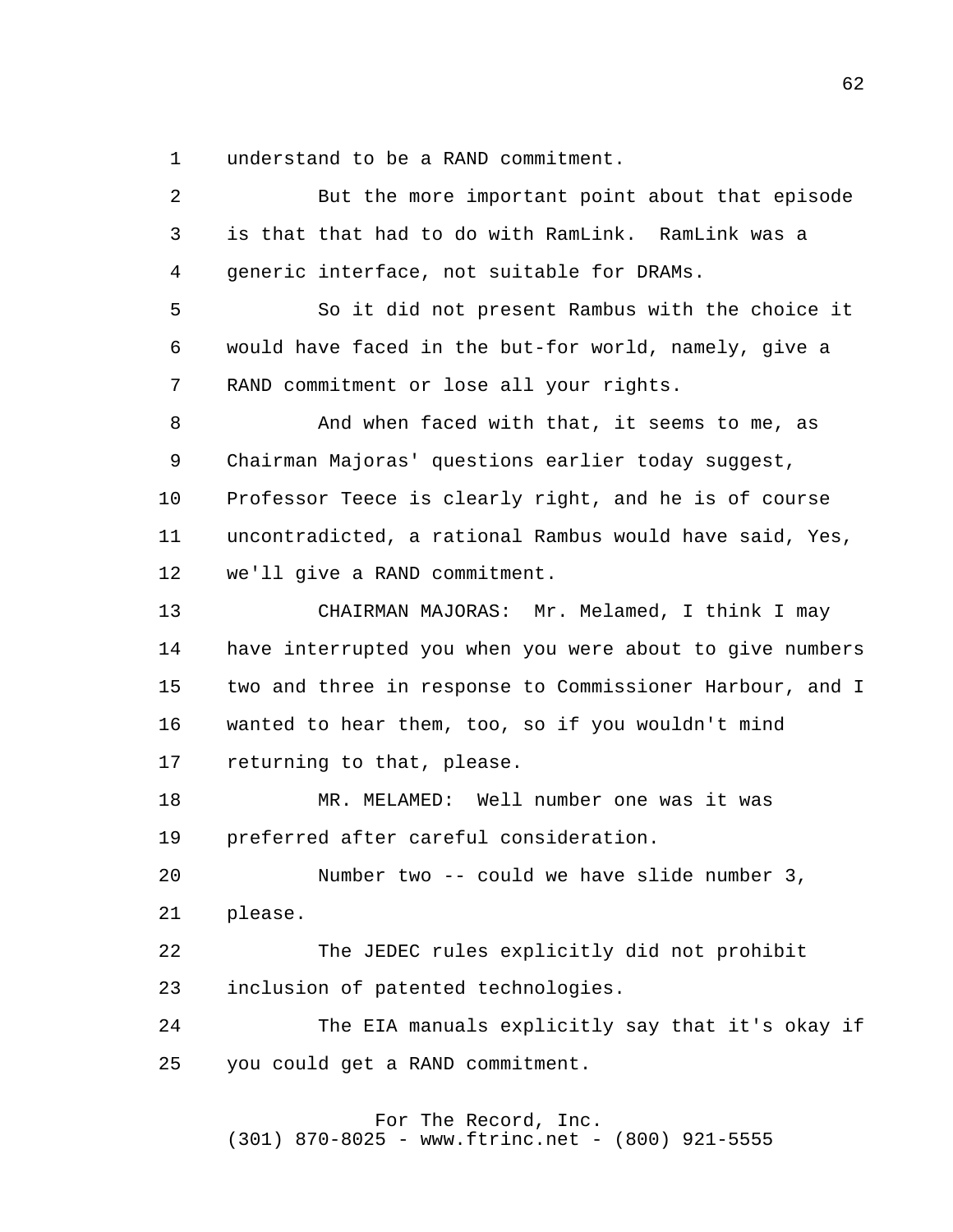understand to be a RAND commitment.

But the more important point about that episode is that that had to do with RamLink. RamLink was a generic interface, not suitable for DRAMs.

So it did not present Rambus with the choice it would have faced in the but-for world, namely, give a RAND commitment or lose all your rights.

And when faced with that, it seems to me, as Chairman Majoras' questions earlier today suggest, Professor Teece is clearly right, and he is of course uncontradicted, a rational Rambus would have said, Yes, we'll give a RAND commitment.

CHAIRMAN MAJORAS: Mr. Melamed, I think I may have interrupted you when you were about to give numbers two and three in response to Commissioner Harbour, and I wanted to hear them, too, so if you wouldn't mind returning to that, please.

MR. MELAMED: Well number one was it was preferred after careful consideration.

Number two -- could we have slide number 3, please.

The JEDEC rules explicitly did not prohibit inclusion of patented technologies.

The EIA manuals explicitly say that it's okay if you could get a RAND commitment.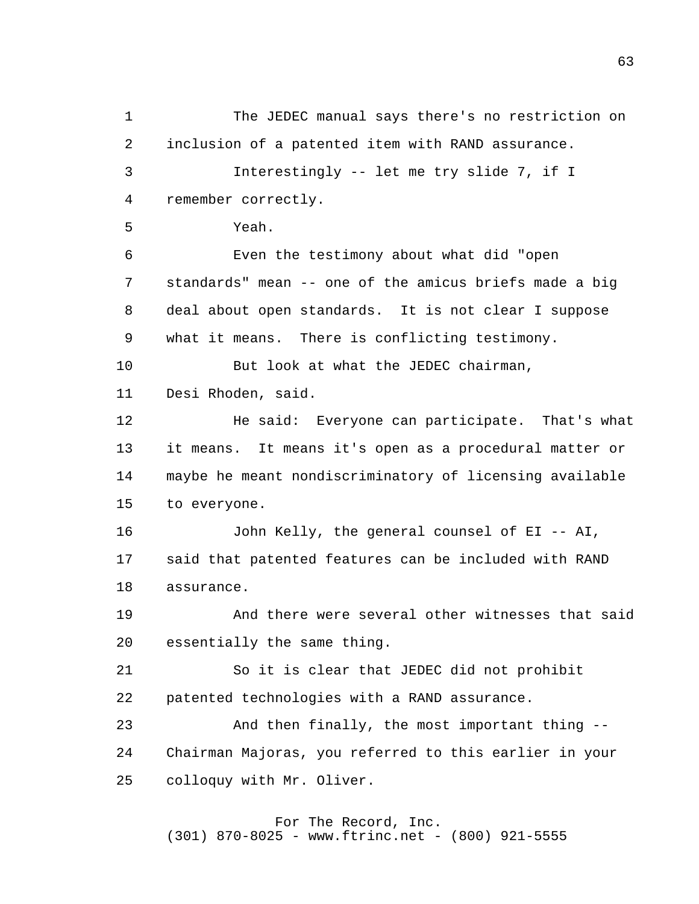The JEDEC manual says there's no restriction on inclusion of a patented item with RAND assurance.

Interestingly -- let me try slide 7, if I remember correctly.

Yeah.

Even the testimony about what did "open standards" mean -- one of the amicus briefs made a big deal about open standards. It is not clear I suppose what it means. There is conflicting testimony.

But look at what the JEDEC chairman, Desi Rhoden, said.

He said: Everyone can participate. That's what it means. It means it's open as a procedural matter or maybe he meant nondiscriminatory of licensing available to everyone.

John Kelly, the general counsel of EI -- AI, said that patented features can be included with RAND assurance.

And there were several other witnesses that said essentially the same thing.

So it is clear that JEDEC did not prohibit patented technologies with a RAND assurance.

And then finally, the most important thing -- Chairman Majoras, you referred to this earlier in your colloquy with Mr. Oliver.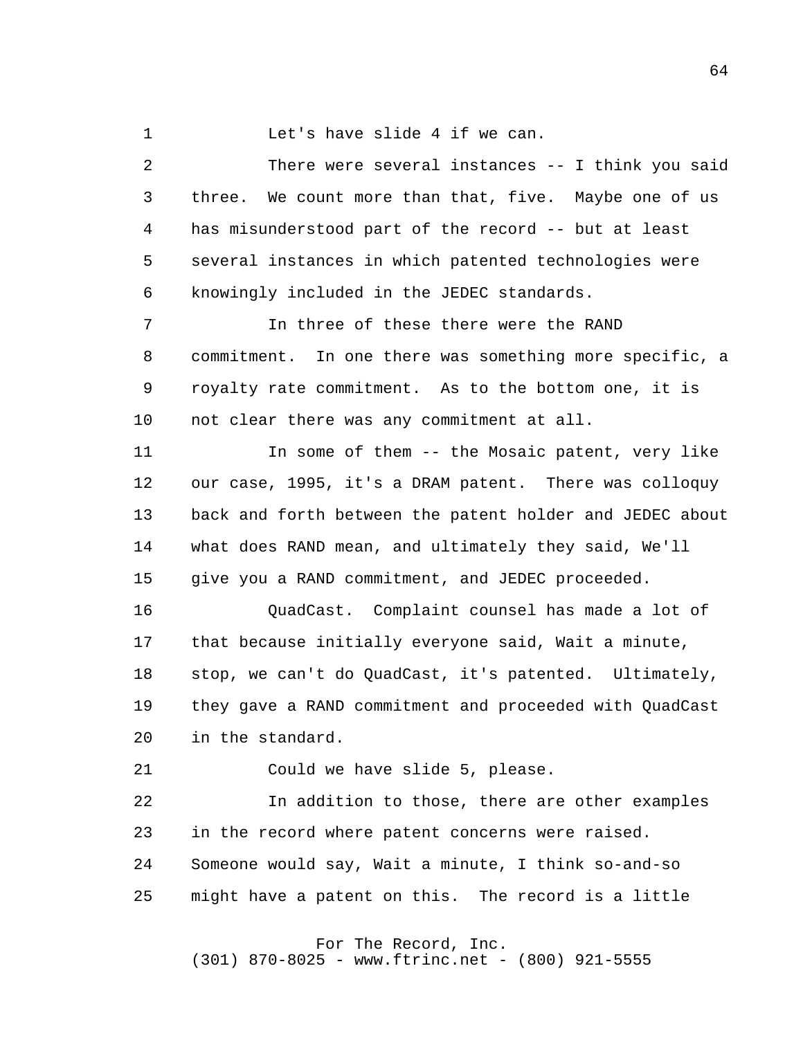Let's have slide 4 if we can.

There were several instances -- I think you said three. We count more than that, five. Maybe one of us has misunderstood part of the record -- but at least several instances in which patented technologies were knowingly included in the JEDEC standards.

In three of these there were the RAND commitment. In one there was something more specific, a royalty rate commitment. As to the bottom one, it is not clear there was any commitment at all.

In some of them -- the Mosaic patent, very like our case, 1995, it's a DRAM patent. There was colloquy back and forth between the patent holder and JEDEC about what does RAND mean, and ultimately they said, We'll give you a RAND commitment, and JEDEC proceeded.

QuadCast. Complaint counsel has made a lot of that because initially everyone said, Wait a minute, stop, we can't do QuadCast, it's patented. Ultimately, they gave a RAND commitment and proceeded with QuadCast in the standard.

Could we have slide 5, please.

In addition to those, there are other examples in the record where patent concerns were raised. Someone would say, Wait a minute, I think so-and-so might have a patent on this. The record is a little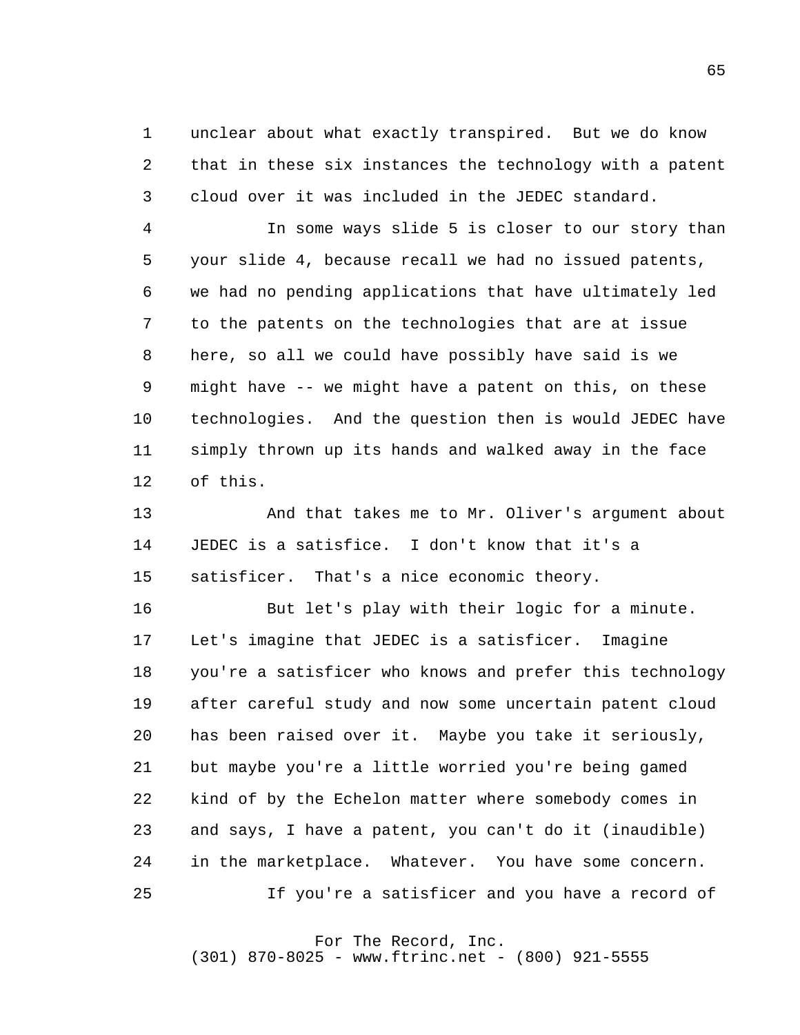unclear about what exactly transpired. But we do know that in these six instances the technology with a patent cloud over it was included in the JEDEC standard.

In some ways slide 5 is closer to our story than your slide 4, because recall we had no issued patents, we had no pending applications that have ultimately led to the patents on the technologies that are at issue here, so all we could have possibly have said is we might have -- we might have a patent on this, on these technologies. And the question then is would JEDEC have simply thrown up its hands and walked away in the face of this.

And that takes me to Mr. Oliver's argument about JEDEC is a satisfice. I don't know that it's a satisficer. That's a nice economic theory.

But let's play with their logic for a minute. Let's imagine that JEDEC is a satisficer. Imagine you're a satisficer who knows and prefer this technology after careful study and now some uncertain patent cloud has been raised over it. Maybe you take it seriously, but maybe you're a little worried you're being gamed kind of by the Echelon matter where somebody comes in and says, I have a patent, you can't do it (inaudible) in the marketplace. Whatever. You have some concern.

If you're a satisficer and you have a record of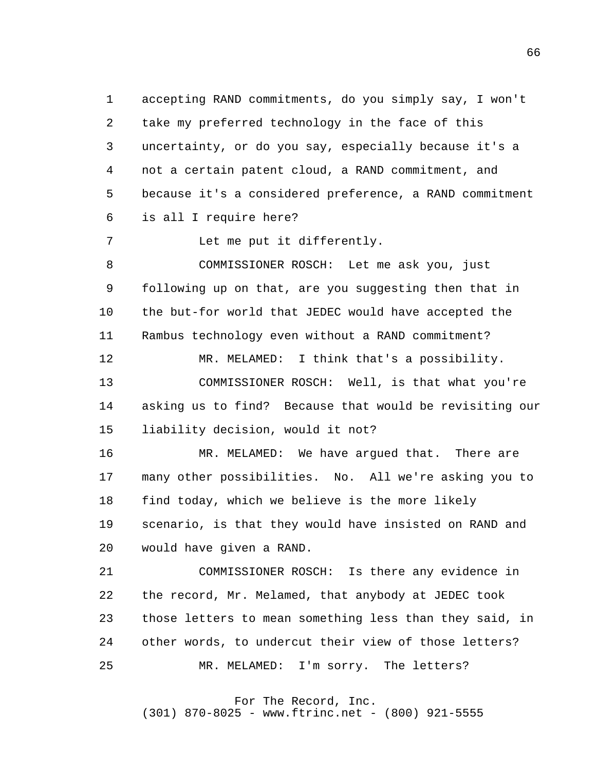accepting RAND commitments, do you simply say, I won't take my preferred technology in the face of this uncertainty, or do you say, especially because it's a not a certain patent cloud, a RAND commitment, and because it's a considered preference, a RAND commitment is all I require here?

Let me put it differently.

COMMISSIONER ROSCH: Let me ask you, just following up on that, are you suggesting then that in the but-for world that JEDEC would have accepted the Rambus technology even without a RAND commitment?

MR. MELAMED: I think that's a possibility.

COMMISSIONER ROSCH: Well, is that what you're asking us to find? Because that would be revisiting our liability decision, would it not?

MR. MELAMED: We have argued that. There are many other possibilities. No. All we're asking you to find today, which we believe is the more likely scenario, is that they would have insisted on RAND and would have given a RAND.

COMMISSIONER ROSCH: Is there any evidence in the record, Mr. Melamed, that anybody at JEDEC took those letters to mean something less than they said, in other words, to undercut their view of those letters?

MR. MELAMED: I'm sorry. The letters?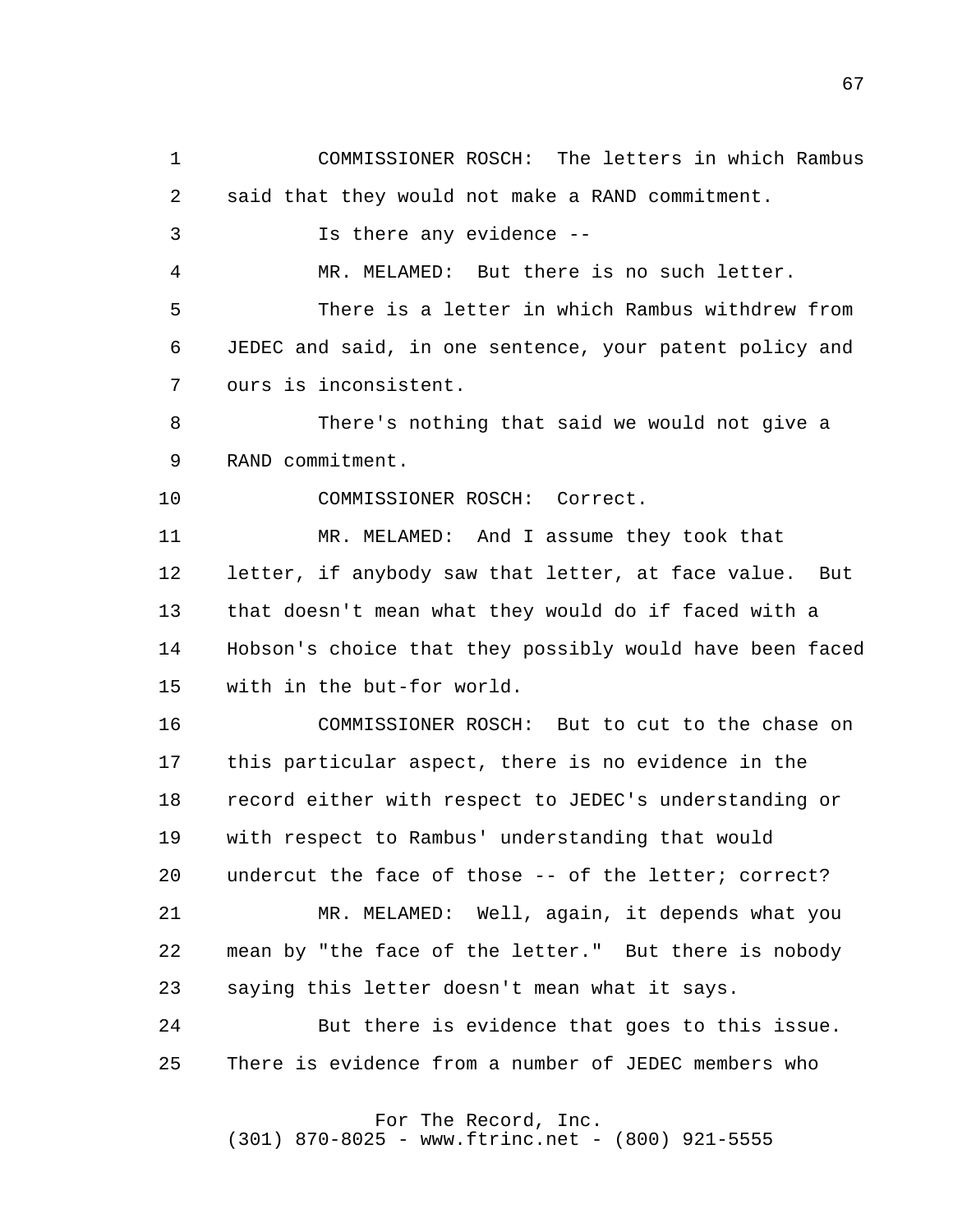COMMISSIONER ROSCH: The letters in which Rambus said that they would not make a RAND commitment.

Is there any evidence --

MR. MELAMED: But there is no such letter.

There is a letter in which Rambus withdrew from JEDEC and said, in one sentence, your patent policy and ours is inconsistent.

There's nothing that said we would not give a RAND commitment.

COMMISSIONER ROSCH: Correct.

MR. MELAMED: And I assume they took that letter, if anybody saw that letter, at face value. But that doesn't mean what they would do if faced with a Hobson's choice that they possibly would have been faced with in the but-for world.

COMMISSIONER ROSCH: But to cut to the chase on this particular aspect, there is no evidence in the record either with respect to JEDEC's understanding or with respect to Rambus' understanding that would undercut the face of those -- of the letter; correct?

MR. MELAMED: Well, again, it depends what you mean by "the face of the letter." But there is nobody saying this letter doesn't mean what it says.

But there is evidence that goes to this issue. There is evidence from a number of JEDEC members who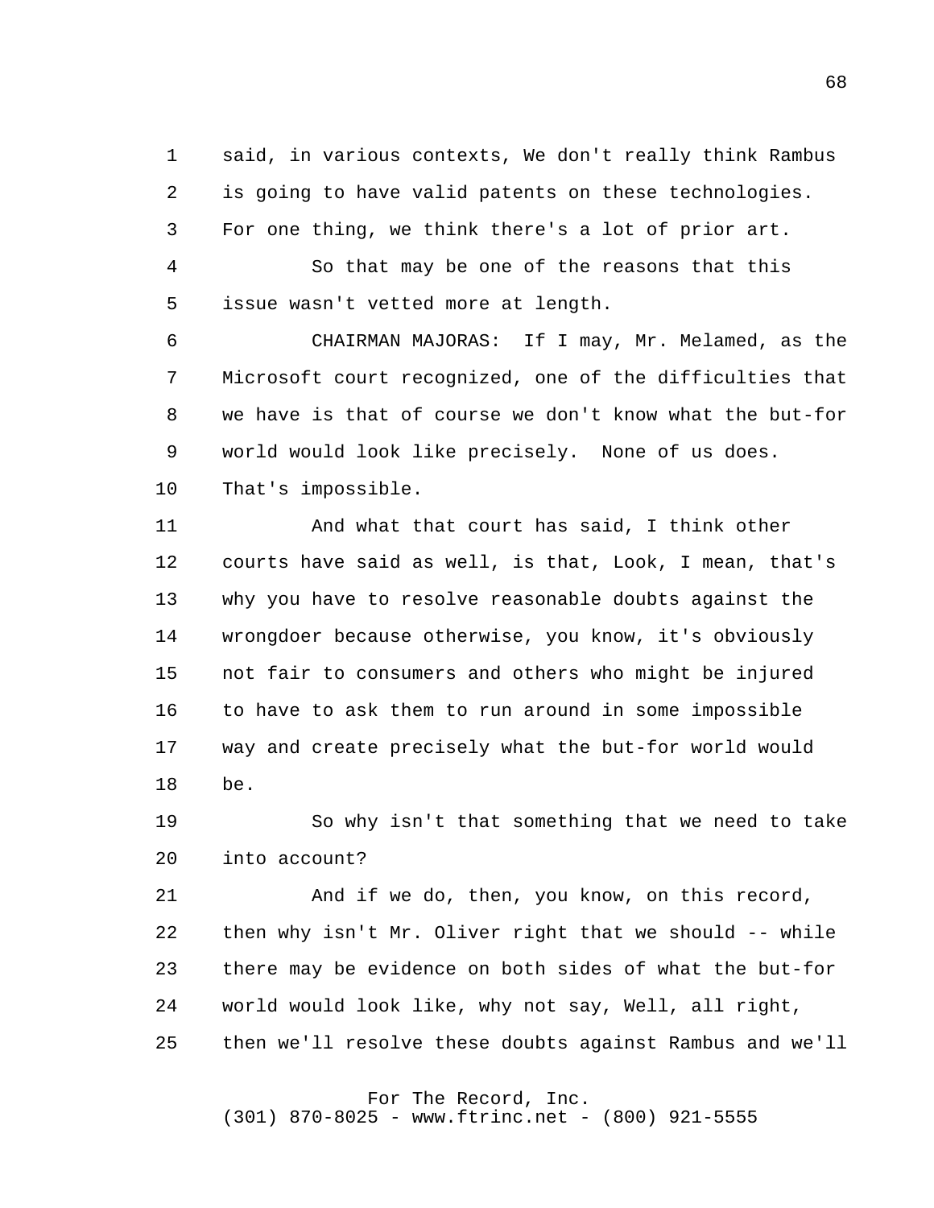said, in various contexts, We don't really think Rambus is going to have valid patents on these technologies. For one thing, we think there's a lot of prior art.

So that may be one of the reasons that this issue wasn't vetted more at length.

CHAIRMAN MAJORAS: If I may, Mr. Melamed, as the Microsoft court recognized, one of the difficulties that we have is that of course we don't know what the but-for world would look like precisely. None of us does. That's impossible.

And what that court has said, I think other courts have said as well, is that, Look, I mean, that's why you have to resolve reasonable doubts against the wrongdoer because otherwise, you know, it's obviously not fair to consumers and others who might be injured to have to ask them to run around in some impossible way and create precisely what the but-for world would be.

So why isn't that something that we need to take into account?

And if we do, then, you know, on this record, then why isn't Mr. Oliver right that we should -- while there may be evidence on both sides of what the but-for world would look like, why not say, Well, all right, then we'll resolve these doubts against Rambus and we'll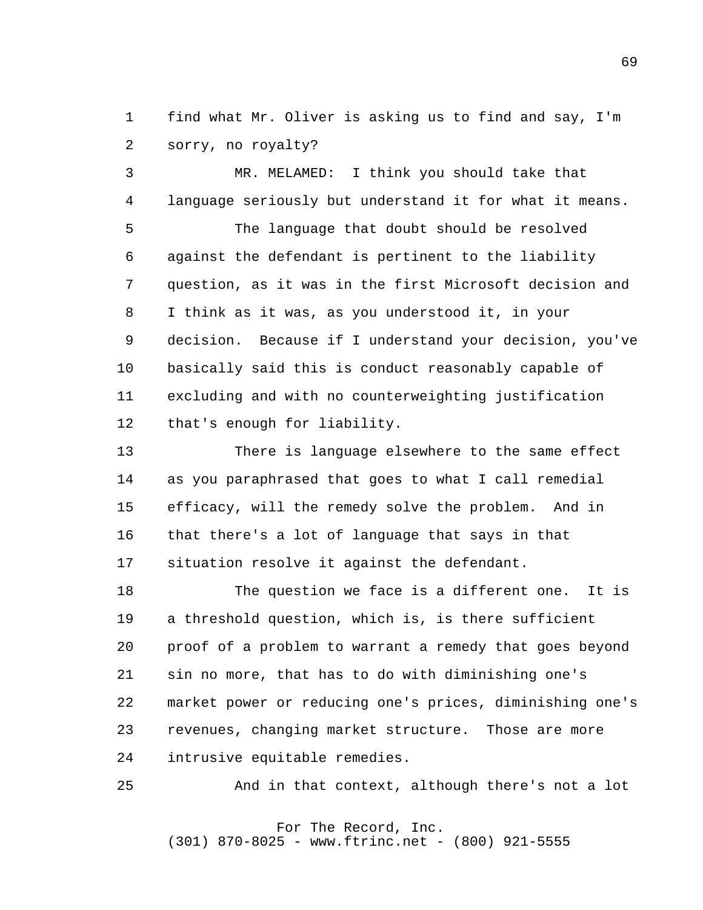find what Mr. Oliver is asking us to find and say, I'm sorry, no royalty?

MR. MELAMED: I think you should take that language seriously but understand it for what it means.

The language that doubt should be resolved against the defendant is pertinent to the liability question, as it was in the first Microsoft decision and I think as it was, as you understood it, in your decision. Because if I understand your decision, you've basically said this is conduct reasonably capable of excluding and with no counterweighting justification that's enough for liability.

There is language elsewhere to the same effect as you paraphrased that goes to what I call remedial efficacy, will the remedy solve the problem. And in that there's a lot of language that says in that situation resolve it against the defendant.

The question we face is a different one. It is a threshold question, which is, is there sufficient proof of a problem to warrant a remedy that goes beyond sin no more, that has to do with diminishing one's market power or reducing one's prices, diminishing one's revenues, changing market structure. Those are more intrusive equitable remedies.

And in that context, although there's not a lot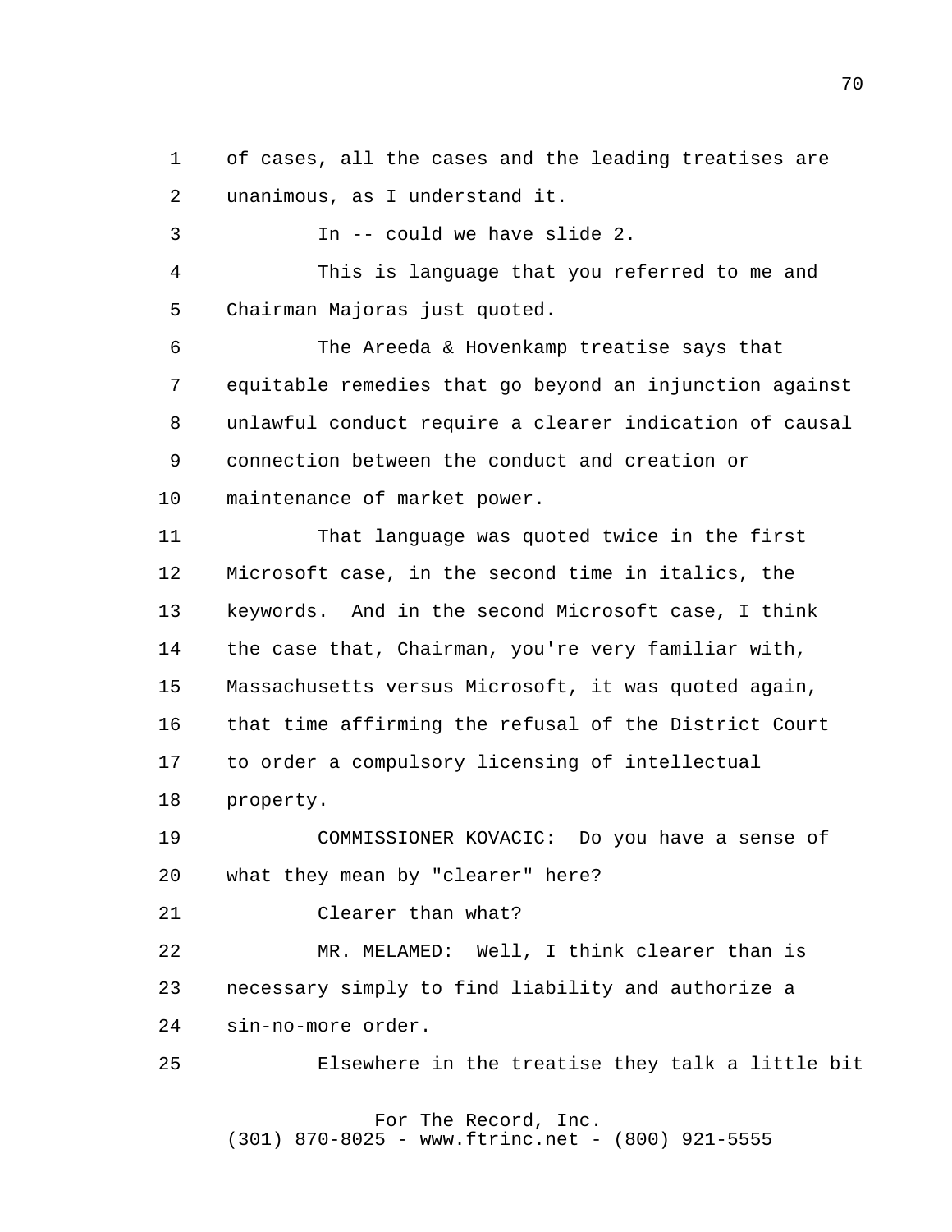of cases, all the cases and the leading treatises are unanimous, as I understand it.

In -- could we have slide 2.

This is language that you referred to me and Chairman Majoras just quoted.

The Areeda & Hovenkamp treatise says that equitable remedies that go beyond an injunction against unlawful conduct require a clearer indication of causal connection between the conduct and creation or maintenance of market power.

That language was quoted twice in the first Microsoft case, in the second time in italics, the keywords. And in the second Microsoft case, I think the case that, Chairman, you're very familiar with, Massachusetts versus Microsoft, it was quoted again, that time affirming the refusal of the District Court to order a compulsory licensing of intellectual property.

COMMISSIONER KOVACIC: Do you have a sense of what they mean by "clearer" here?

Clearer than what?

MR. MELAMED: Well, I think clearer than is necessary simply to find liability and authorize a sin-no-more order.

Elsewhere in the treatise they talk a little bit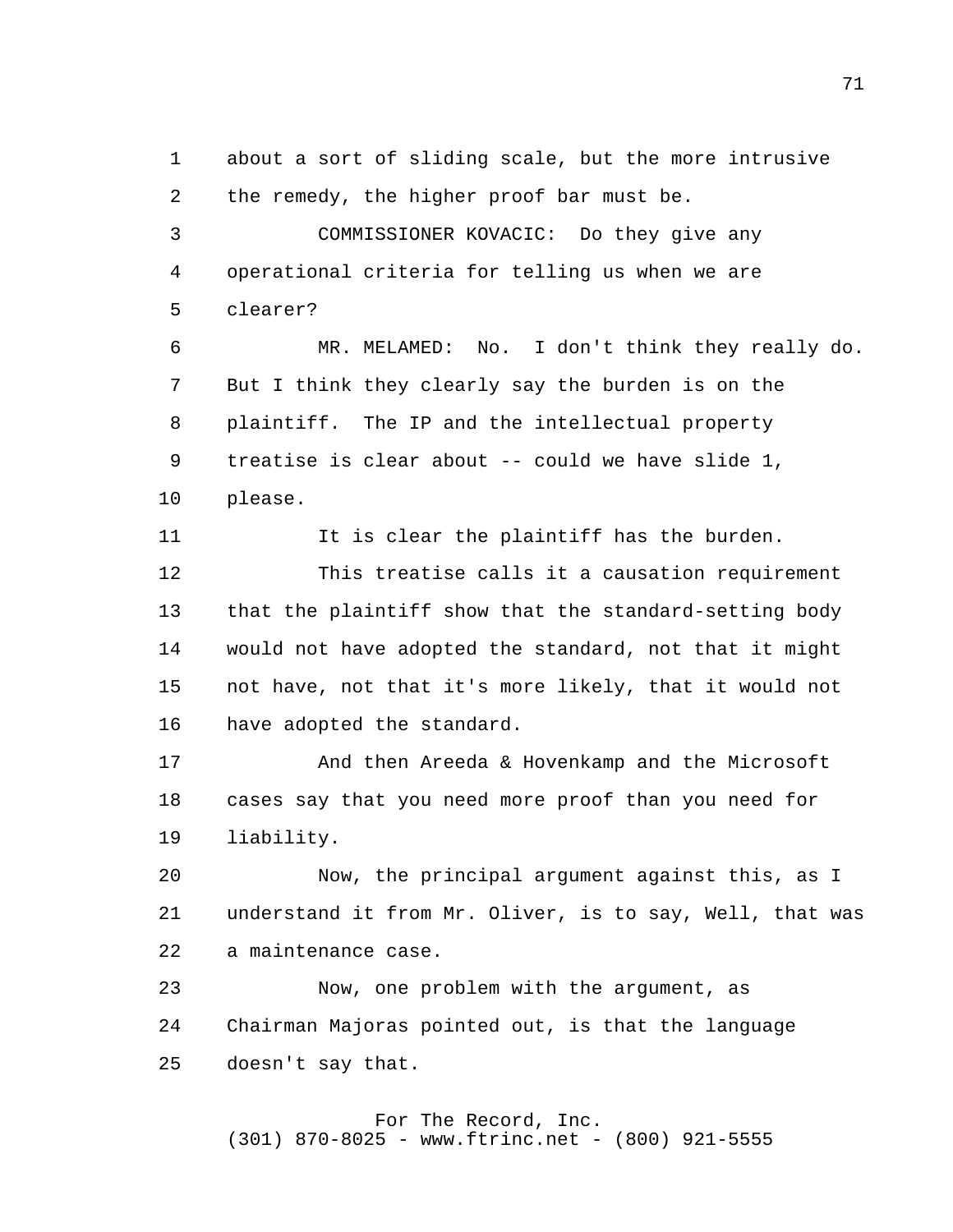about a sort of sliding scale, but the more intrusive the remedy, the higher proof bar must be.

COMMISSIONER KOVACIC: Do they give any operational criteria for telling us when we are clearer?

MR. MELAMED: No. I don't think they really do. But I think they clearly say the burden is on the plaintiff. The IP and the intellectual property treatise is clear about -- could we have slide 1, please.

It is clear the plaintiff has the burden.

This treatise calls it a causation requirement that the plaintiff show that the standard-setting body would not have adopted the standard, not that it might not have, not that it's more likely, that it would not have adopted the standard.

And then Areeda & Hovenkamp and the Microsoft cases say that you need more proof than you need for liability.

Now, the principal argument against this, as I understand it from Mr. Oliver, is to say, Well, that was a maintenance case.

Now, one problem with the argument, as Chairman Majoras pointed out, is that the language doesn't say that.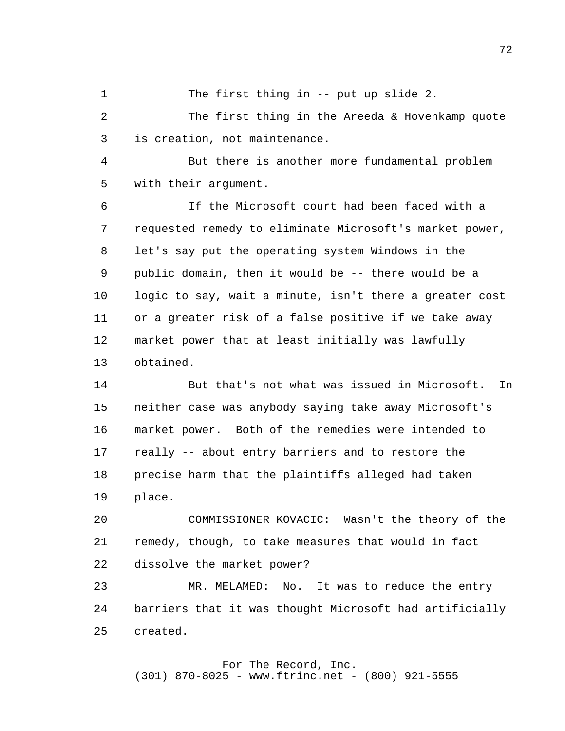The first thing in -- put up slide 2.

The first thing in the Areeda & Hovenkamp quote is creation, not maintenance.

But there is another more fundamental problem with their argument.

If the Microsoft court had been faced with a requested remedy to eliminate Microsoft's market power, let's say put the operating system Windows in the public domain, then it would be -- there would be a logic to say, wait a minute, isn't there a greater cost or a greater risk of a false positive if we take away market power that at least initially was lawfully obtained.

But that's not what was issued in Microsoft. In neither case was anybody saying take away Microsoft's market power. Both of the remedies were intended to really -- about entry barriers and to restore the precise harm that the plaintiffs alleged had taken place.

COMMISSIONER KOVACIC: Wasn't the theory of the remedy, though, to take measures that would in fact dissolve the market power?

MR. MELAMED: No. It was to reduce the entry barriers that it was thought Microsoft had artificially created.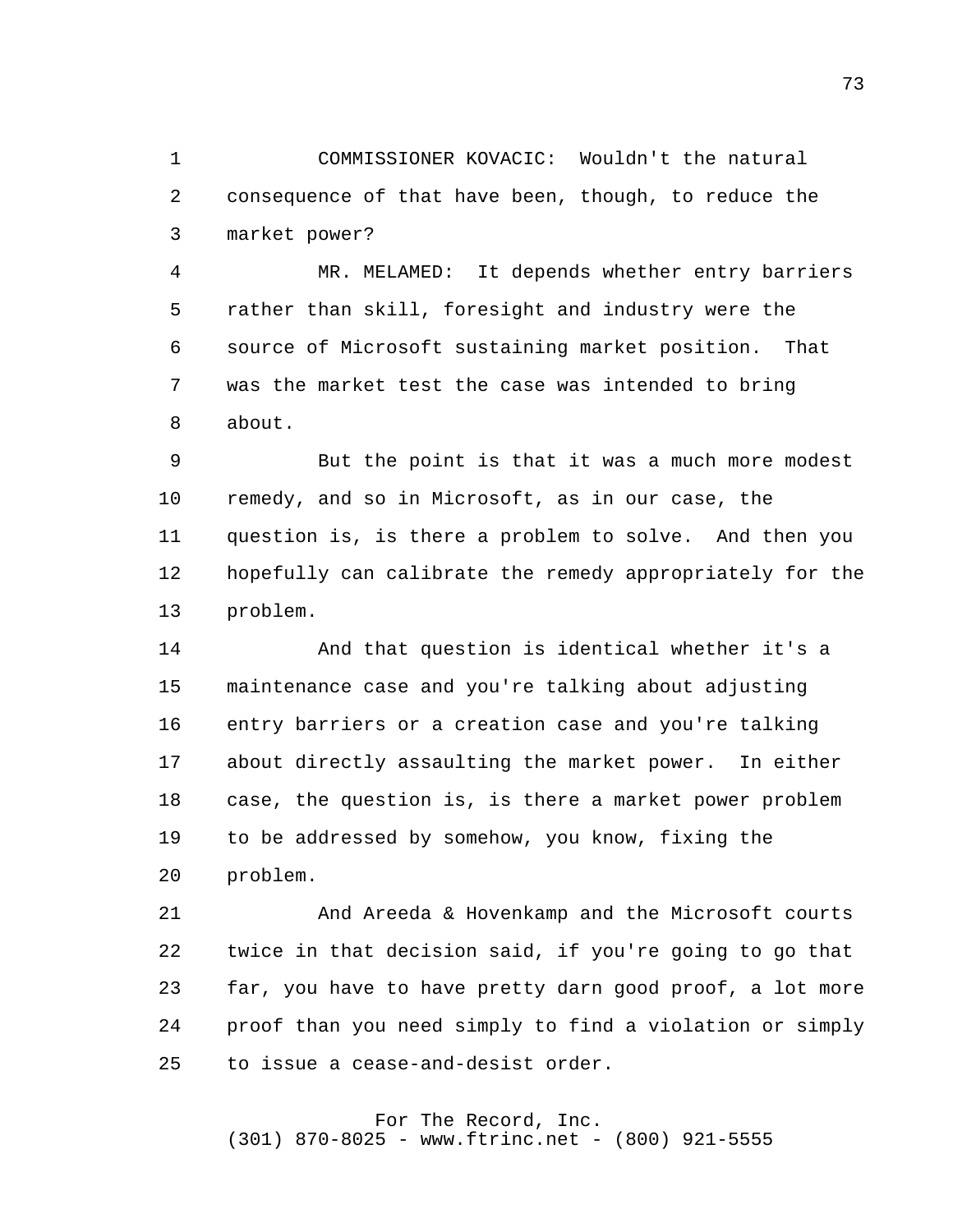COMMISSIONER KOVACIC: Wouldn't the natural consequence of that have been, though, to reduce the market power?

MR. MELAMED: It depends whether entry barriers rather than skill, foresight and industry were the source of Microsoft sustaining market position. That was the market test the case was intended to bring about.

But the point is that it was a much more modest remedy, and so in Microsoft, as in our case, the question is, is there a problem to solve. And then you hopefully can calibrate the remedy appropriately for the problem.

And that question is identical whether it's a maintenance case and you're talking about adjusting entry barriers or a creation case and you're talking about directly assaulting the market power. In either case, the question is, is there a market power problem to be addressed by somehow, you know, fixing the problem.

And Areeda & Hovenkamp and the Microsoft courts twice in that decision said, if you're going to go that far, you have to have pretty darn good proof, a lot more proof than you need simply to find a violation or simply to issue a cease-and-desist order.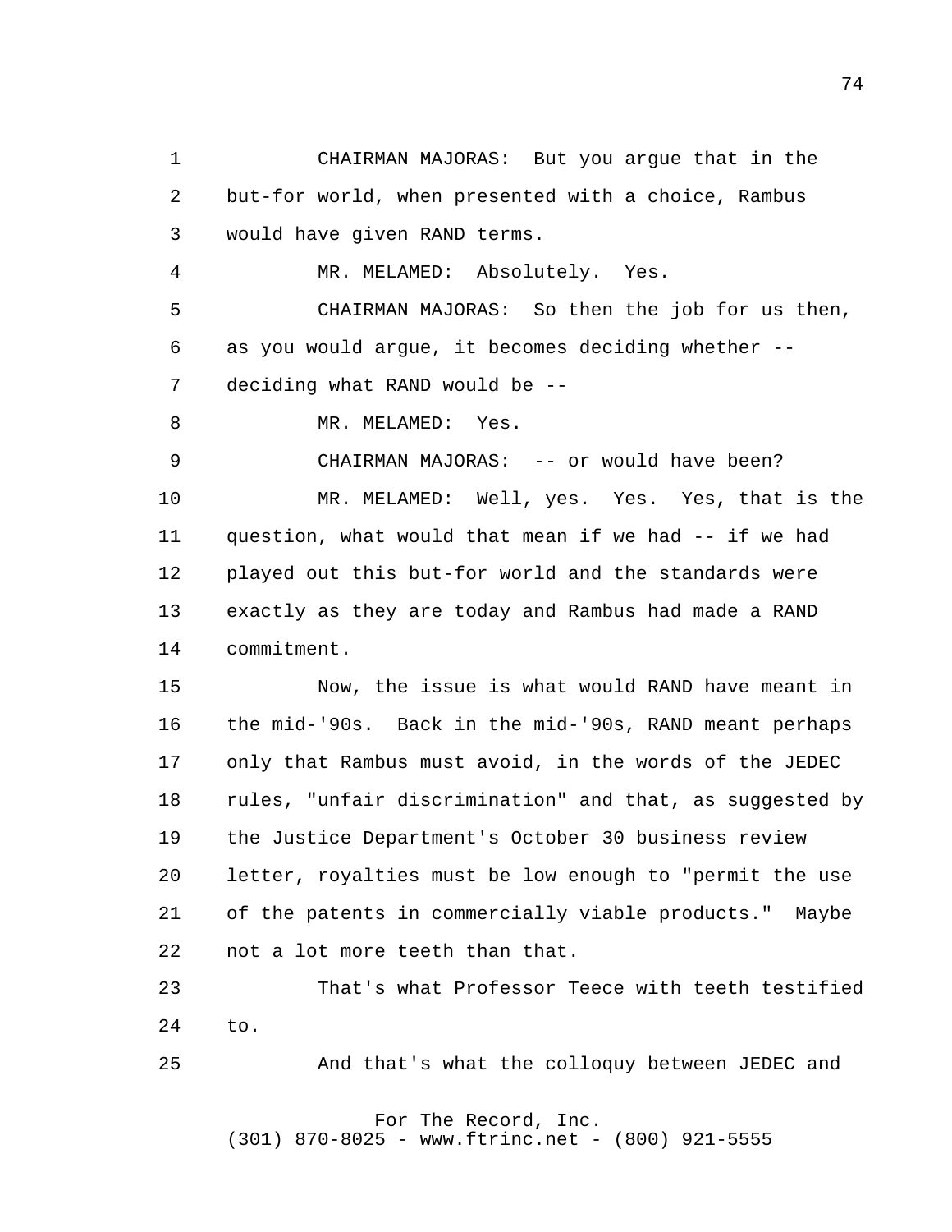CHAIRMAN MAJORAS: But you argue that in the but-for world, when presented with a choice, Rambus would have given RAND terms.

MR. MELAMED: Absolutely. Yes.

CHAIRMAN MAJORAS: So then the job for us then, as you would argue, it becomes deciding whether -- deciding what RAND would be --

MR. MELAMED: Yes.

CHAIRMAN MAJORAS: -- or would have been?

MR. MELAMED: Well, yes. Yes. Yes, that is the question, what would that mean if we had -- if we had played out this but-for world and the standards were exactly as they are today and Rambus had made a RAND commitment.

Now, the issue is what would RAND have meant in the mid-'90s. Back in the mid-'90s, RAND meant perhaps only that Rambus must avoid, in the words of the JEDEC rules, "unfair discrimination" and that, as suggested by the Justice Department's October 30 business review letter, royalties must be low enough to "permit the use of the patents in commercially viable products." Maybe not a lot more teeth than that.

That's what Professor Teece with teeth testified to.

And that's what the colloquy between JEDEC and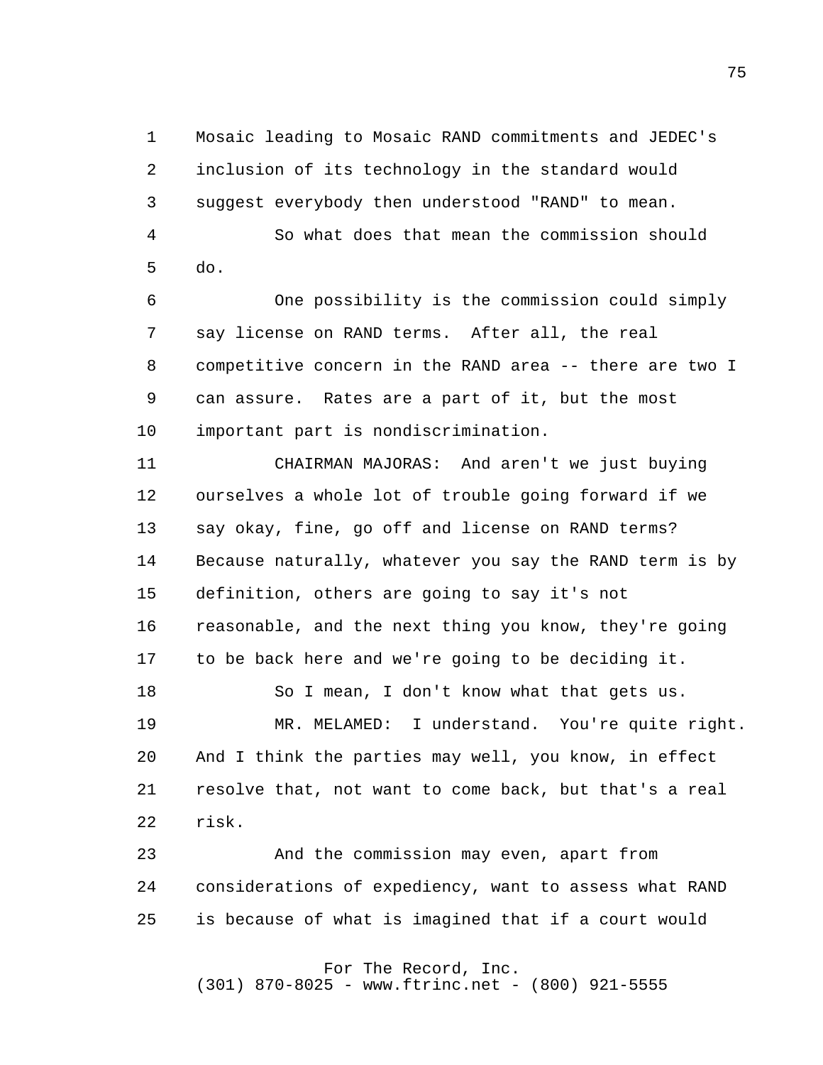Mosaic leading to Mosaic RAND commitments and JEDEC's inclusion of its technology in the standard would suggest everybody then understood "RAND" to mean.

So what does that mean the commission should do.

One possibility is the commission could simply say license on RAND terms. After all, the real competitive concern in the RAND area -- there are two I can assure. Rates are a part of it, but the most important part is nondiscrimination.

CHAIRMAN MAJORAS: And aren't we just buying ourselves a whole lot of trouble going forward if we say okay, fine, go off and license on RAND terms? Because naturally, whatever you say the RAND term is by definition, others are going to say it's not reasonable, and the next thing you know, they're going to be back here and we're going to be deciding it.

So I mean, I don't know what that gets us.

MR. MELAMED: I understand. You're quite right. And I think the parties may well, you know, in effect resolve that, not want to come back, but that's a real risk.

And the commission may even, apart from considerations of expediency, want to assess what RAND is because of what is imagined that if a court would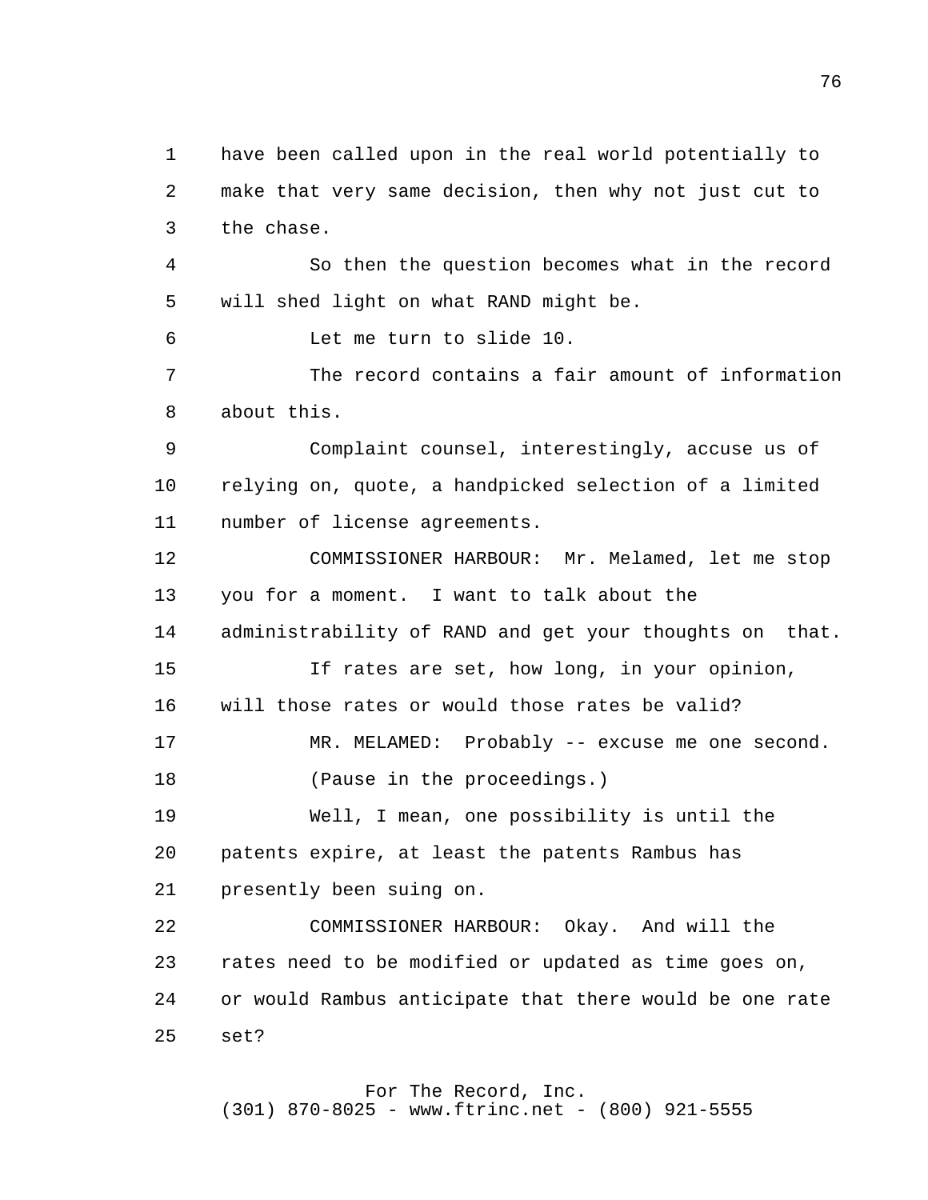have been called upon in the real world potentially to make that very same decision, then why not just cut to the chase.

So then the question becomes what in the record will shed light on what RAND might be.

Let me turn to slide 10.

The record contains a fair amount of information about this.

Complaint counsel, interestingly, accuse us of relying on, quote, a handpicked selection of a limited number of license agreements.

COMMISSIONER HARBOUR: Mr. Melamed, let me stop you for a moment. I want to talk about the administrability of RAND and get your thoughts on that.

If rates are set, how long, in your opinion, will those rates or would those rates be valid?

MR. MELAMED: Probably -- excuse me one second.

(Pause in the proceedings.)

Well, I mean, one possibility is until the patents expire, at least the patents Rambus has presently been suing on.

COMMISSIONER HARBOUR: Okay. And will the rates need to be modified or updated as time goes on, or would Rambus anticipate that there would be one rate set?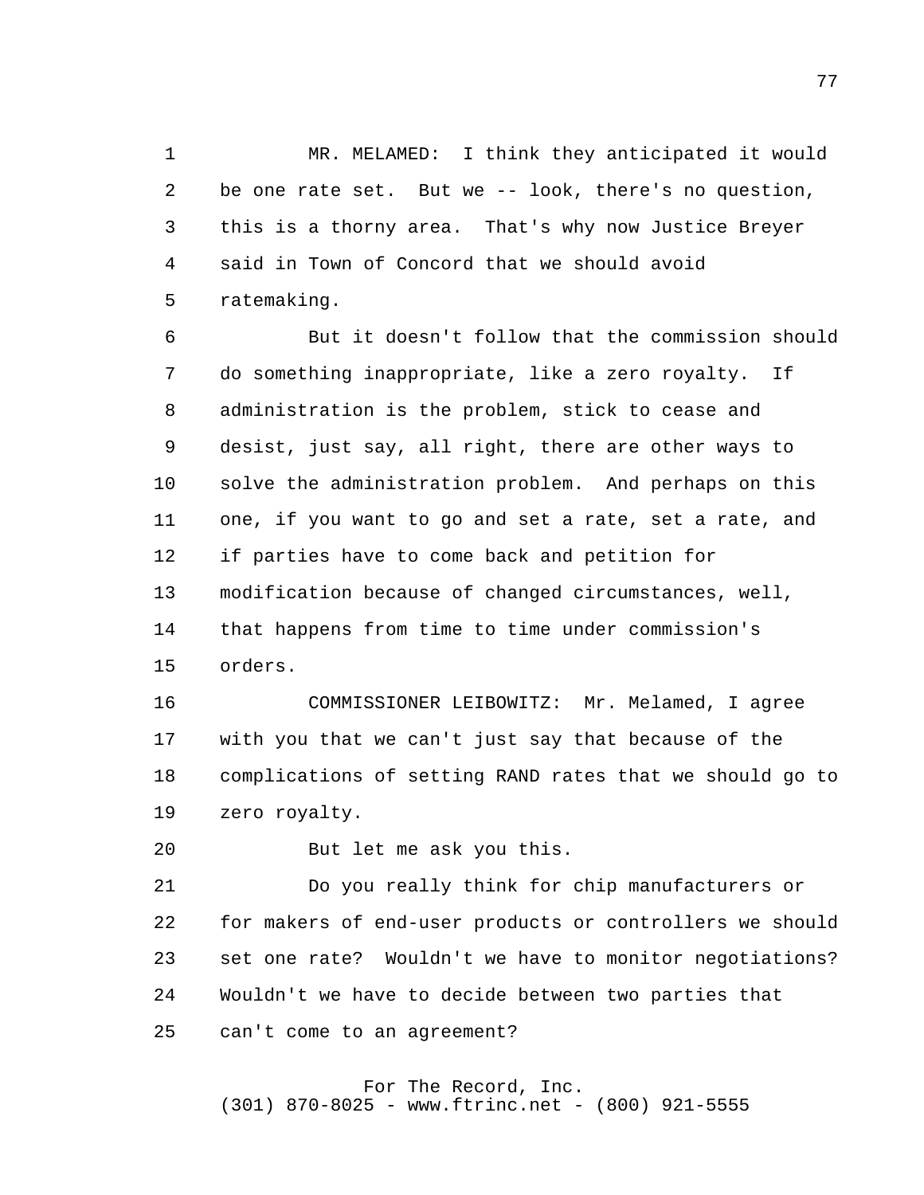MR. MELAMED: I think they anticipated it would be one rate set. But we -- look, there's no question, this is a thorny area. That's why now Justice Breyer said in Town of Concord that we should avoid ratemaking.

But it doesn't follow that the commission should do something inappropriate, like a zero royalty. If administration is the problem, stick to cease and desist, just say, all right, there are other ways to solve the administration problem. And perhaps on this one, if you want to go and set a rate, set a rate, and if parties have to come back and petition for modification because of changed circumstances, well, that happens from time to time under commission's orders.

COMMISSIONER LEIBOWITZ: Mr. Melamed, I agree with you that we can't just say that because of the complications of setting RAND rates that we should go to zero royalty.

But let me ask you this.

Do you really think for chip manufacturers or for makers of end-user products or controllers we should set one rate? Wouldn't we have to monitor negotiations? Wouldn't we have to decide between two parties that can't come to an agreement?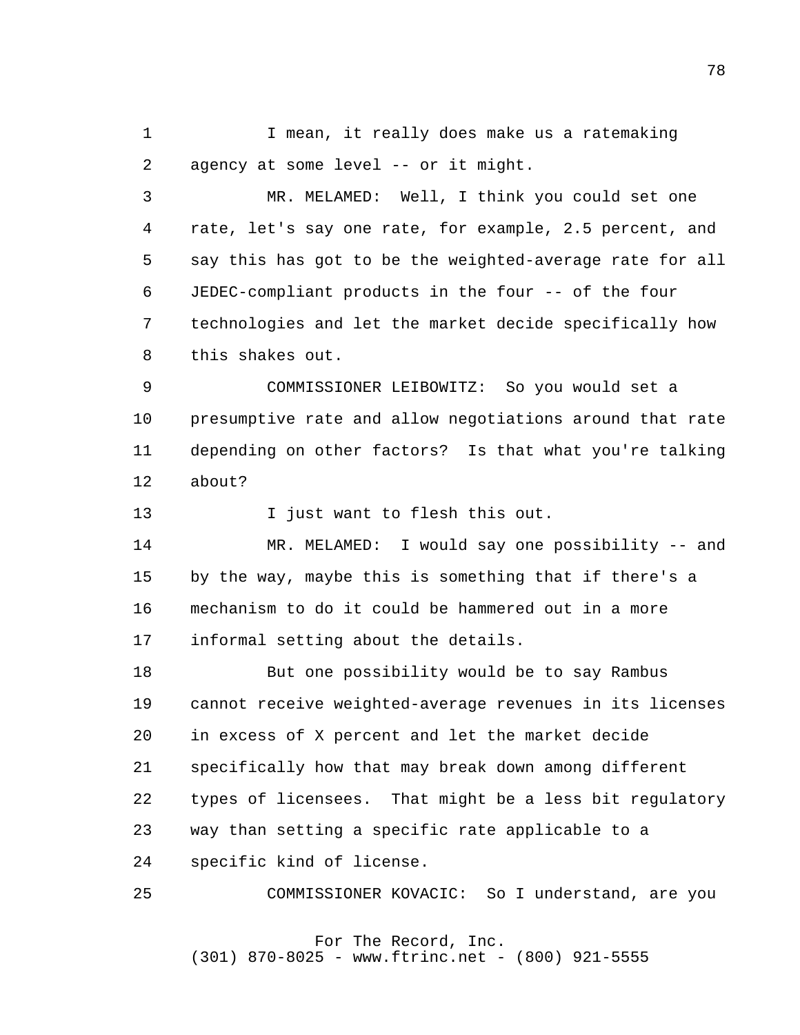I mean, it really does make us a ratemaking agency at some level -- or it might.

MR. MELAMED: Well, I think you could set one rate, let's say one rate, for example, 2.5 percent, and say this has got to be the weighted-average rate for all JEDEC-compliant products in the four -- of the four technologies and let the market decide specifically how this shakes out.

COMMISSIONER LEIBOWITZ: So you would set a presumptive rate and allow negotiations around that rate depending on other factors? Is that what you're talking about?

I just want to flesh this out.

MR. MELAMED: I would say one possibility -- and by the way, maybe this is something that if there's a mechanism to do it could be hammered out in a more informal setting about the details.

But one possibility would be to say Rambus cannot receive weighted-average revenues in its licenses in excess of X percent and let the market decide specifically how that may break down among different types of licensees. That might be a less bit regulatory way than setting a specific rate applicable to a specific kind of license.

COMMISSIONER KOVACIC: So I understand, are you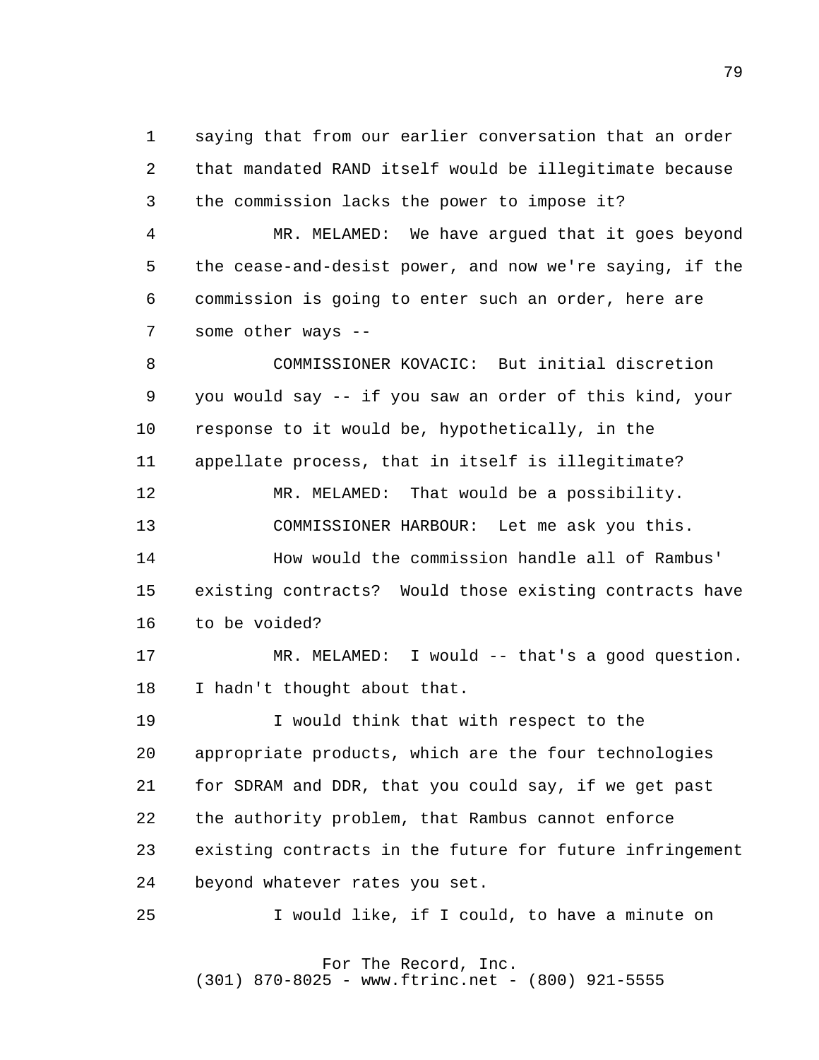saying that from our earlier conversation that an order that mandated RAND itself would be illegitimate because the commission lacks the power to impose it?

MR. MELAMED: We have argued that it goes beyond the cease-and-desist power, and now we're saying, if the commission is going to enter such an order, here are some other ways --

COMMISSIONER KOVACIC: But initial discretion you would say -- if you saw an order of this kind, your response to it would be, hypothetically, in the appellate process, that in itself is illegitimate?

MR. MELAMED: That would be a possibility.

COMMISSIONER HARBOUR: Let me ask you this.

How would the commission handle all of Rambus' existing contracts? Would those existing contracts have to be voided?

MR. MELAMED: I would -- that's a good question. I hadn't thought about that.

I would think that with respect to the appropriate products, which are the four technologies for SDRAM and DDR, that you could say, if we get past the authority problem, that Rambus cannot enforce existing contracts in the future for future infringement beyond whatever rates you set.

I would like, if I could, to have a minute on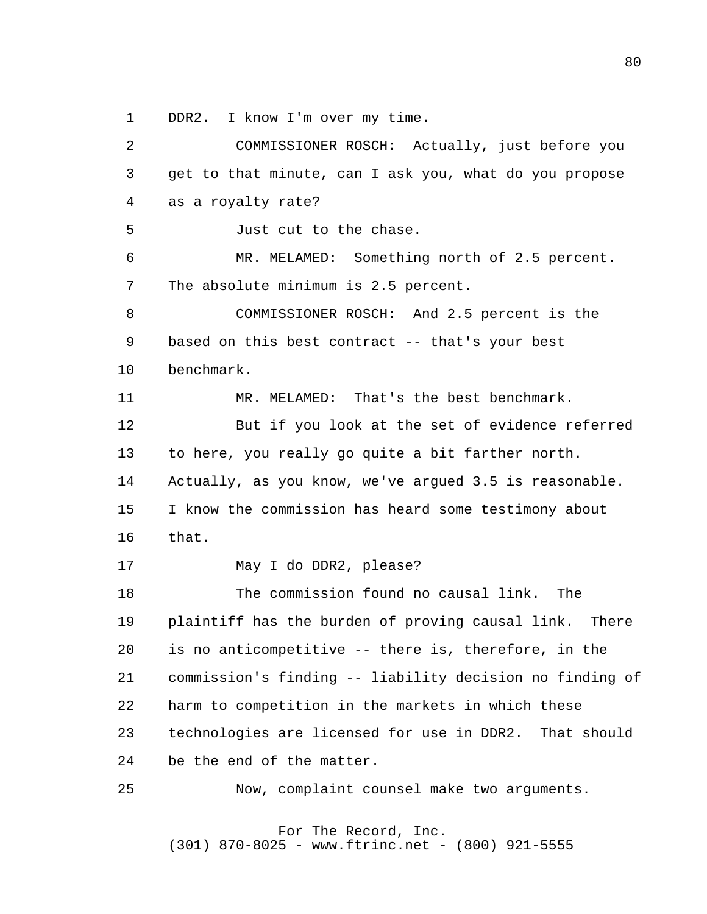1 DDR2. I know I'm over my time.

2 COMMISSIONER ROSCH: Actually, just before you

3 get to that minute, can I ask you, what do you propose

4 as a royalty rate?

5 Just cut to the chase.

6 MR. MELAMED: Something north of 2.5 percent.

7 The absolute minimum is 2.5 percent.

8 COMMISSIONER ROSCH: And 2.5 percent is the

9 based on this best contract -- that's your best

10 benchmark.

11 MR. MELAMED: That's the best benchmark.

12 But if you look at the set of evidence referred

13 to here, you really go quite a bit farther north.

14 Actually, as you know, we've argued 3.5 is reasonable.

15 I know the commission has heard some testimony about

16 that.

17 May I do DDR2, please?

18 The commission found no causal link. The

19 plaintiff has the burden of proving causal link. There

20 is no anticompetitive -- there is, therefore, in the

21 commission's finding -- liability decision no finding of

22 harm to competition in the markets in which these

23 technologies are licensed for use in DDR2. That should

24 be the end of the matter.

25 Now, complaint counsel make two arguments.

For The Record, Inc.
(301) 870-8025 - www.ftrinc.net - (800) 921-5555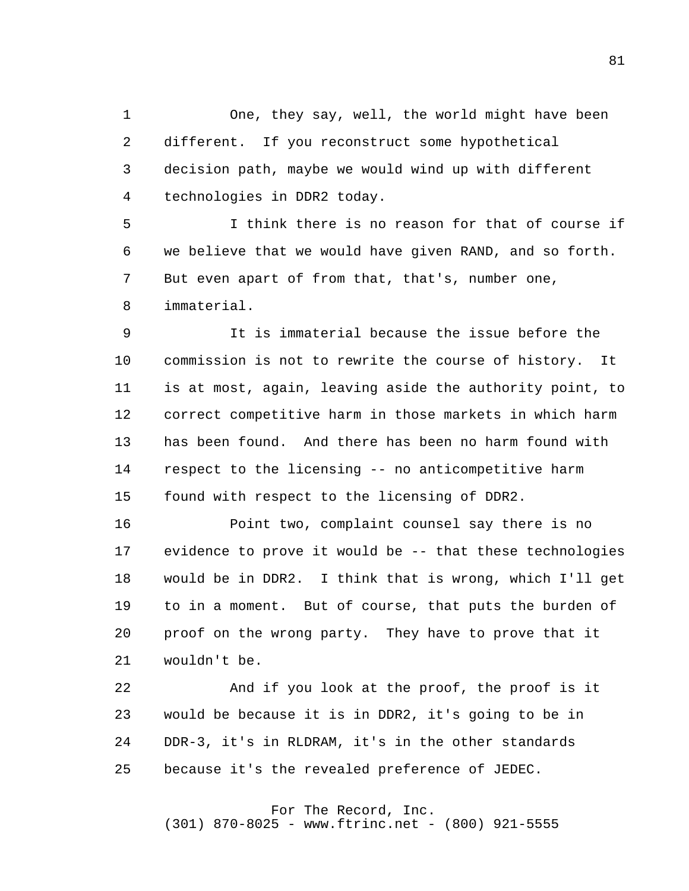One, they say, well, the world might have been different. If you reconstruct some hypothetical decision path, maybe we would wind up with different technologies in DDR2 today.

I think there is no reason for that of course if we believe that we would have given RAND, and so forth. But even apart of from that, that's, number one, immaterial.

It is immaterial because the issue before the commission is not to rewrite the course of history. It is at most, again, leaving aside the authority point, to correct competitive harm in those markets in which harm has been found. And there has been no harm found with respect to the licensing -- no anticompetitive harm found with respect to the licensing of DDR2.

Point two, complaint counsel say there is no evidence to prove it would be -- that these technologies would be in DDR2. I think that is wrong, which I'll get to in a moment. But of course, that puts the burden of proof on the wrong party. They have to prove that it wouldn't be.

And if you look at the proof, the proof is it would be because it is in DDR2, it's going to be in DDR-3, it's in RLDRAM, it's in the other standards because it's the revealed preference of JEDEC.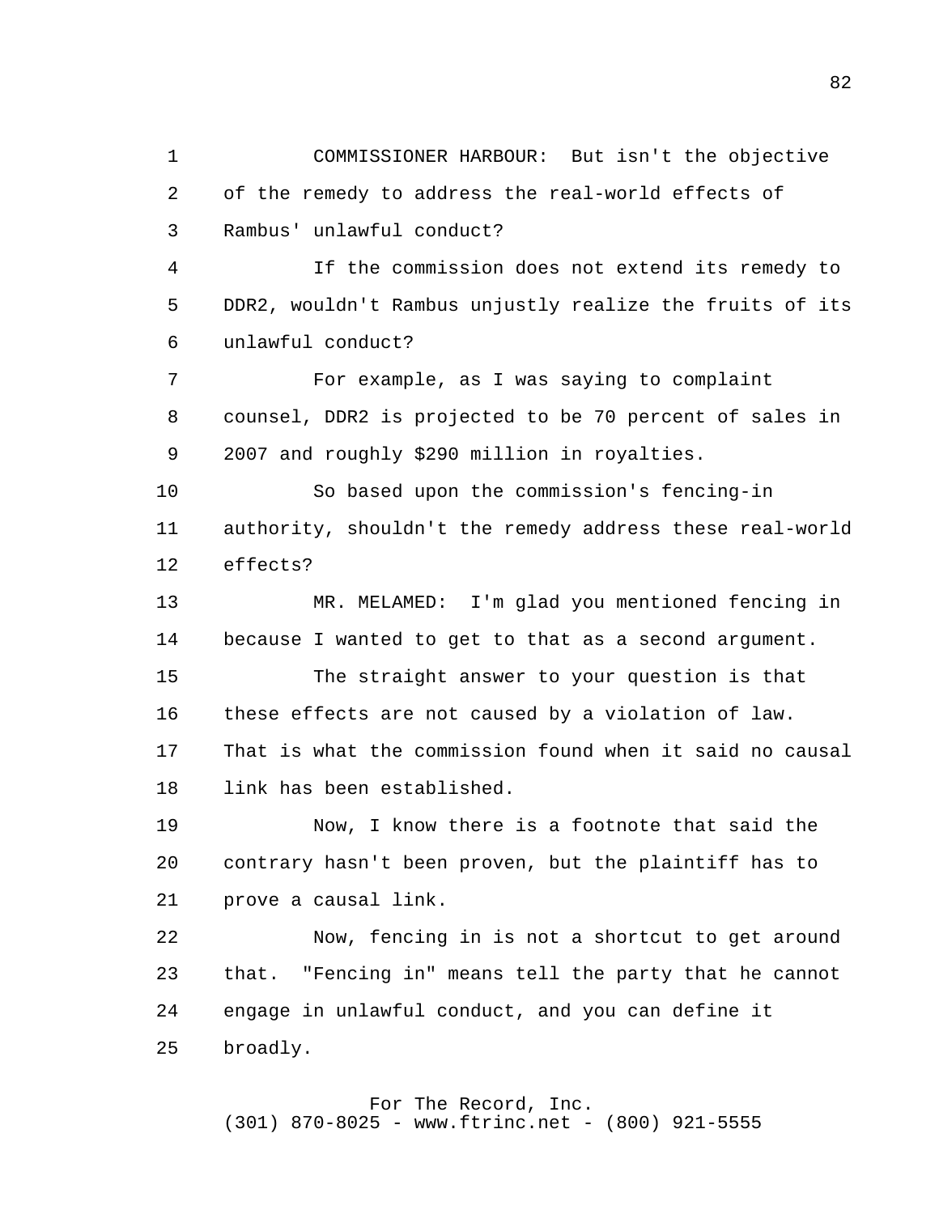COMMISSIONER HARBOUR: But isn't the objective of the remedy to address the real-world effects of Rambus' unlawful conduct?

If the commission does not extend its remedy to DDR2, wouldn't Rambus unjustly realize the fruits of its unlawful conduct?

For example, as I was saying to complaint counsel, DDR2 is projected to be 70 percent of sales in 2007 and roughly $290 million in royalties.

So based upon the commission's fencing-in authority, shouldn't the remedy address these real-world effects?

MR. MELAMED: I'm glad you mentioned fencing in because I wanted to get to that as a second argument.

The straight answer to your question is that these effects are not caused by a violation of law. That is what the commission found when it said no causal link has been established.

Now, I know there is a footnote that said the contrary hasn't been proven, but the plaintiff has to prove a causal link.

Now, fencing in is not a shortcut to get around that. "Fencing in" means tell the party that he cannot engage in unlawful conduct, and you can define it broadly.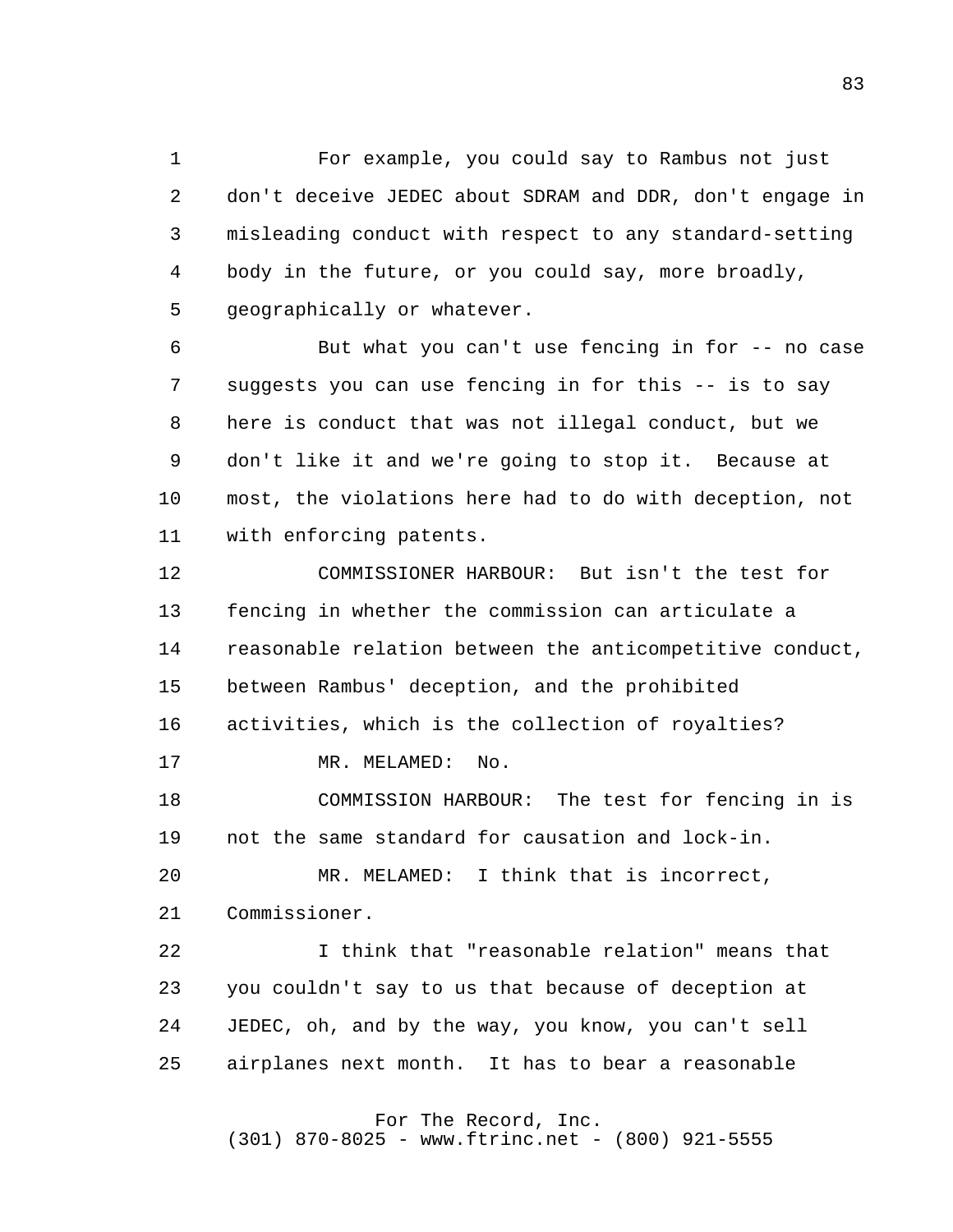For example, you could say to Rambus not just don't deceive JEDEC about SDRAM and DDR, don't engage in misleading conduct with respect to any standard-setting body in the future, or you could say, more broadly, geographically or whatever.

But what you can't use fencing in for -- no case suggests you can use fencing in for this -- is to say here is conduct that was not illegal conduct, but we don't like it and we're going to stop it. Because at most, the violations here had to do with deception, not with enforcing patents.

COMMISSIONER HARBOUR: But isn't the test for fencing in whether the commission can articulate a reasonable relation between the anticompetitive conduct, between Rambus' deception, and the prohibited activities, which is the collection of royalties?

MR. MELAMED: No.

COMMISSION HARBOUR: The test for fencing in is not the same standard for causation and lock-in.

MR. MELAMED: I think that is incorrect, Commissioner.

I think that "reasonable relation" means that you couldn't say to us that because of deception at JEDEC, oh, and by the way, you know, you can't sell airplanes next month. It has to bear a reasonable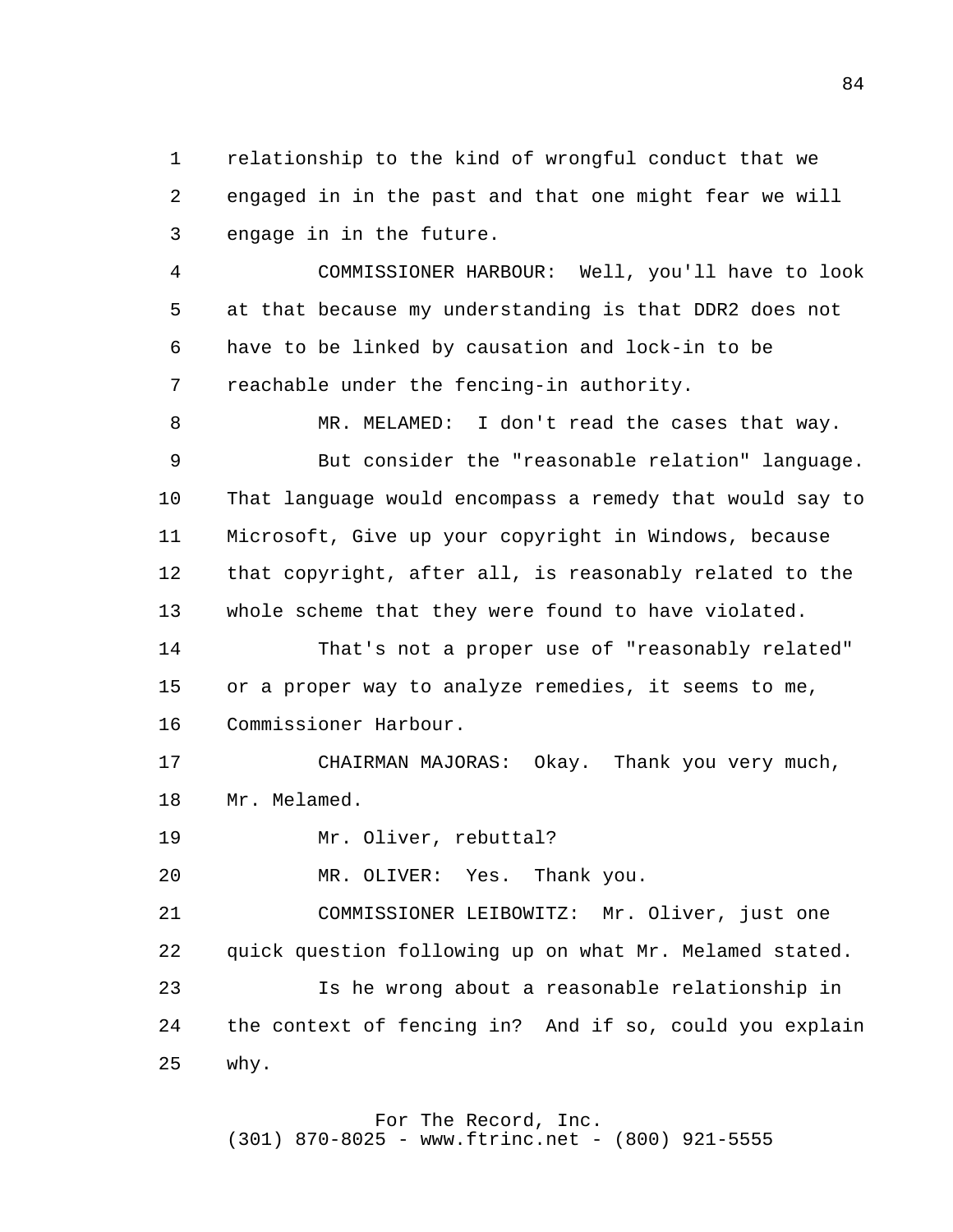relationship to the kind of wrongful conduct that we engaged in in the past and that one might fear we will engage in in the future.

COMMISSIONER HARBOUR: Well, you'll have to look at that because my understanding is that DDR2 does not have to be linked by causation and lock-in to be reachable under the fencing-in authority.

MR. MELAMED: I don't read the cases that way.

But consider the "reasonable relation" language. That language would encompass a remedy that would say to Microsoft, Give up your copyright in Windows, because that copyright, after all, is reasonably related to the whole scheme that they were found to have violated.

That's not a proper use of "reasonably related" or a proper way to analyze remedies, it seems to me, Commissioner Harbour.

CHAIRMAN MAJORAS: Okay. Thank you very much, Mr. Melamed.

Mr. Oliver, rebuttal?

MR. OLIVER: Yes. Thank you.

COMMISSIONER LEIBOWITZ: Mr. Oliver, just one quick question following up on what Mr. Melamed stated.

Is he wrong about a reasonable relationship in the context of fencing in? And if so, could you explain why.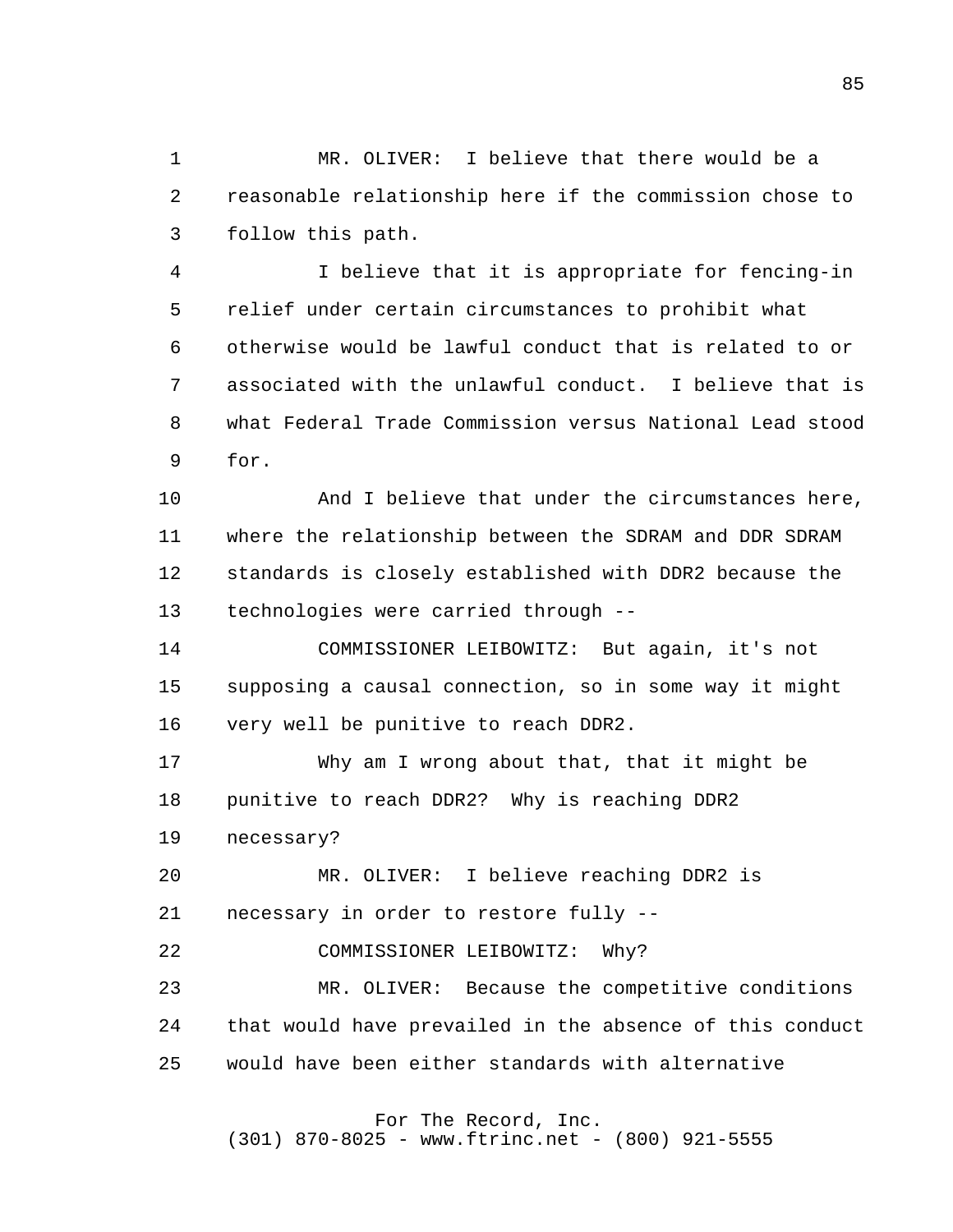MR. OLIVER: I believe that there would be a reasonable relationship here if the commission chose to follow this path.

I believe that it is appropriate for fencing-in relief under certain circumstances to prohibit what otherwise would be lawful conduct that is related to or associated with the unlawful conduct. I believe that is what Federal Trade Commission versus National Lead stood for.

And I believe that under the circumstances here, where the relationship between the SDRAM and DDR SDRAM standards is closely established with DDR2 because the technologies were carried through --

COMMISSIONER LEIBOWITZ: But again, it's not supposing a causal connection, so in some way it might very well be punitive to reach DDR2.

Why am I wrong about that, that it might be punitive to reach DDR2? Why is reaching DDR2 necessary?

MR. OLIVER: I believe reaching DDR2 is necessary in order to restore fully --

COMMISSIONER LEIBOWITZ: Why?

MR. OLIVER: Because the competitive conditions that would have prevailed in the absence of this conduct would have been either standards with alternative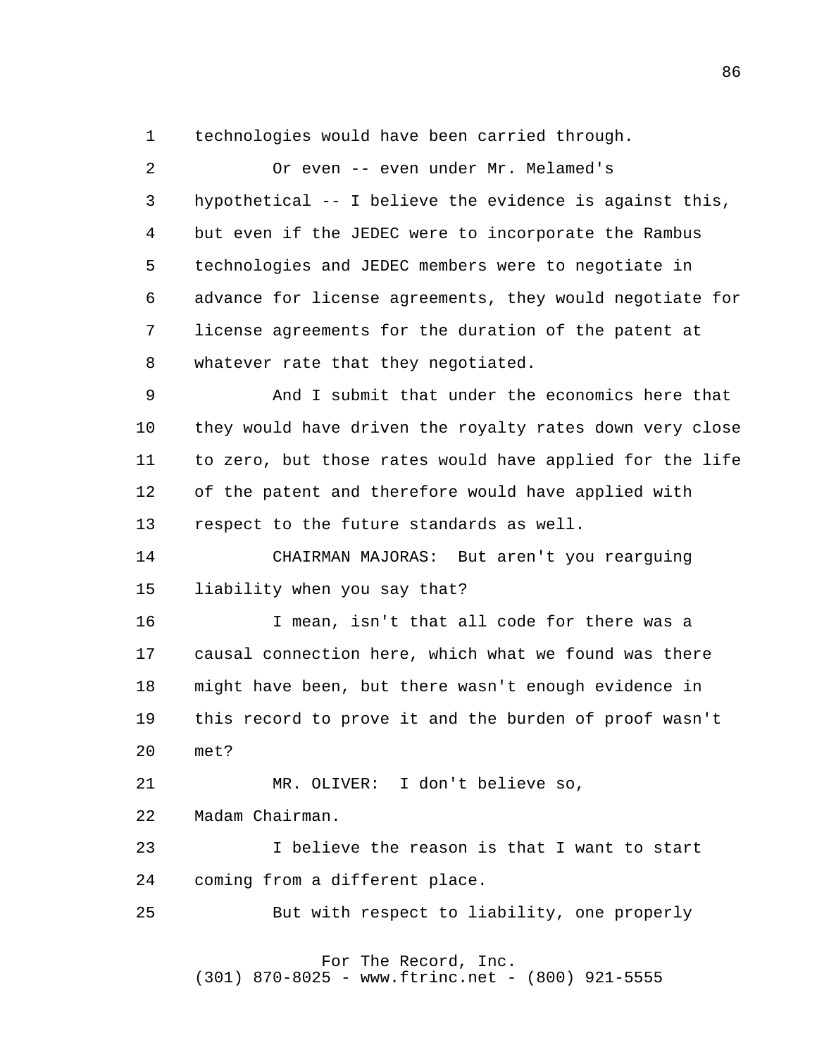technologies would have been carried through.

Or even -- even under Mr. Melamed's hypothetical -- I believe the evidence is against this, but even if the JEDEC were to incorporate the Rambus technologies and JEDEC members were to negotiate in advance for license agreements, they would negotiate for license agreements for the duration of the patent at whatever rate that they negotiated.

And I submit that under the economics here that they would have driven the royalty rates down very close to zero, but those rates would have applied for the life of the patent and therefore would have applied with respect to the future standards as well.

CHAIRMAN MAJORAS: But aren't you rearguing liability when you say that?

I mean, isn't that all code for there was a causal connection here, which what we found was there might have been, but there wasn't enough evidence in this record to prove it and the burden of proof wasn't met?

MR. OLIVER: I don't believe so, Madam Chairman.

I believe the reason is that I want to start coming from a different place.

But with respect to liability, one properly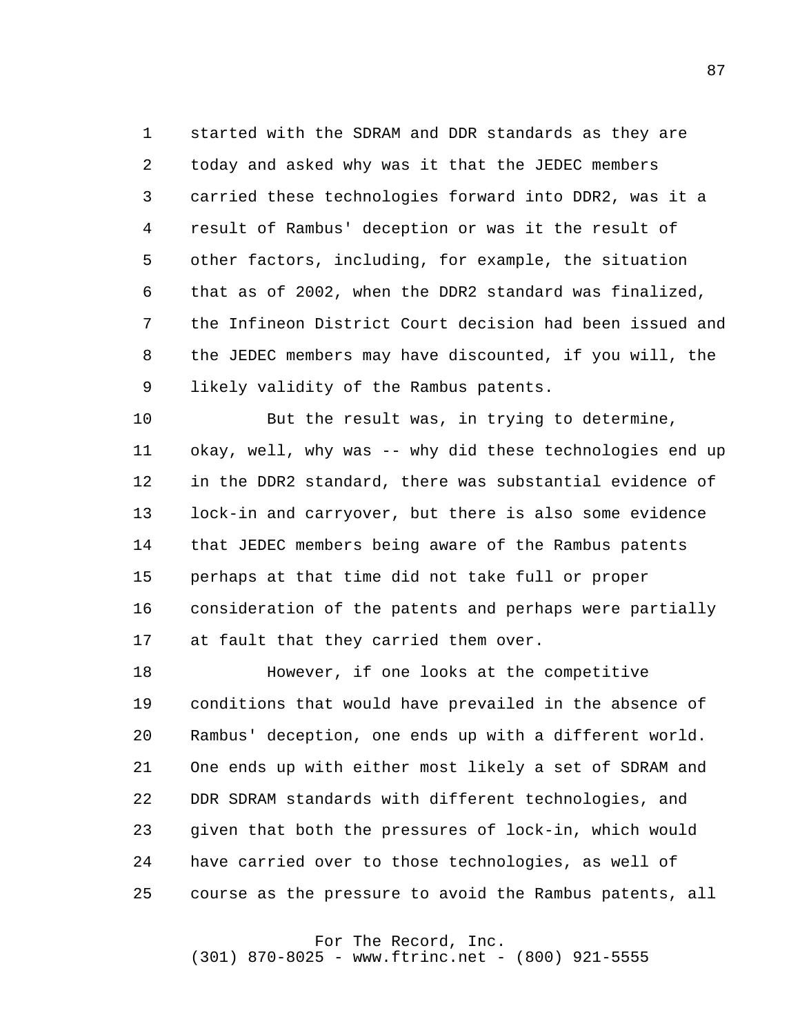started with the SDRAM and DDR standards as they are today and asked why was it that the JEDEC members carried these technologies forward into DDR2, was it a result of Rambus' deception or was it the result of other factors, including, for example, the situation that as of 2002, when the DDR2 standard was finalized, the Infineon District Court decision had been issued and the JEDEC members may have discounted, if you will, the likely validity of the Rambus patents.

But the result was, in trying to determine, okay, well, why was -- why did these technologies end up in the DDR2 standard, there was substantial evidence of lock-in and carryover, but there is also some evidence that JEDEC members being aware of the Rambus patents perhaps at that time did not take full or proper consideration of the patents and perhaps were partially at fault that they carried them over.

However, if one looks at the competitive conditions that would have prevailed in the absence of Rambus' deception, one ends up with a different world. One ends up with either most likely a set of SDRAM and DDR SDRAM standards with different technologies, and given that both the pressures of lock-in, which would have carried over to those technologies, as well of course as the pressure to avoid the Rambus patents, all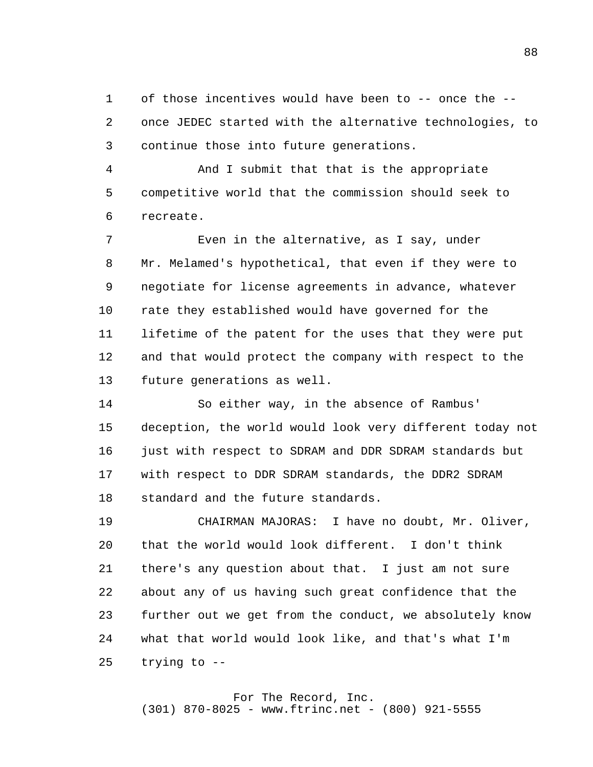of those incentives would have been to -- once the -- once JEDEC started with the alternative technologies, to continue those into future generations.

And I submit that that is the appropriate competitive world that the commission should seek to recreate.

Even in the alternative, as I say, under Mr. Melamed's hypothetical, that even if they were to negotiate for license agreements in advance, whatever rate they established would have governed for the lifetime of the patent for the uses that they were put and that would protect the company with respect to the future generations as well.

So either way, in the absence of Rambus' deception, the world would look very different today not just with respect to SDRAM and DDR SDRAM standards but with respect to DDR SDRAM standards, the DDR2 SDRAM standard and the future standards.

CHAIRMAN MAJORAS: I have no doubt, Mr. Oliver, that the world would look different. I don't think there's any question about that. I just am not sure about any of us having such great confidence that the further out we get from the conduct, we absolutely know what that world would look like, and that's what I'm trying to --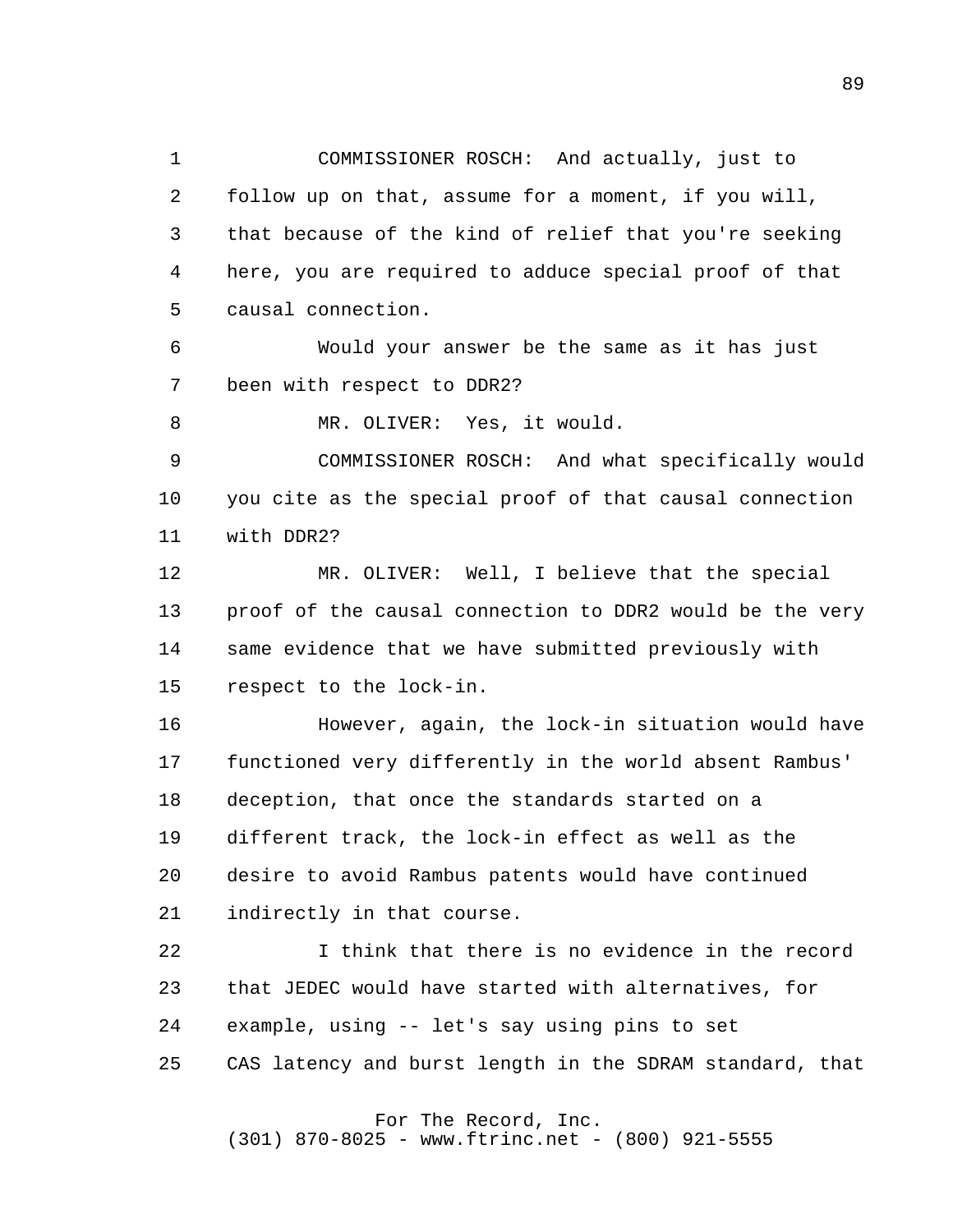COMMISSIONER ROSCH: And actually, just to follow up on that, assume for a moment, if you will, that because of the kind of relief that you're seeking here, you are required to adduce special proof of that causal connection.

Would your answer be the same as it has just been with respect to DDR2?

MR. OLIVER: Yes, it would.

COMMISSIONER ROSCH: And what specifically would you cite as the special proof of that causal connection with DDR2?

MR. OLIVER: Well, I believe that the special proof of the causal connection to DDR2 would be the very same evidence that we have submitted previously with respect to the lock-in.

However, again, the lock-in situation would have functioned very differently in the world absent Rambus' deception, that once the standards started on a different track, the lock-in effect as well as the desire to avoid Rambus patents would have continued indirectly in that course.

I think that there is no evidence in the record that JEDEC would have started with alternatives, for example, using -- let's say using pins to set CAS latency and burst length in the SDRAM standard, that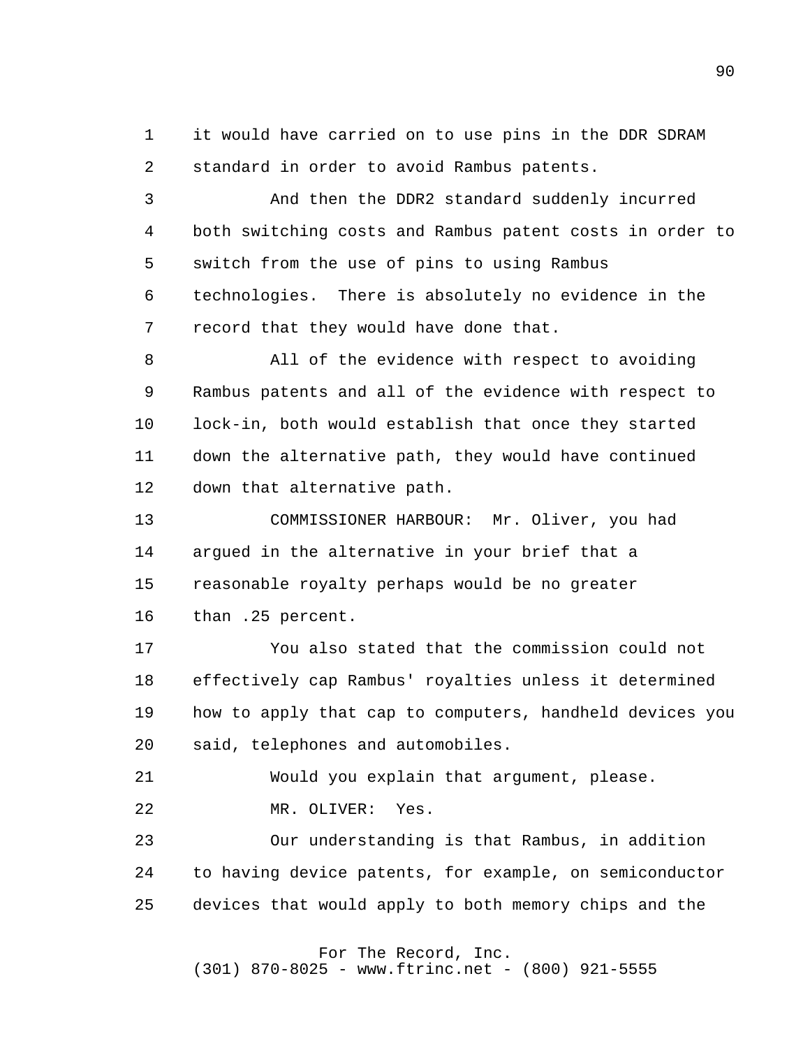it would have carried on to use pins in the DDR SDRAM standard in order to avoid Rambus patents.

And then the DDR2 standard suddenly incurred both switching costs and Rambus patent costs in order to switch from the use of pins to using Rambus technologies. There is absolutely no evidence in the record that they would have done that.

All of the evidence with respect to avoiding Rambus patents and all of the evidence with respect to lock-in, both would establish that once they started down the alternative path, they would have continued down that alternative path.

COMMISSIONER HARBOUR: Mr. Oliver, you had argued in the alternative in your brief that a reasonable royalty perhaps would be no greater than .25 percent.

You also stated that the commission could not effectively cap Rambus' royalties unless it determined how to apply that cap to computers, handheld devices you said, telephones and automobiles.

Would you explain that argument, please.

MR. OLIVER: Yes.

Our understanding is that Rambus, in addition to having device patents, for example, on semiconductor devices that would apply to both memory chips and the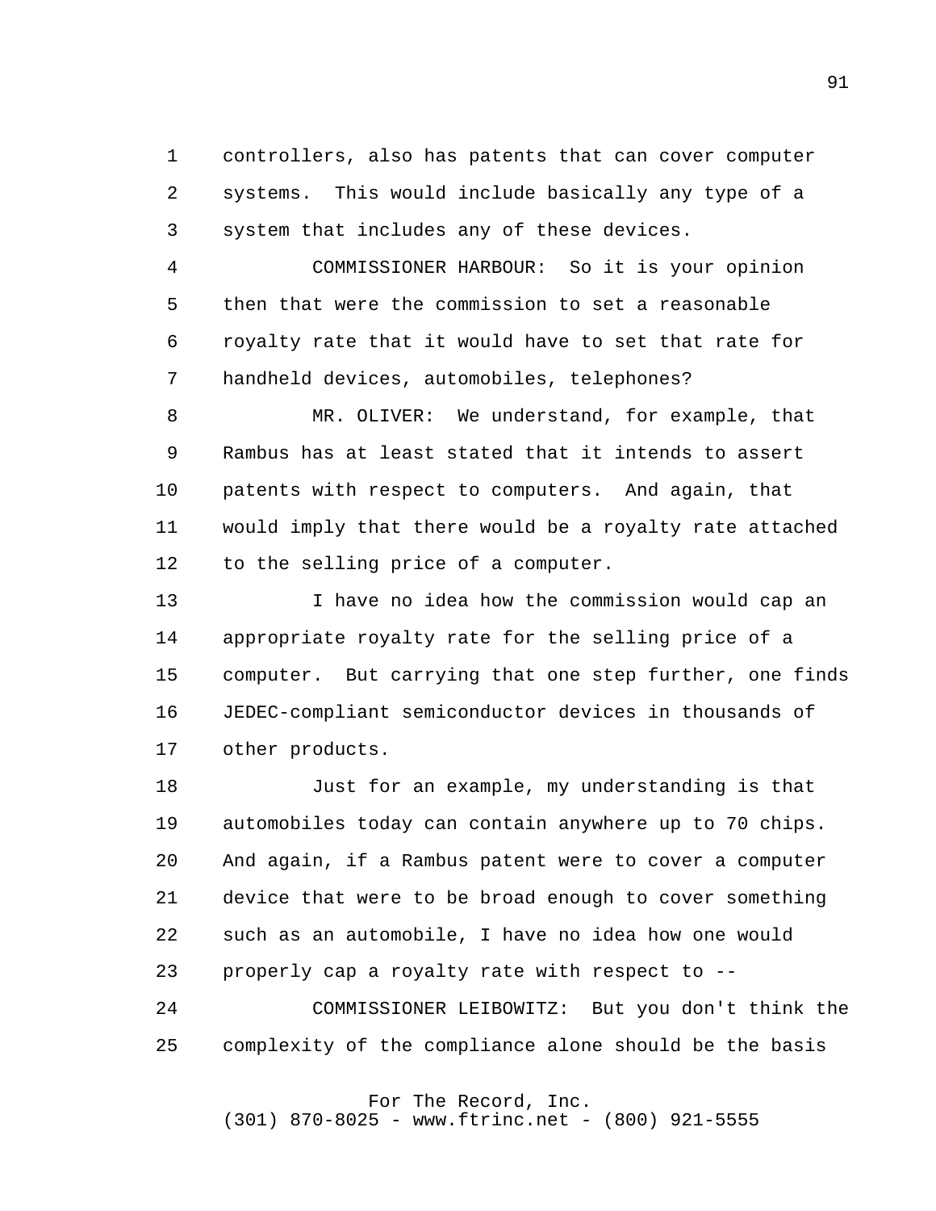controllers, also has patents that can cover computer systems. This would include basically any type of a system that includes any of these devices.

COMMISSIONER HARBOUR: So it is your opinion then that were the commission to set a reasonable royalty rate that it would have to set that rate for handheld devices, automobiles, telephones?

MR. OLIVER: We understand, for example, that Rambus has at least stated that it intends to assert patents with respect to computers. And again, that would imply that there would be a royalty rate attached to the selling price of a computer.

I have no idea how the commission would cap an appropriate royalty rate for the selling price of a computer. But carrying that one step further, one finds JEDEC-compliant semiconductor devices in thousands of other products.

Just for an example, my understanding is that automobiles today can contain anywhere up to 70 chips. And again, if a Rambus patent were to cover a computer device that were to be broad enough to cover something such as an automobile, I have no idea how one would properly cap a royalty rate with respect to --

COMMISSIONER LEIBOWITZ: But you don't think the complexity of the compliance alone should be the basis

For The Record, Inc.
(301) 870-8025 - www.ftrinc.net - (800) 921-5555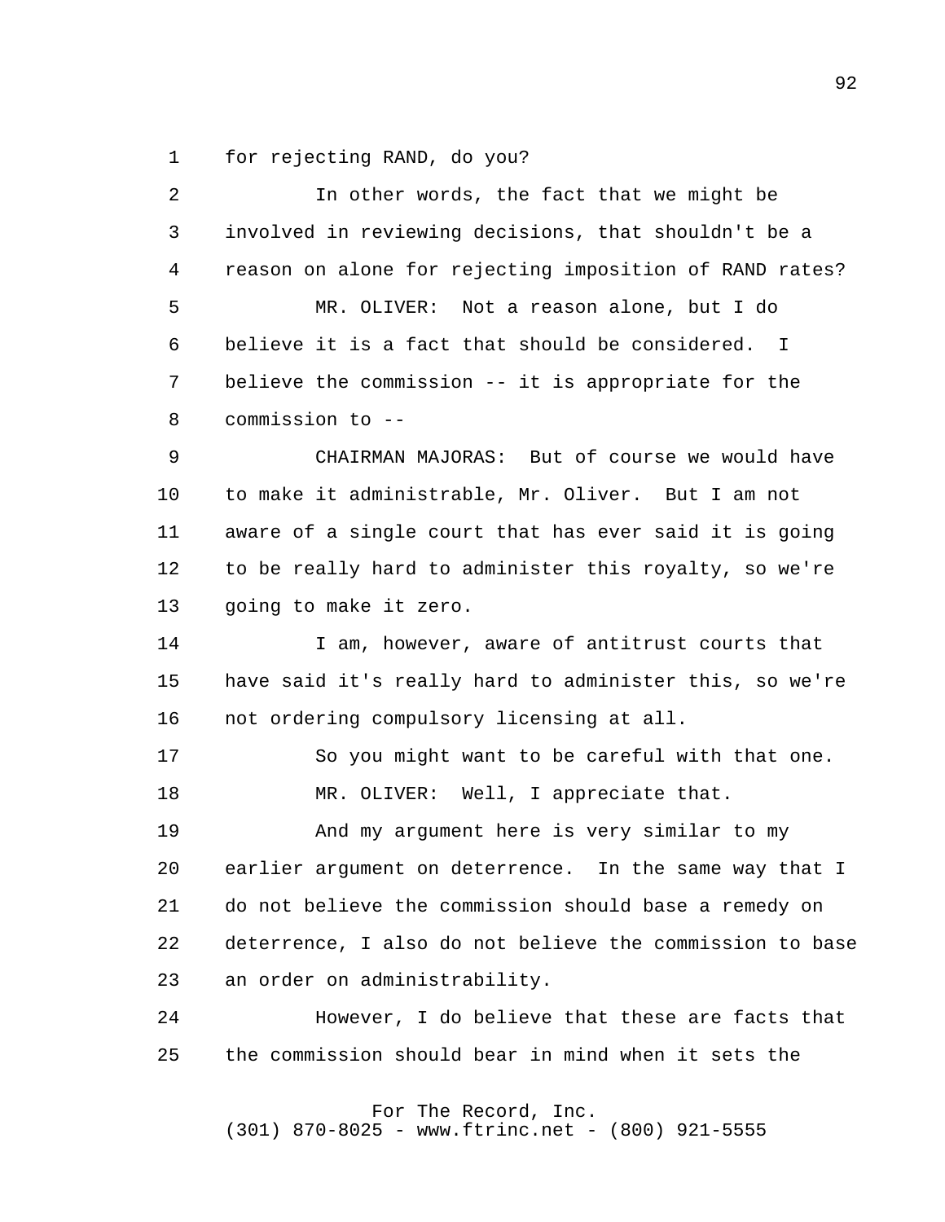for rejecting RAND, do you?

In other words, the fact that we might be involved in reviewing decisions, that shouldn't be a reason on alone for rejecting imposition of RAND rates?

MR. OLIVER: Not a reason alone, but I do believe it is a fact that should be considered. I believe the commission -- it is appropriate for the commission to --

CHAIRMAN MAJORAS: But of course we would have to make it administrable, Mr. Oliver. But I am not aware of a single court that has ever said it is going to be really hard to administer this royalty, so we're going to make it zero.

I am, however, aware of antitrust courts that have said it's really hard to administer this, so we're not ordering compulsory licensing at all.

So you might want to be careful with that one.

MR. OLIVER: Well, I appreciate that.

And my argument here is very similar to my earlier argument on deterrence. In the same way that I do not believe the commission should base a remedy on deterrence, I also do not believe the commission to base an order on administrability.

However, I do believe that these are facts that the commission should bear in mind when it sets the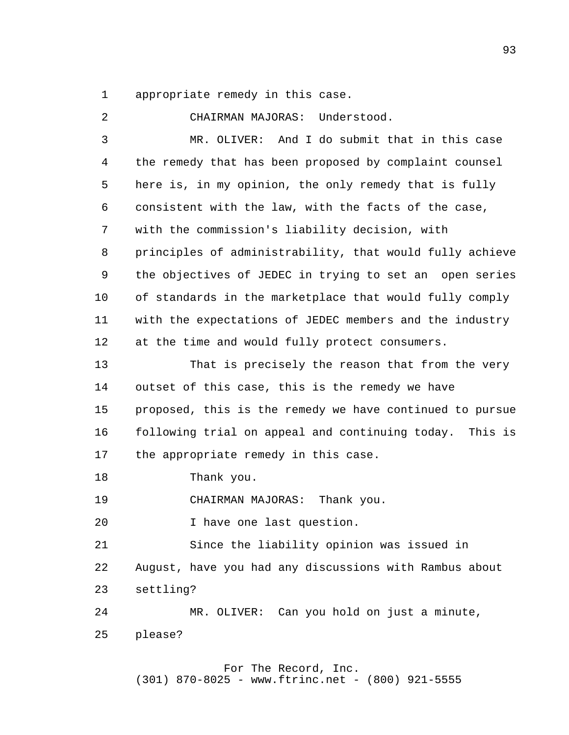appropriate remedy in this case.

CHAIRMAN MAJORAS: Understood.

MR. OLIVER: And I do submit that in this case the remedy that has been proposed by complaint counsel here is, in my opinion, the only remedy that is fully consistent with the law, with the facts of the case, with the commission's liability decision, with principles of administrability, that would fully achieve the objectives of JEDEC in trying to set an open series of standards in the marketplace that would fully comply with the expectations of JEDEC members and the industry at the time and would fully protect consumers.

That is precisely the reason that from the very outset of this case, this is the remedy we have proposed, this is the remedy we have continued to pursue following trial on appeal and continuing today. This is the appropriate remedy in this case.

Thank you.

CHAIRMAN MAJORAS: Thank you.

I have one last question.

Since the liability opinion was issued in August, have you had any discussions with Rambus about settling?

MR. OLIVER: Can you hold on just a minute, please?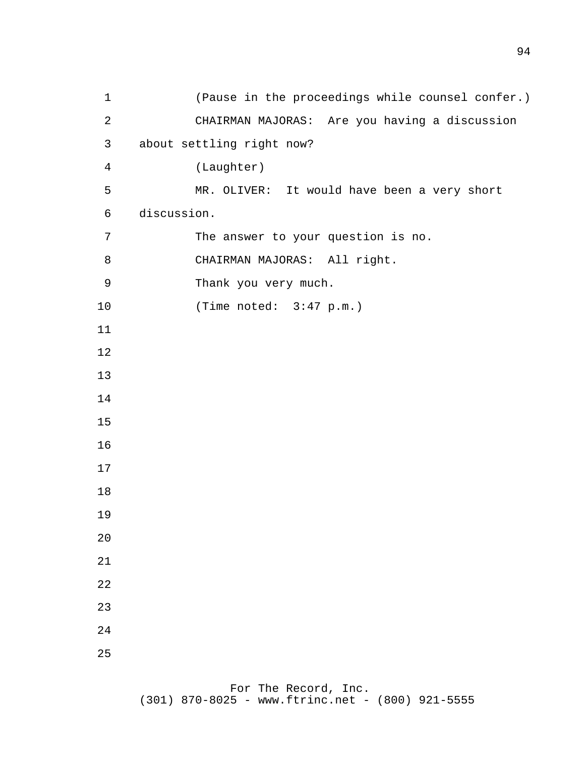(Pause in the proceedings while counsel confer.)

CHAIRMAN MAJORAS: Are you having a discussion about settling right now?

(Laughter)

MR. OLIVER: It would have been a very short discussion.

The answer to your question is no.

CHAIRMAN MAJORAS: All right.

Thank you very much.

(Time noted: 3:47 p.m.)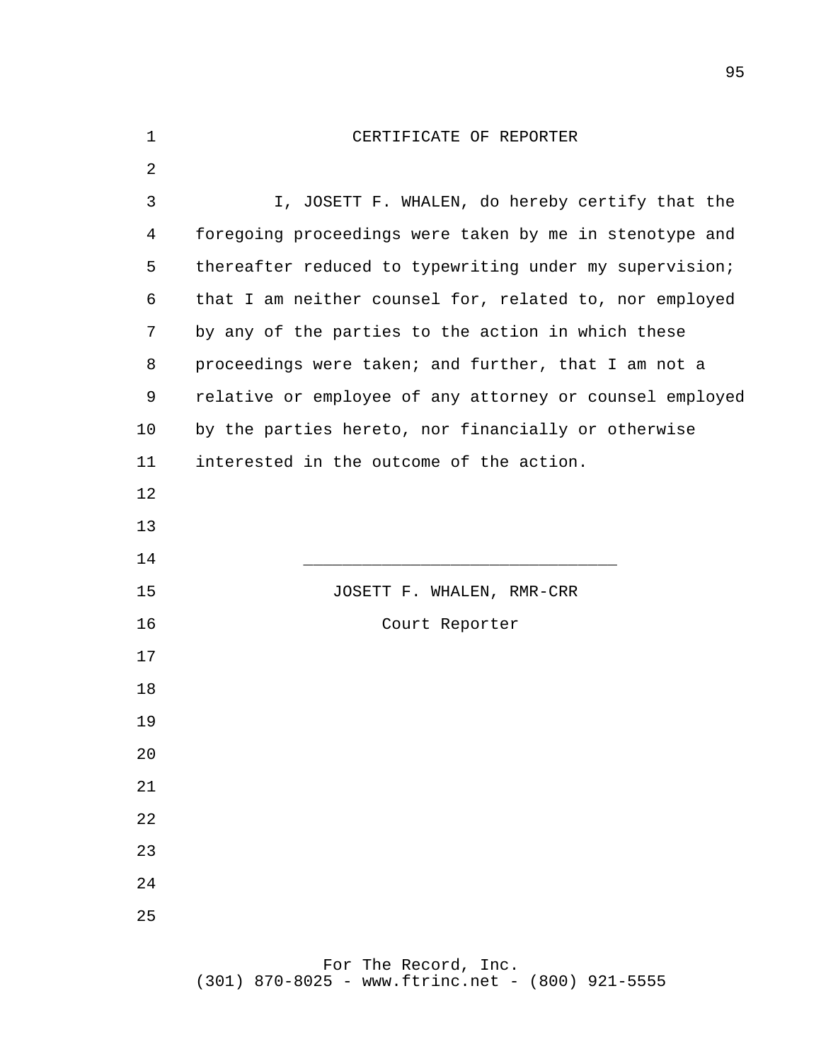# CERTIFICATE OF REPORTER

I, JOSETT F. WHALEN, do hereby certify that the foregoing proceedings were taken by me in stenotype and thereafter reduced to typewriting under my supervision; that I am neither counsel for, related to, nor employed by any of the parties to the action in which these proceedings were taken; and further, that I am not a relative or employee of any attorney or counsel employed by the parties hereto, nor financially or otherwise interested in the outcome of the action.

_______________________________

JOSETT F. WHALEN, RMR-CRR

Court Reporter